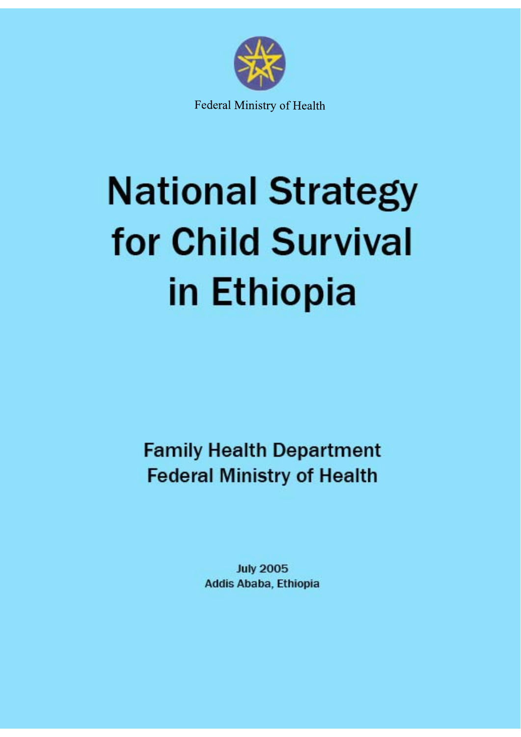Federal Ministry of Health

# National Strategy for Child Survival in Ethiopia

**Family Health Department**
**Federal Ministry of Health**

**July 2005**
**Addis Ababa, Ethiopia**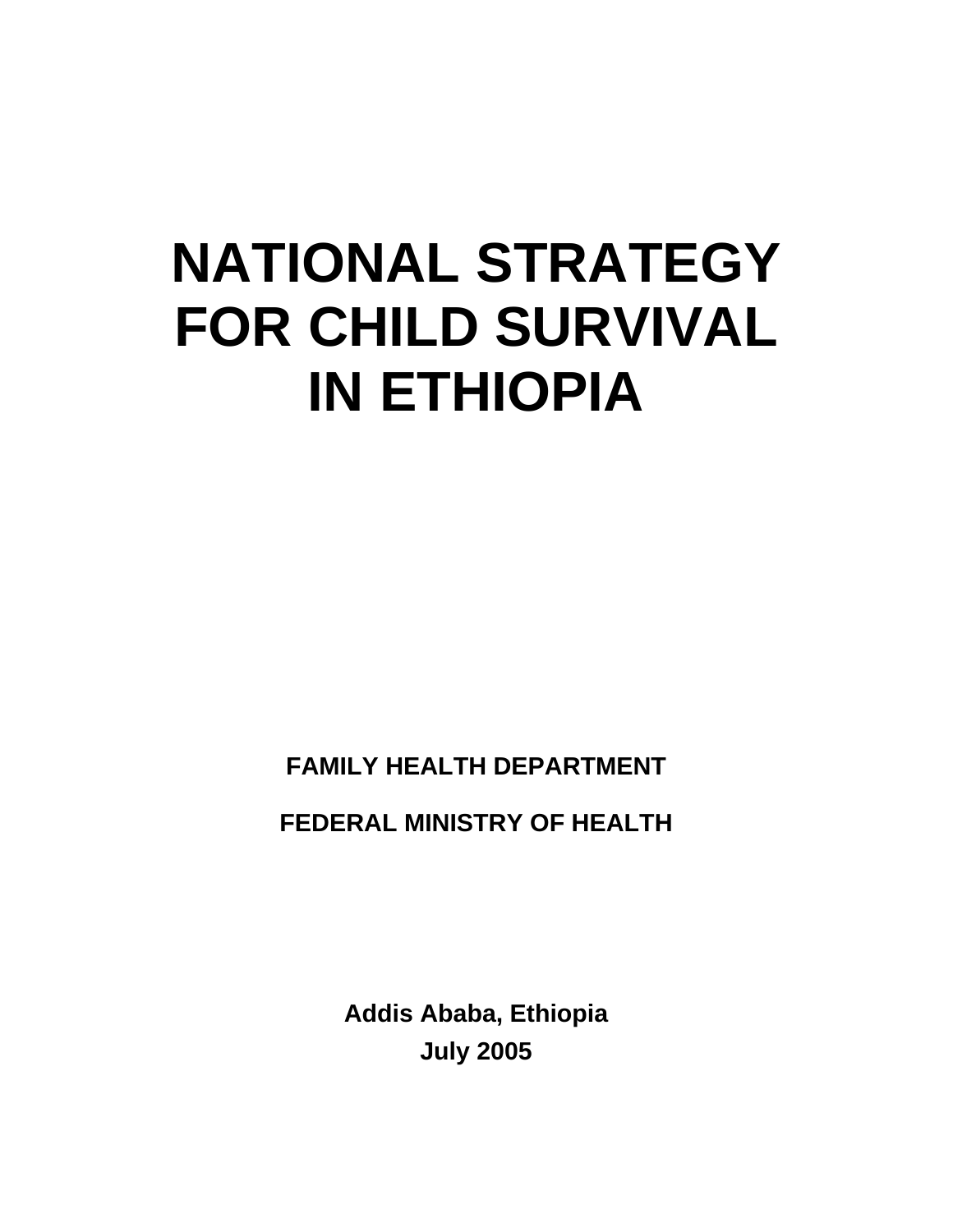# NATIONAL STRATEGY FOR CHILD SURVIVAL IN ETHIOPIA

**FAMILY HEALTH DEPARTMENT**

**FEDERAL MINISTRY OF HEALTH**

**Addis Ababa, Ethiopia**

**July 2005**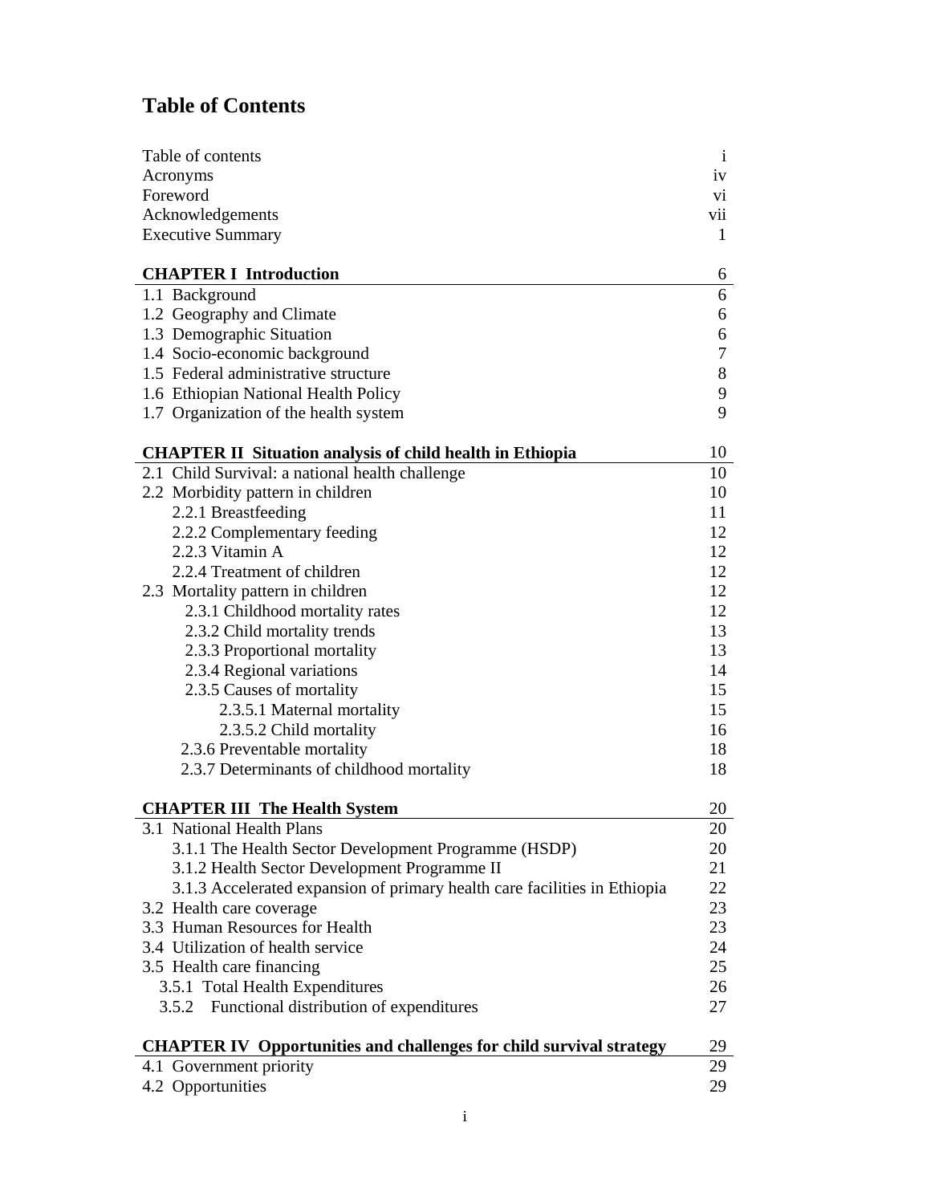# Table of Contents

| | |
|---|---|
| Table of contents | i |
| Acronyms | iv |
| Foreword | vi |
| Acknowledgements | vii |
| Executive Summary | 1 |
| | |
| **CHAPTER I Introduction** | 6 |
| 1.1 Background | 6 |
| 1.2 Geography and Climate | 6 |
| 1.3 Demographic Situation | 6 |
| 1.4 Socio-economic background | 7 |
| 1.5 Federal administrative structure | 8 |
| 1.6 Ethiopian National Health Policy | 9 |
| 1.7 Organization of the health system | 9 |
| | |
| **CHAPTER II Situation analysis of child health in Ethiopia** | 10 |
| 2.1 Child Survival: a national health challenge | 10 |
| 2.2 Morbidity pattern in children | 10 |
| 2.2.1 Breastfeeding | 11 |
| 2.2.2 Complementary feeding | 12 |
| 2.2.3 Vitamin A | 12 |
| 2.2.4 Treatment of children | 12 |
| 2.3 Mortality pattern in children | 12 |
| 2.3.1 Childhood mortality rates | 12 |
| 2.3.2 Child mortality trends | 13 |
| 2.3.3 Proportional mortality | 13 |
| 2.3.4 Regional variations | 14 |
| 2.3.5 Causes of mortality | 15 |
| 2.3.5.1 Maternal mortality | 15 |
| 2.3.5.2 Child mortality | 16 |
| 2.3.6 Preventable mortality | 18 |
| 2.3.7 Determinants of childhood mortality | 18 |
| | |
| **CHAPTER III The Health System** | 20 |
| 3.1 National Health Plans | 20 |
| 3.1.1 The Health Sector Development Programme (HSDP) | 20 |
| 3.1.2 Health Sector Development Programme II | 21 |
| 3.1.3 Accelerated expansion of primary health care facilities in Ethiopia | 22 |
| 3.2 Health care coverage | 23 |
| 3.3 Human Resources for Health | 23 |
| 3.4 Utilization of health service | 24 |
| 3.5 Health care financing | 25 |
| 3.5.1 Total Health Expenditures | 26 |
| 3.5.2 Functional distribution of expenditures | 27 |
| | |
| **CHAPTER IV Opportunities and challenges for child survival strategy** | 29 |
| 4.1 Government priority | 29 |
| 4.2 Opportunities | 29 |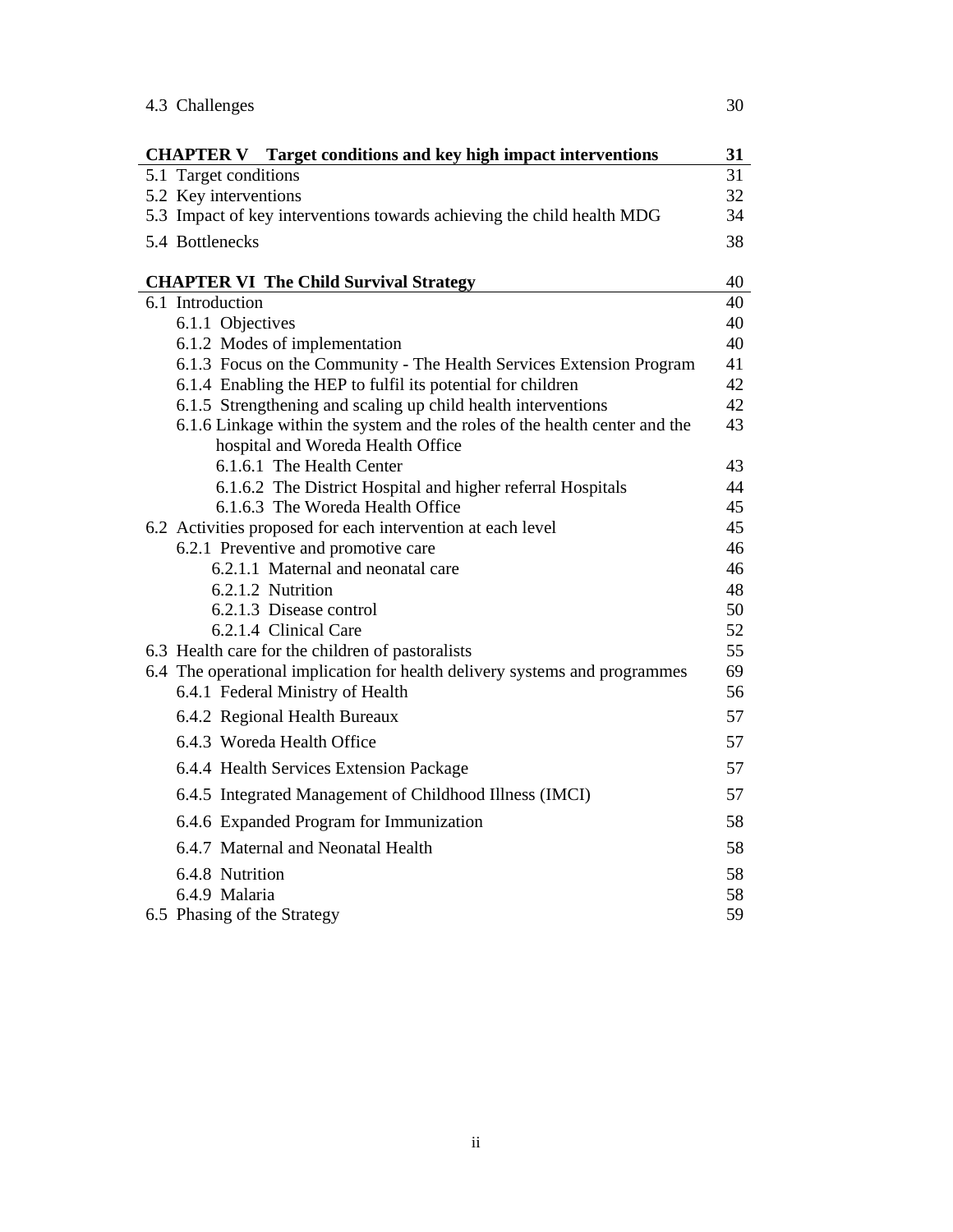| | |
|---|---|
| 4.3 Challenges | 30 |
| **CHAPTER V Target conditions and key high impact interventions** | **31** |
| 5.1 Target conditions | 31 |
| 5.2 Key interventions | 32 |
| 5.3 Impact of key interventions towards achieving the child health MDG | 34 |
| 5.4 Bottlenecks | 38 |
| **CHAPTER VI The Child Survival Strategy** | 40 |
| 6.1 Introduction | 40 |
| 6.1.1 Objectives | 40 |
| 6.1.2 Modes of implementation | 40 |
| 6.1.3 Focus on the Community - The Health Services Extension Program | 41 |
| 6.1.4 Enabling the HEP to fulfil its potential for children | 42 |
| 6.1.5 Strengthening and scaling up child health interventions | 42 |
| 6.1.6 Linkage within the system and the roles of the health center and the hospital and Woreda Health Office | 43 |
| 6.1.6.1 The Health Center | 43 |
| 6.1.6.2 The District Hospital and higher referral Hospitals | 44 |
| 6.1.6.3 The Woreda Health Office | 45 |
| 6.2 Activities proposed for each intervention at each level | 45 |
| 6.2.1 Preventive and promotive care | 46 |
| 6.2.1.1 Maternal and neonatal care | 46 |
| 6.2.1.2 Nutrition | 48 |
| 6.2.1.3 Disease control | 50 |
| 6.2.1.4 Clinical Care | 52 |
| 6.3 Health care for the children of pastoralists | 55 |
| 6.4 The operational implication for health delivery systems and programmes | 69 |
| 6.4.1 Federal Ministry of Health | 56 |
| 6.4.2 Regional Health Bureaux | 57 |
| 6.4.3 Woreda Health Office | 57 |
| 6.4.4 Health Services Extension Package | 57 |
| 6.4.5 Integrated Management of Childhood Illness (IMCI) | 57 |
| 6.4.6 Expanded Program for Immunization | 58 |
| 6.4.7 Maternal and Neonatal Health | 58 |
| 6.4.8 Nutrition | 58 |
| 6.4.9 Malaria | 58 |
| 6.5 Phasing of the Strategy | 59 |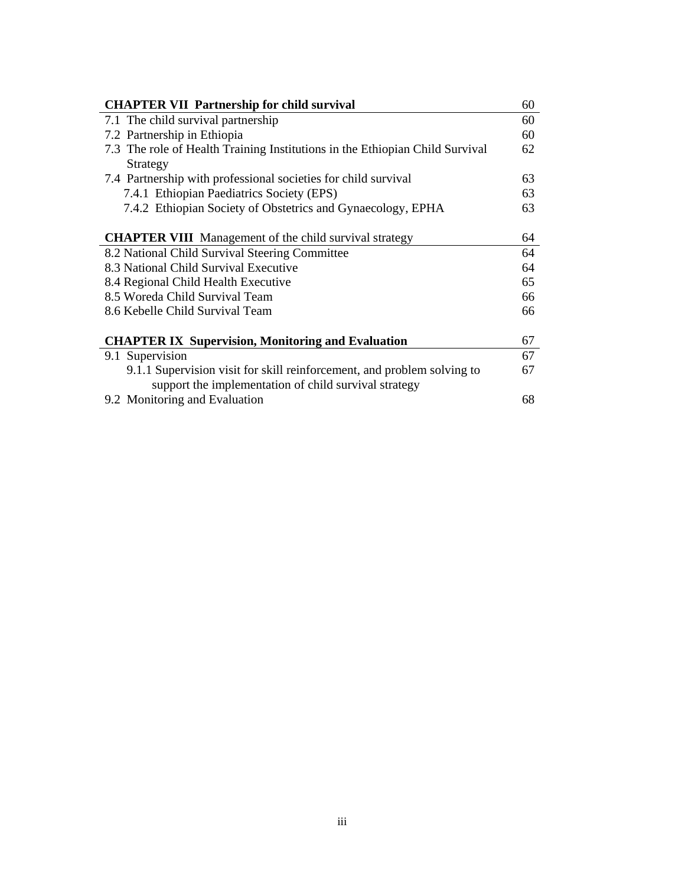| **CHAPTER VII Partnership for child survival** | 60 |
| --- | --- |
| 7.1 The child survival partnership | 60 |
| 7.2 Partnership in Ethiopia | 60 |
| 7.3 The role of Health Training Institutions in the Ethiopian Child Survival Strategy | 62 |
| 7.4 Partnership with professional societies for child survival | 63 |
| 7.4.1 Ethiopian Paediatrics Society (EPS) | 63 |
| 7.4.2 Ethiopian Society of Obstetrics and Gynaecology, EPHA | 63 |

| **CHAPTER VIII** Management of the child survival strategy | 64 |
| --- | --- |
| 8.2 National Child Survival Steering Committee | 64 |
| 8.3 National Child Survival Executive | 64 |
| 8.4 Regional Child Health Executive | 65 |
| 8.5 Woreda Child Survival Team | 66 |
| 8.6 Kebelle Child Survival Team | 66 |

| **CHAPTER IX Supervision, Monitoring and Evaluation** | 67 |
| --- | --- |
| 9.1 Supervision | 67 |
| 9.1.1 Supervision visit for skill reinforcement, and problem solving to support the implementation of child survival strategy | 67 |
| 9.2 Monitoring and Evaluation | 68 |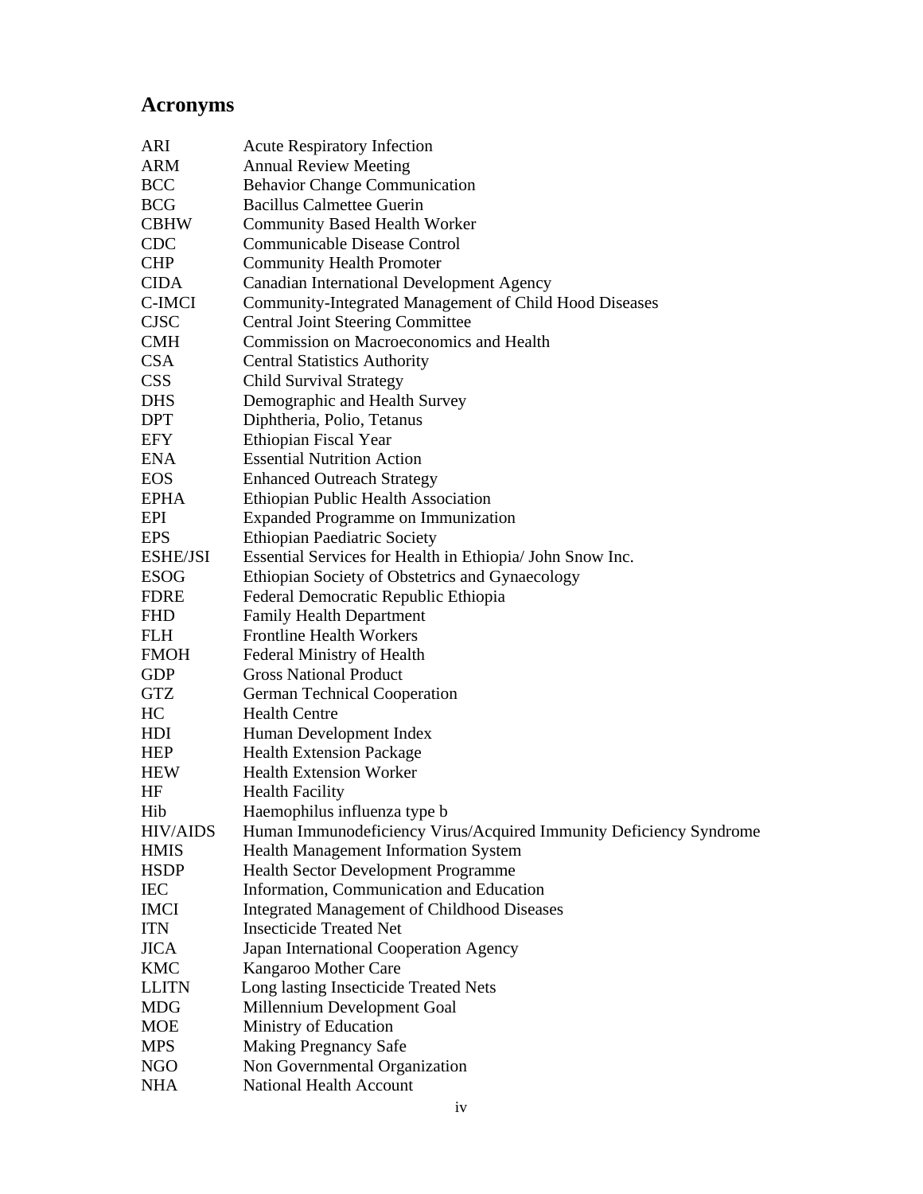# Acronyms

| | |
|---|---|
| ARI | Acute Respiratory Infection |
| ARM | Annual Review Meeting |
| BCC | Behavior Change Communication |
| BCG | Bacillus Calmettee Guerin |
| CBHW | Community Based Health Worker |
| CDC | Communicable Disease Control |
| CHP | Community Health Promoter |
| CIDA | Canadian International Development Agency |
| C-IMCI | Community-Integrated Management of Child Hood Diseases |
| CJSC | Central Joint Steering Committee |
| CMH | Commission on Macroeconomics and Health |
| CSA | Central Statistics Authority |
| CSS | Child Survival Strategy |
| DHS | Demographic and Health Survey |
| DPT | Diphtheria, Polio, Tetanus |
| EFY | Ethiopian Fiscal Year |
| ENA | Essential Nutrition Action |
| EOS | Enhanced Outreach Strategy |
| EPHA | Ethiopian Public Health Association |
| EPI | Expanded Programme on Immunization |
| EPS | Ethiopian Paediatric Society |
| ESHE/JSI | Essential Services for Health in Ethiopia/ John Snow Inc. |
| ESOG | Ethiopian Society of Obstetrics and Gynaecology |
| FDRE | Federal Democratic Republic Ethiopia |
| FHD | Family Health Department |
| FLH | Frontline Health Workers |
| FMOH | Federal Ministry of Health |
| GDP | Gross National Product |
| GTZ | German Technical Cooperation |
| HC | Health Centre |
| HDI | Human Development Index |
| HEP | Health Extension Package |
| HEW | Health Extension Worker |
| HF | Health Facility |
| Hib | Haemophilus influenza type b |
| HIV/AIDS | Human Immunodeficiency Virus/Acquired Immunity Deficiency Syndrome |
| HMIS | Health Management Information System |
| HSDP | Health Sector Development Programme |
| IEC | Information, Communication and Education |
| IMCI | Integrated Management of Childhood Diseases |
| ITN | Insecticide Treated Net |
| JICA | Japan International Cooperation Agency |
| KMC | Kangaroo Mother Care |
| LLITN | Long lasting Insecticide Treated Nets |
| MDG | Millennium Development Goal |
| MOE | Ministry of Education |
| MPS | Making Pregnancy Safe |
| NGO | Non Governmental Organization |
| NHA | National Health Account |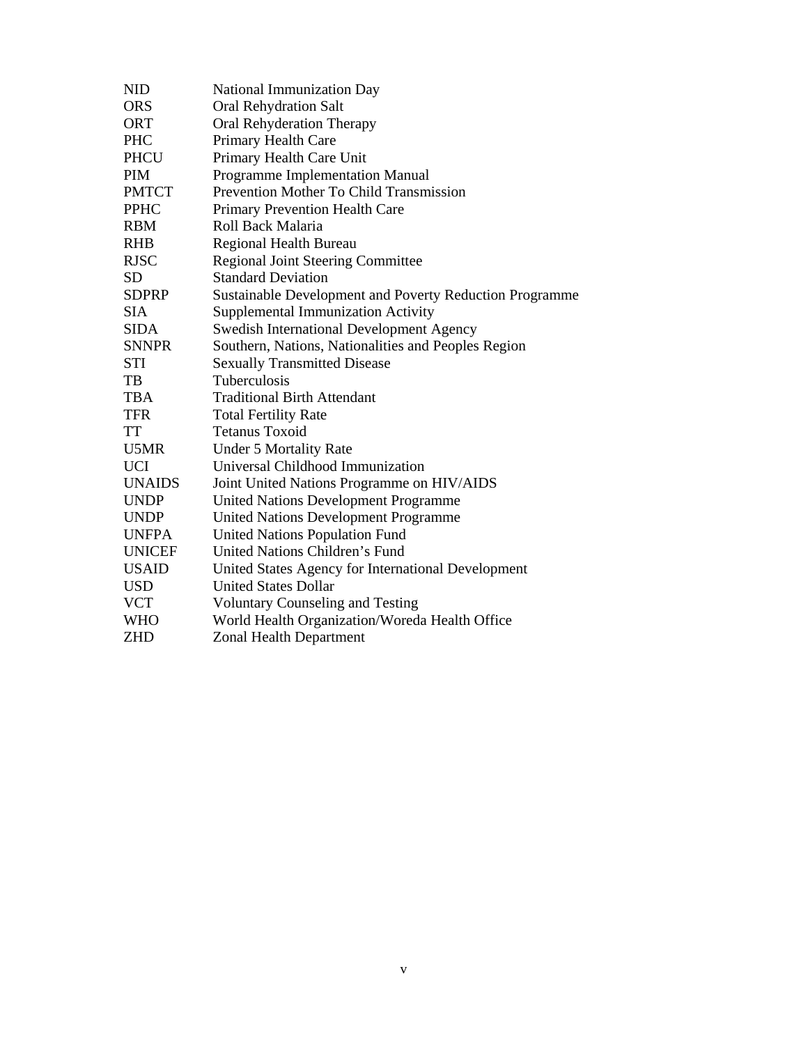| | |
|---|---|
| NID | National Immunization Day |
| ORS | Oral Rehydration Salt |
| ORT | Oral Rehyderation Therapy |
| PHC | Primary Health Care |
| PHCU | Primary Health Care Unit |
| PIM | Programme Implementation Manual |
| PMTCT | Prevention Mother To Child Transmission |
| PPHC | Primary Prevention Health Care |
| RBM | Roll Back Malaria |
| RHB | Regional Health Bureau |
| RJSC | Regional Joint Steering Committee |
| SD | Standard Deviation |
| SDPRP | Sustainable Development and Poverty Reduction Programme |
| SIA | Supplemental Immunization Activity |
| SIDA | Swedish International Development Agency |
| SNNPR | Southern, Nations, Nationalities and Peoples Region |
| STI | Sexually Transmitted Disease |
| TB | Tuberculosis |
| TBA | Traditional Birth Attendant |
| TFR | Total Fertility Rate |
| TT | Tetanus Toxoid |
| U5MR | Under 5 Mortality Rate |
| UCI | Universal Childhood Immunization |
| UNAIDS | Joint United Nations Programme on HIV/AIDS |
| UNDP | United Nations Development Programme |
| UNDP | United Nations Development Programme |
| UNFPA | United Nations Population Fund |
| UNICEF | United Nations Children's Fund |
| USAID | United States Agency for International Development |
| USD | United States Dollar |
| VCT | Voluntary Counseling and Testing |
| WHO | World Health Organization/Woreda Health Office |
| ZHD | Zonal Health Department |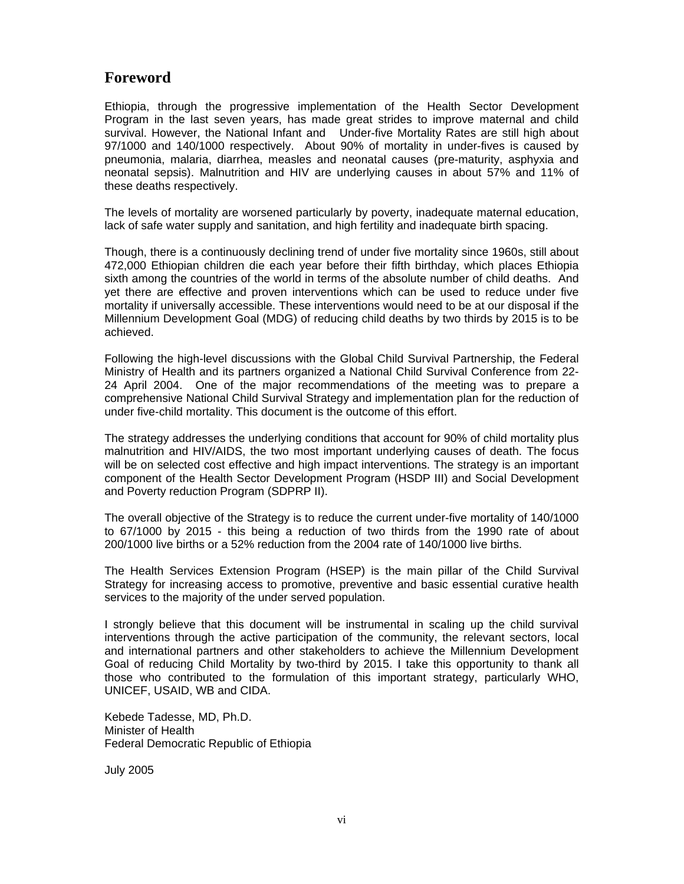## Foreword

Ethiopia, through the progressive implementation of the Health Sector Development Program in the last seven years, has made great strides to improve maternal and child survival. However, the National Infant and Under-five Mortality Rates are still high about 97/1000 and 140/1000 respectively. About 90% of mortality in under-fives is caused by pneumonia, malaria, diarrhea, measles and neonatal causes (pre-maturity, asphyxia and neonatal sepsis). Malnutrition and HIV are underlying causes in about 57% and 11% of these deaths respectively.

The levels of mortality are worsened particularly by poverty, inadequate maternal education, lack of safe water supply and sanitation, and high fertility and inadequate birth spacing.

Though, there is a continuously declining trend of under five mortality since 1960s, still about 472,000 Ethiopian children die each year before their fifth birthday, which places Ethiopia sixth among the countries of the world in terms of the absolute number of child deaths. And yet there are effective and proven interventions which can be used to reduce under five mortality if universally accessible. These interventions would need to be at our disposal if the Millennium Development Goal (MDG) of reducing child deaths by two thirds by 2015 is to be achieved.

Following the high-level discussions with the Global Child Survival Partnership, the Federal Ministry of Health and its partners organized a National Child Survival Conference from 22-24 April 2004. One of the major recommendations of the meeting was to prepare a comprehensive National Child Survival Strategy and implementation plan for the reduction of under five-child mortality. This document is the outcome of this effort.

The strategy addresses the underlying conditions that account for 90% of child mortality plus malnutrition and HIV/AIDS, the two most important underlying causes of death. The focus will be on selected cost effective and high impact interventions. The strategy is an important component of the Health Sector Development Program (HSDP III) and Social Development and Poverty reduction Program (SDPRP II).

The overall objective of the Strategy is to reduce the current under-five mortality of 140/1000 to 67/1000 by 2015 - this being a reduction of two thirds from the 1990 rate of about 200/1000 live births or a 52% reduction from the 2004 rate of 140/1000 live births.

The Health Services Extension Program (HSEP) is the main pillar of the Child Survival Strategy for increasing access to promotive, preventive and basic essential curative health services to the majority of the under served population.

I strongly believe that this document will be instrumental in scaling up the child survival interventions through the active participation of the community, the relevant sectors, local and international partners and other stakeholders to achieve the Millennium Development Goal of reducing Child Mortality by two-third by 2015. I take this opportunity to thank all those who contributed to the formulation of this important strategy, particularly WHO, UNICEF, USAID, WB and CIDA.

Kebede Tadesse, MD, Ph.D.  
Minister of Health  
Federal Democratic Republic of Ethiopia

July 2005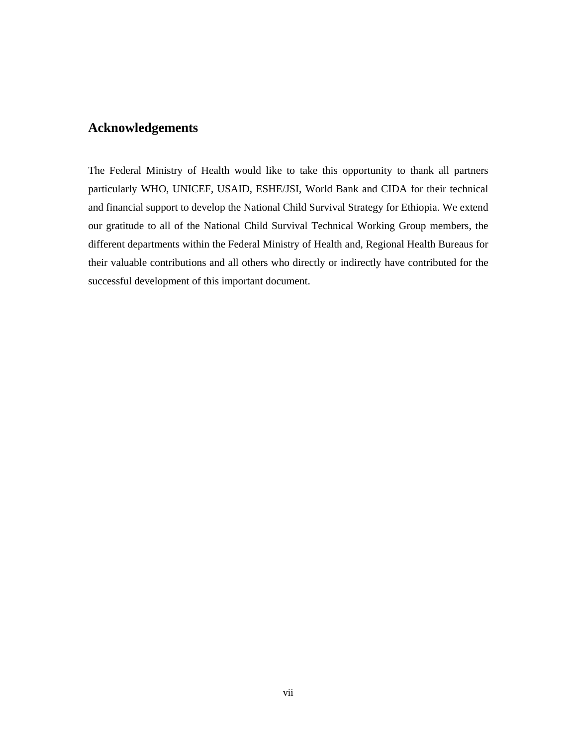## Acknowledgements

The Federal Ministry of Health would like to take this opportunity to thank all partners particularly WHO, UNICEF, USAID, ESHE/JSI, World Bank and CIDA for their technical and financial support to develop the National Child Survival Strategy for Ethiopia. We extend our gratitude to all of the National Child Survival Technical Working Group members, the different departments within the Federal Ministry of Health and, Regional Health Bureaus for their valuable contributions and all others who directly or indirectly have contributed for the successful development of this important document.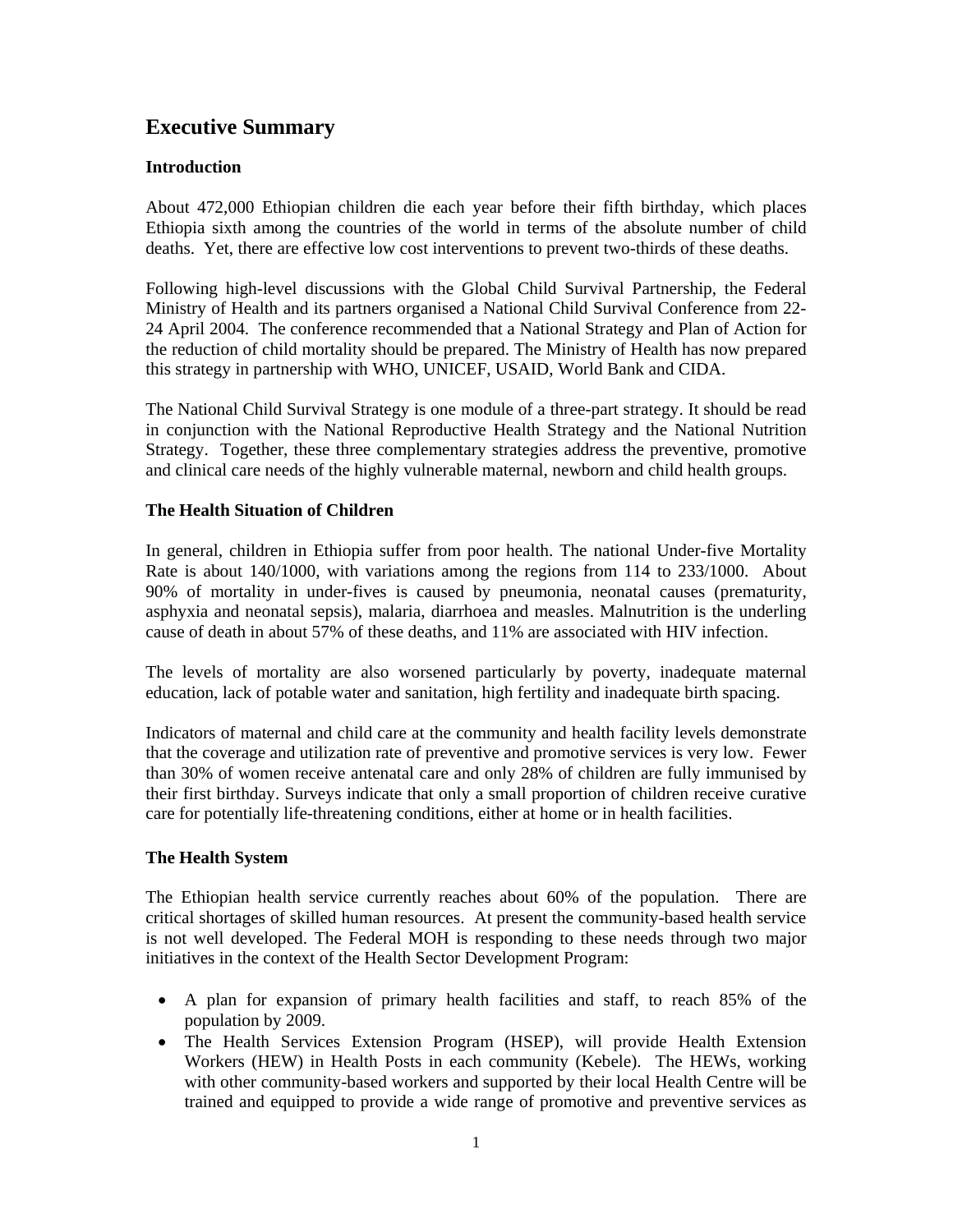# Executive Summary

## Introduction

About 472,000 Ethiopian children die each year before their fifth birthday, which places Ethiopia sixth among the countries of the world in terms of the absolute number of child deaths. Yet, there are effective low cost interventions to prevent two-thirds of these deaths.

Following high-level discussions with the Global Child Survival Partnership, the Federal Ministry of Health and its partners organised a National Child Survival Conference from 22-24 April 2004. The conference recommended that a National Strategy and Plan of Action for the reduction of child mortality should be prepared. The Ministry of Health has now prepared this strategy in partnership with WHO, UNICEF, USAID, World Bank and CIDA.

The National Child Survival Strategy is one module of a three-part strategy. It should be read in conjunction with the National Reproductive Health Strategy and the National Nutrition Strategy. Together, these three complementary strategies address the preventive, promotive and clinical care needs of the highly vulnerable maternal, newborn and child health groups.

## The Health Situation of Children

In general, children in Ethiopia suffer from poor health. The national Under-five Mortality Rate is about 140/1000, with variations among the regions from 114 to 233/1000. About 90% of mortality in under-fives is caused by pneumonia, neonatal causes (prematurity, asphyxia and neonatal sepsis), malaria, diarrhoea and measles. Malnutrition is the underling cause of death in about 57% of these deaths, and 11% are associated with HIV infection.

The levels of mortality are also worsened particularly by poverty, inadequate maternal education, lack of potable water and sanitation, high fertility and inadequate birth spacing.

Indicators of maternal and child care at the community and health facility levels demonstrate that the coverage and utilization rate of preventive and promotive services is very low. Fewer than 30% of women receive antenatal care and only 28% of children are fully immunised by their first birthday. Surveys indicate that only a small proportion of children receive curative care for potentially life-threatening conditions, either at home or in health facilities.

## The Health System

The Ethiopian health service currently reaches about 60% of the population. There are critical shortages of skilled human resources. At present the community-based health service is not well developed. The Federal MOH is responding to these needs through two major initiatives in the context of the Health Sector Development Program:

- A plan for expansion of primary health facilities and staff, to reach 85% of the population by 2009.
- The Health Services Extension Program (HSEP), will provide Health Extension Workers (HEW) in Health Posts in each community (Kebele). The HEWs, working with other community-based workers and supported by their local Health Centre will be trained and equipped to provide a wide range of promotive and preventive services as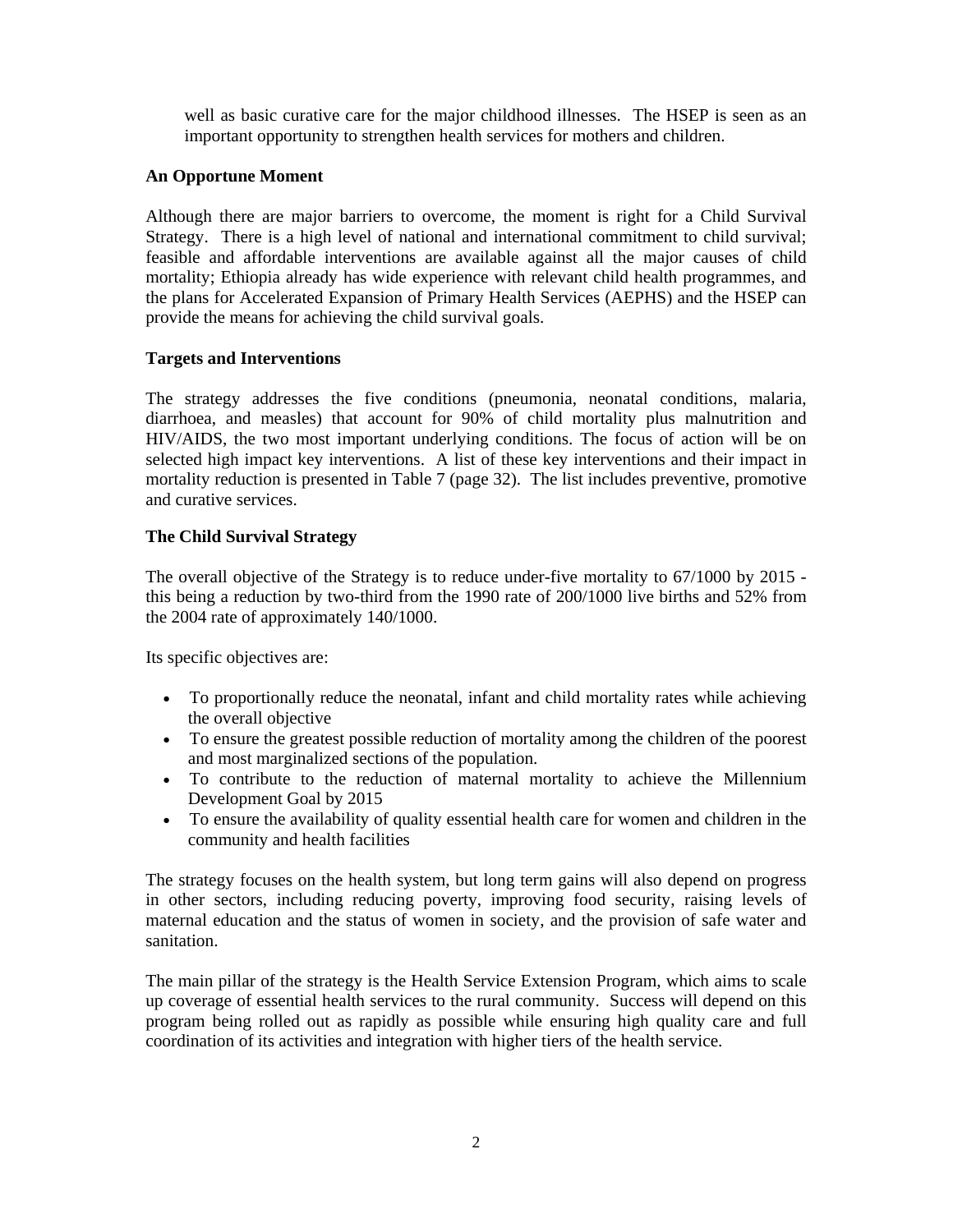well as basic curative care for the major childhood illnesses. The HSEP is seen as an important opportunity to strengthen health services for mothers and children.

**An Opportune Moment**

Although there are major barriers to overcome, the moment is right for a Child Survival Strategy. There is a high level of national and international commitment to child survival; feasible and affordable interventions are available against all the major causes of child mortality; Ethiopia already has wide experience with relevant child health programmes, and the plans for Accelerated Expansion of Primary Health Services (AEPHS) and the HSEP can provide the means for achieving the child survival goals.

**Targets and Interventions**

The strategy addresses the five conditions (pneumonia, neonatal conditions, malaria, diarrhoea, and measles) that account for 90% of child mortality plus malnutrition and HIV/AIDS, the two most important underlying conditions. The focus of action will be on selected high impact key interventions. A list of these key interventions and their impact in mortality reduction is presented in Table 7 (page 32). The list includes preventive, promotive and curative services.

**The Child Survival Strategy**

The overall objective of the Strategy is to reduce under-five mortality to 67/1000 by 2015 - this being a reduction by two-third from the 1990 rate of 200/1000 live births and 52% from the 2004 rate of approximately 140/1000.

Its specific objectives are:

- To proportionally reduce the neonatal, infant and child mortality rates while achieving the overall objective
- To ensure the greatest possible reduction of mortality among the children of the poorest and most marginalized sections of the population.
- To contribute to the reduction of maternal mortality to achieve the Millennium Development Goal by 2015
- To ensure the availability of quality essential health care for women and children in the community and health facilities

The strategy focuses on the health system, but long term gains will also depend on progress in other sectors, including reducing poverty, improving food security, raising levels of maternal education and the status of women in society, and the provision of safe water and sanitation.

The main pillar of the strategy is the Health Service Extension Program, which aims to scale up coverage of essential health services to the rural community. Success will depend on this program being rolled out as rapidly as possible while ensuring high quality care and full coordination of its activities and integration with higher tiers of the health service.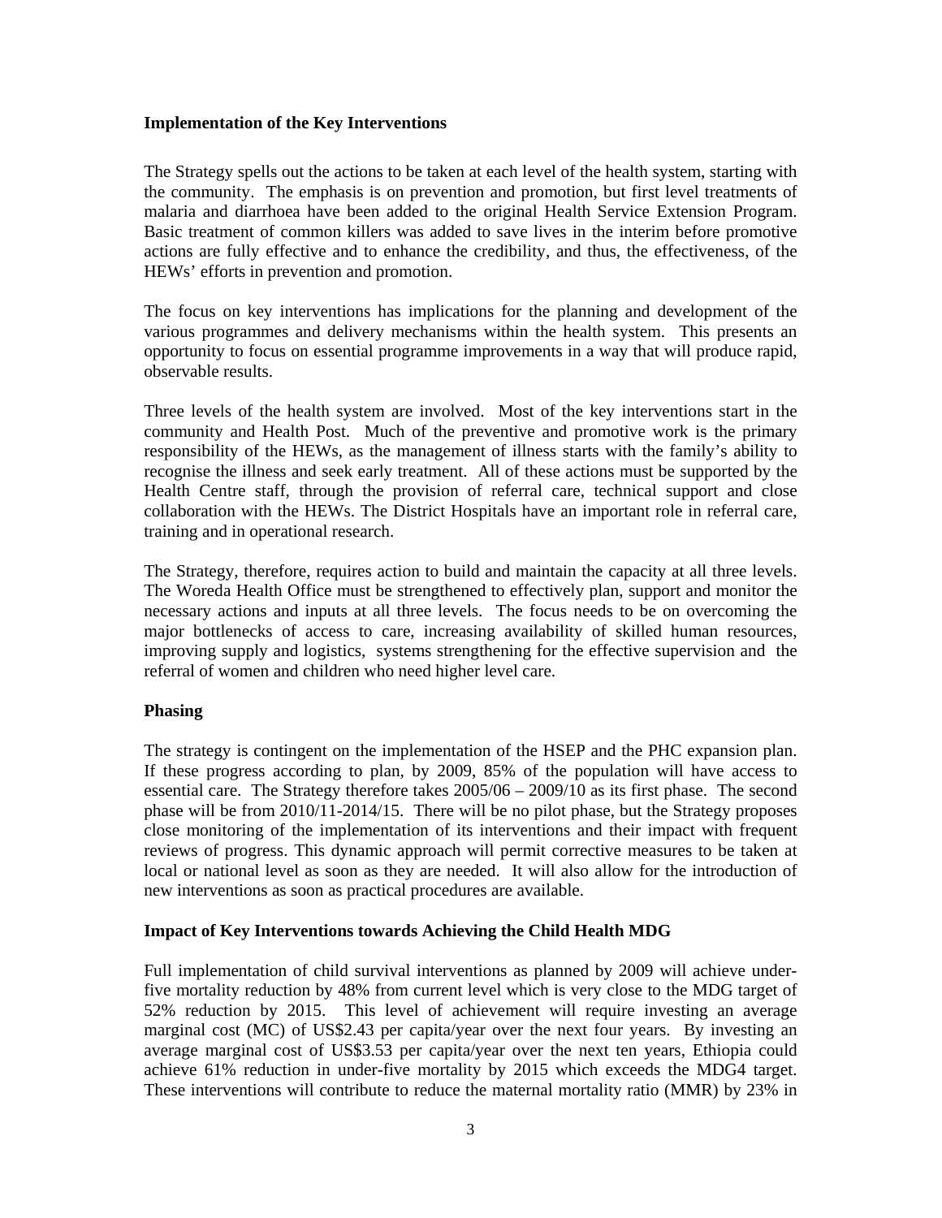**Implementation of the Key Interventions**

The Strategy spells out the actions to be taken at each level of the health system, starting with the community. The emphasis is on prevention and promotion, but first level treatments of malaria and diarrhoea have been added to the original Health Service Extension Program. Basic treatment of common killers was added to save lives in the interim before promotive actions are fully effective and to enhance the credibility, and thus, the effectiveness, of the HEWs' efforts in prevention and promotion.

The focus on key interventions has implications for the planning and development of the various programmes and delivery mechanisms within the health system. This presents an opportunity to focus on essential programme improvements in a way that will produce rapid, observable results.

Three levels of the health system are involved. Most of the key interventions start in the community and Health Post. Much of the preventive and promotive work is the primary responsibility of the HEWs, as the management of illness starts with the family's ability to recognise the illness and seek early treatment. All of these actions must be supported by the Health Centre staff, through the provision of referral care, technical support and close collaboration with the HEWs. The District Hospitals have an important role in referral care, training and in operational research.

The Strategy, therefore, requires action to build and maintain the capacity at all three levels. The Woreda Health Office must be strengthened to effectively plan, support and monitor the necessary actions and inputs at all three levels. The focus needs to be on overcoming the major bottlenecks of access to care, increasing availability of skilled human resources, improving supply and logistics, systems strengthening for the effective supervision and the referral of women and children who need higher level care.

**Phasing**

The strategy is contingent on the implementation of the HSEP and the PHC expansion plan. If these progress according to plan, by 2009, 85% of the population will have access to essential care. The Strategy therefore takes 2005/06 – 2009/10 as its first phase. The second phase will be from 2010/11-2014/15. There will be no pilot phase, but the Strategy proposes close monitoring of the implementation of its interventions and their impact with frequent reviews of progress. This dynamic approach will permit corrective measures to be taken at local or national level as soon as they are needed. It will also allow for the introduction of new interventions as soon as practical procedures are available.

**Impact of Key Interventions towards Achieving the Child Health MDG**

Full implementation of child survival interventions as planned by 2009 will achieve under-five mortality reduction by 48% from current level which is very close to the MDG target of 52% reduction by 2015. This level of achievement will require investing an average marginal cost (MC) of US$2.43 per capita/year over the next four years. By investing an average marginal cost of US$3.53 per capita/year over the next ten years, Ethiopia could achieve 61% reduction in under-five mortality by 2015 which exceeds the MDG4 target. These interventions will contribute to reduce the maternal mortality ratio (MMR) by 23% in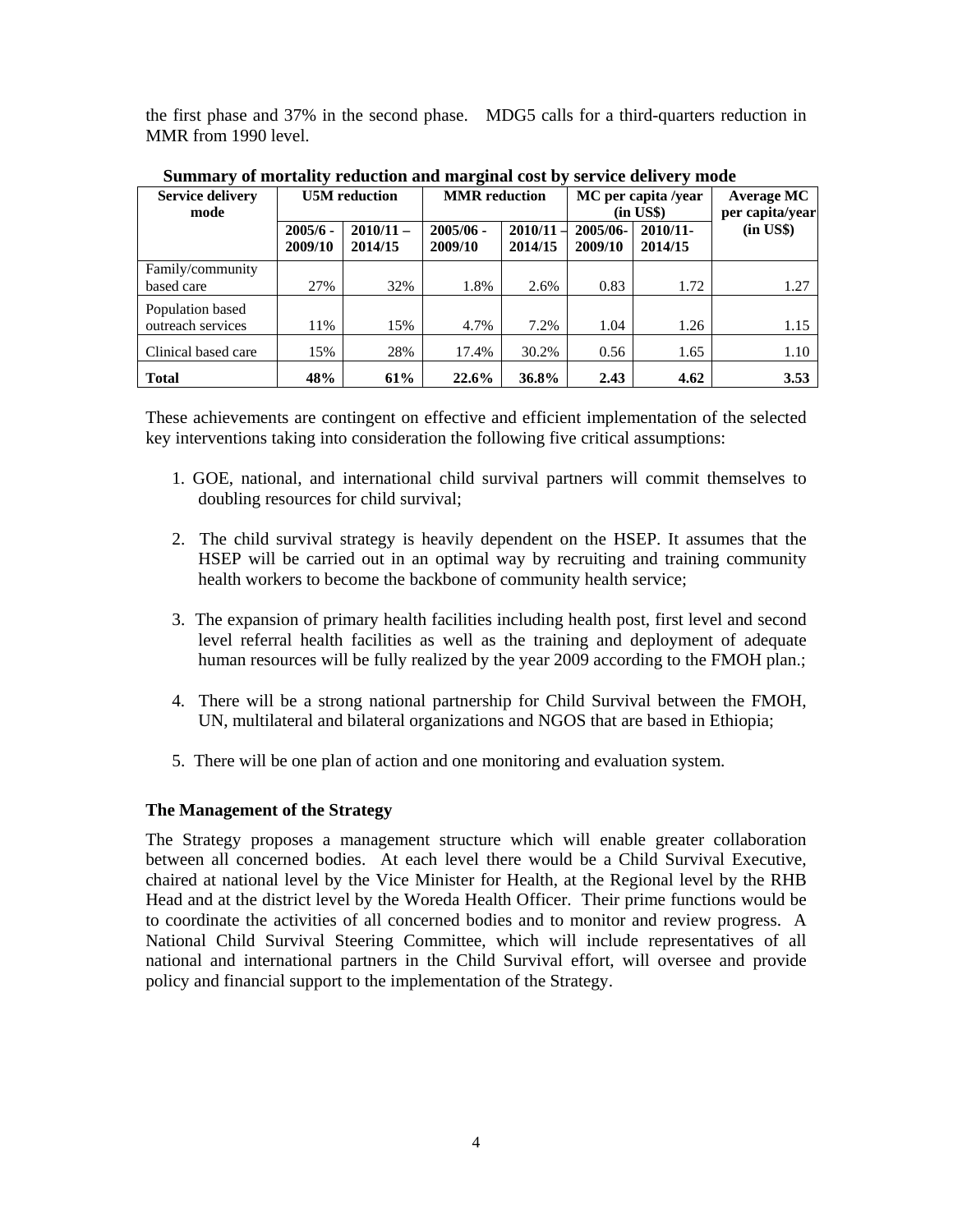the first phase and 37% in the second phase. MDG5 calls for a third-quarters reduction in MMR from 1990 level.

**Summary of mortality reduction and marginal cost by service delivery mode**

| Service delivery mode | U5M reduction | | MMR reduction | | MC per capita /year (in US$) | | Average MC per capita/year (in US$) |
|---|---|---|---|---|---|---|---|
| | 2005/6 - 2009/10 | 2010/11 – 2014/15 | 2005/06 - 2009/10 | 2010/11 – 2014/15 | 2005/06-2009/10 | 2010/11-2014/15 | |
| Family/community based care | 27% | 32% | 1.8% | 2.6% | 0.83 | 1.72 | 1.27 |
| Population based outreach services | 11% | 15% | 4.7% | 7.2% | 1.04 | 1.26 | 1.15 |
| Clinical based care | 15% | 28% | 17.4% | 30.2% | 0.56 | 1.65 | 1.10 |
| **Total** | **48%** | **61%** | **22.6%** | **36.8%** | **2.43** | **4.62** | **3.53** |

These achievements are contingent on effective and efficient implementation of the selected key interventions taking into consideration the following five critical assumptions:

1. GOE, national, and international child survival partners will commit themselves to doubling resources for child survival;
2. The child survival strategy is heavily dependent on the HSEP. It assumes that the HSEP will be carried out in an optimal way by recruiting and training community health workers to become the backbone of community health service;
3. The expansion of primary health facilities including health post, first level and second level referral health facilities as well as the training and deployment of adequate human resources will be fully realized by the year 2009 according to the FMOH plan.;
4. There will be a strong national partnership for Child Survival between the FMOH, UN, multilateral and bilateral organizations and NGOS that are based in Ethiopia;
5. There will be one plan of action and one monitoring and evaluation system.

**The Management of the Strategy**

The Strategy proposes a management structure which will enable greater collaboration between all concerned bodies. At each level there would be a Child Survival Executive, chaired at national level by the Vice Minister for Health, at the Regional level by the RHB Head and at the district level by the Woreda Health Officer. Their prime functions would be to coordinate the activities of all concerned bodies and to monitor and review progress. A National Child Survival Steering Committee, which will include representatives of all national and international partners in the Child Survival effort, will oversee and provide policy and financial support to the implementation of the Strategy.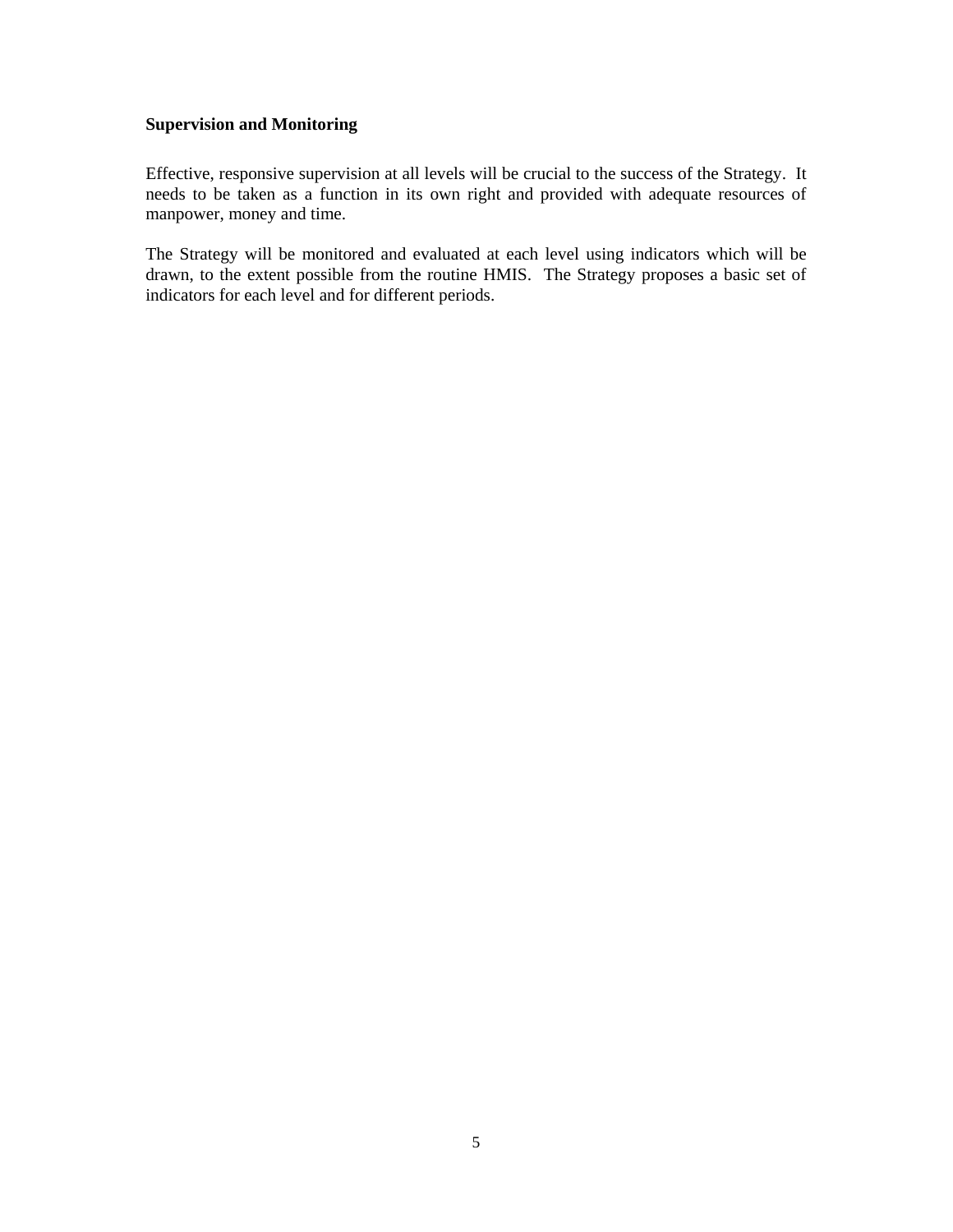**Supervision and Monitoring**

Effective, responsive supervision at all levels will be crucial to the success of the Strategy. It needs to be taken as a function in its own right and provided with adequate resources of manpower, money and time.

The Strategy will be monitored and evaluated at each level using indicators which will be drawn, to the extent possible from the routine HMIS. The Strategy proposes a basic set of indicators for each level and for different periods.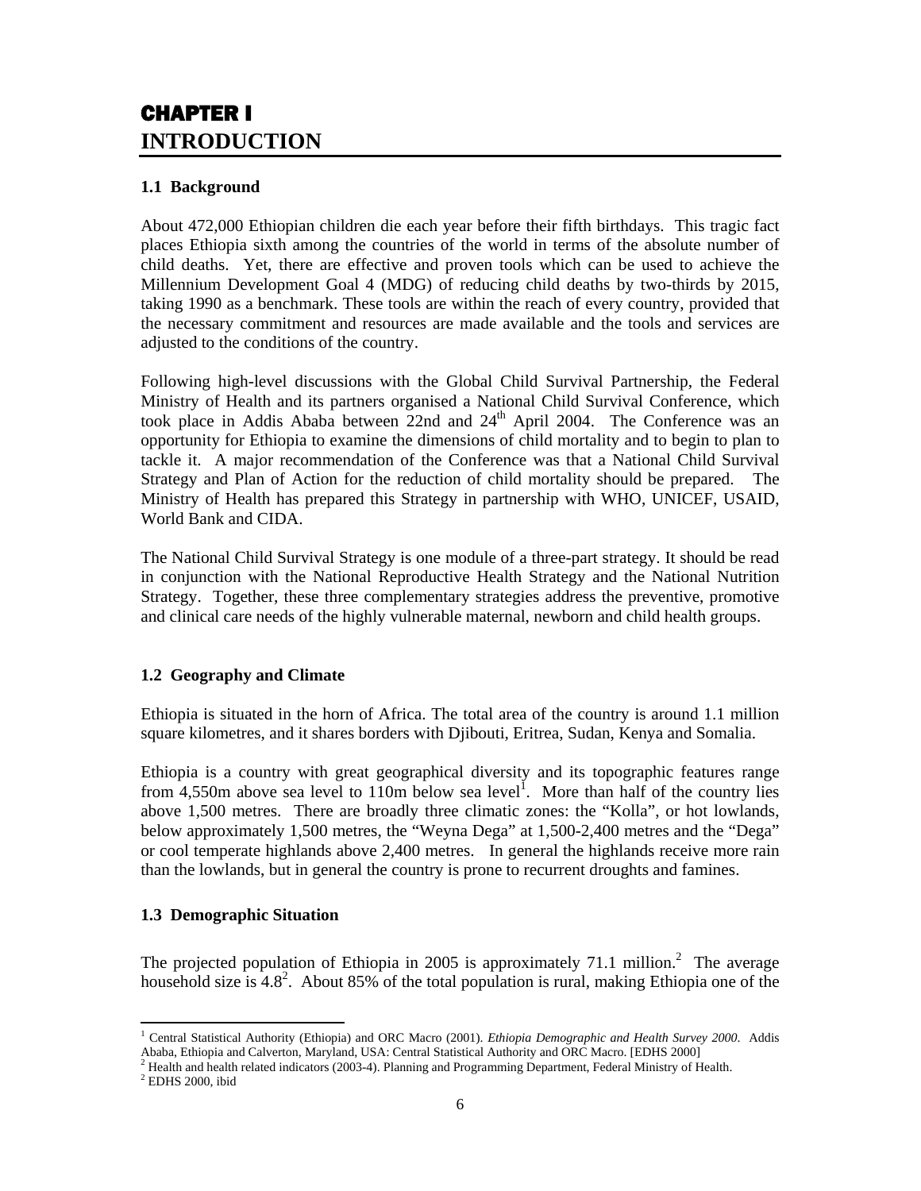# CHAPTER I
# INTRODUCTION

### 1.1 Background

About 472,000 Ethiopian children die each year before their fifth birthdays. This tragic fact places Ethiopia sixth among the countries of the world in terms of the absolute number of child deaths. Yet, there are effective and proven tools which can be used to achieve the Millennium Development Goal 4 (MDG) of reducing child deaths by two-thirds by 2015, taking 1990 as a benchmark. These tools are within the reach of every country, provided that the necessary commitment and resources are made available and the tools and services are adjusted to the conditions of the country.

Following high-level discussions with the Global Child Survival Partnership, the Federal Ministry of Health and its partners organised a National Child Survival Conference, which took place in Addis Ababa between 22nd and 24th April 2004. The Conference was an opportunity for Ethiopia to examine the dimensions of child mortality and to begin to plan to tackle it. A major recommendation of the Conference was that a National Child Survival Strategy and Plan of Action for the reduction of child mortality should be prepared. The Ministry of Health has prepared this Strategy in partnership with WHO, UNICEF, USAID, World Bank and CIDA.

The National Child Survival Strategy is one module of a three-part strategy. It should be read in conjunction with the National Reproductive Health Strategy and the National Nutrition Strategy. Together, these three complementary strategies address the preventive, promotive and clinical care needs of the highly vulnerable maternal, newborn and child health groups.

### 1.2 Geography and Climate

Ethiopia is situated in the horn of Africa. The total area of the country is around 1.1 million square kilometres, and it shares borders with Djibouti, Eritrea, Sudan, Kenya and Somalia.

Ethiopia is a country with great geographical diversity and its topographic features range from 4,550m above sea level to 110m below sea level[1]. More than half of the country lies above 1,500 metres. There are broadly three climatic zones: the "Kolla", or hot lowlands, below approximately 1,500 metres, the "Weyna Dega" at 1,500-2,400 metres and the "Dega" or cool temperate highlands above 2,400 metres. In general the highlands receive more rain than the lowlands, but in general the country is prone to recurrent droughts and famines.

### 1.3 Demographic Situation

The projected population of Ethiopia in 2005 is approximately 71.1 million.[2] The average household size is 4.8[2]. About 85% of the total population is rural, making Ethiopia one of the

---

[1] Central Statistical Authority (Ethiopia) and ORC Macro (2001). *Ethiopia Demographic and Health Survey 2000*. Addis Ababa, Ethiopia and Calverton, Maryland, USA: Central Statistical Authority and ORC Macro. [EDHS 2000]

[2] Health and health related indicators (2003-4). Planning and Programming Department, Federal Ministry of Health.

[2] EDHS 2000, ibid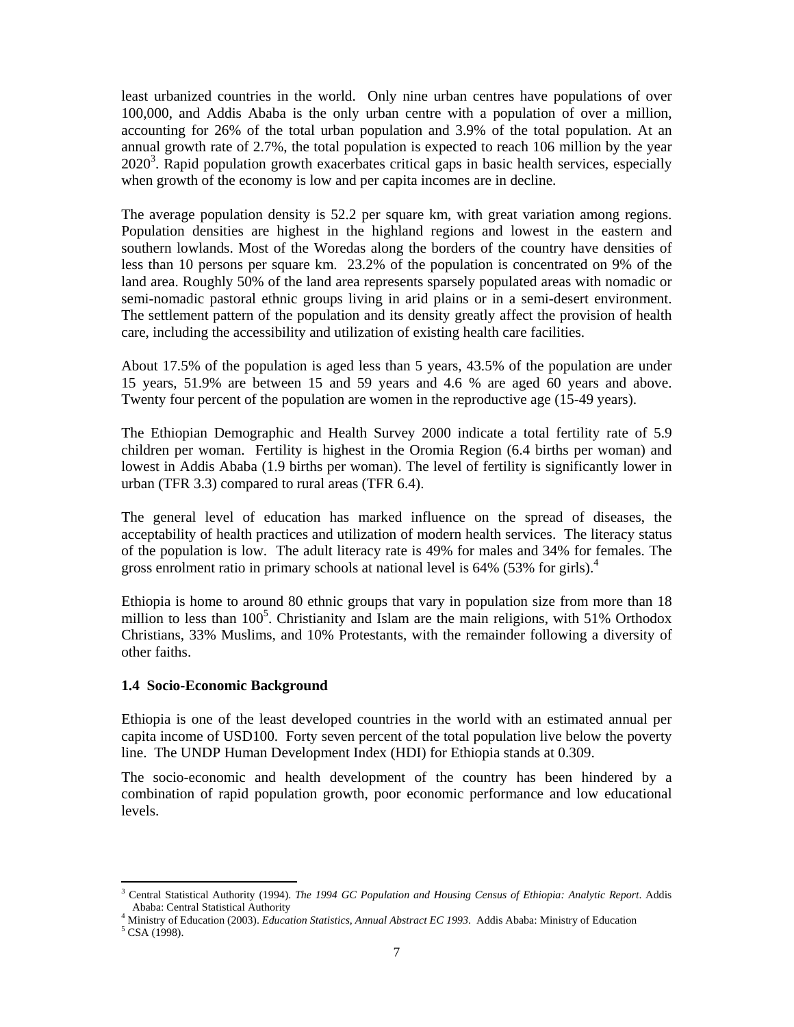least urbanized countries in the world. Only nine urban centres have populations of over 100,000, and Addis Ababa is the only urban centre with a population of over a million, accounting for 26% of the total urban population and 3.9% of the total population. At an annual growth rate of 2.7%, the total population is expected to reach 106 million by the year 2020[3]. Rapid population growth exacerbates critical gaps in basic health services, especially when growth of the economy is low and per capita incomes are in decline.

The average population density is 52.2 per square km, with great variation among regions. Population densities are highest in the highland regions and lowest in the eastern and southern lowlands. Most of the Woredas along the borders of the country have densities of less than 10 persons per square km. 23.2% of the population is concentrated on 9% of the land area. Roughly 50% of the land area represents sparsely populated areas with nomadic or semi-nomadic pastoral ethnic groups living in arid plains or in a semi-desert environment. The settlement pattern of the population and its density greatly affect the provision of health care, including the accessibility and utilization of existing health care facilities.

About 17.5% of the population is aged less than 5 years, 43.5% of the population are under 15 years, 51.9% are between 15 and 59 years and 4.6 % are aged 60 years and above. Twenty four percent of the population are women in the reproductive age (15-49 years).

The Ethiopian Demographic and Health Survey 2000 indicate a total fertility rate of 5.9 children per woman. Fertility is highest in the Oromia Region (6.4 births per woman) and lowest in Addis Ababa (1.9 births per woman). The level of fertility is significantly lower in urban (TFR 3.3) compared to rural areas (TFR 6.4).

The general level of education has marked influence on the spread of diseases, the acceptability of health practices and utilization of modern health services. The literacy status of the population is low. The adult literacy rate is 49% for males and 34% for females. The gross enrolment ratio in primary schools at national level is 64% (53% for girls).[4]

Ethiopia is home to around 80 ethnic groups that vary in population size from more than 18 million to less than 100[5]. Christianity and Islam are the main religions, with 51% Orthodox Christians, 33% Muslims, and 10% Protestants, with the remainder following a diversity of other faiths.

### 1.4 Socio-Economic Background

Ethiopia is one of the least developed countries in the world with an estimated annual per capita income of USD100. Forty seven percent of the total population live below the poverty line. The UNDP Human Development Index (HDI) for Ethiopia stands at 0.309.

The socio-economic and health development of the country has been hindered by a combination of rapid population growth, poor economic performance and low educational levels.

---

[3] Central Statistical Authority (1994). *The 1994 GC Population and Housing Census of Ethiopia: Analytic Report*. Addis Ababa: Central Statistical Authority

[4] Ministry of Education (2003). *Education Statistics, Annual Abstract EC 1993*. Addis Ababa: Ministry of Education

[5] CSA (1998).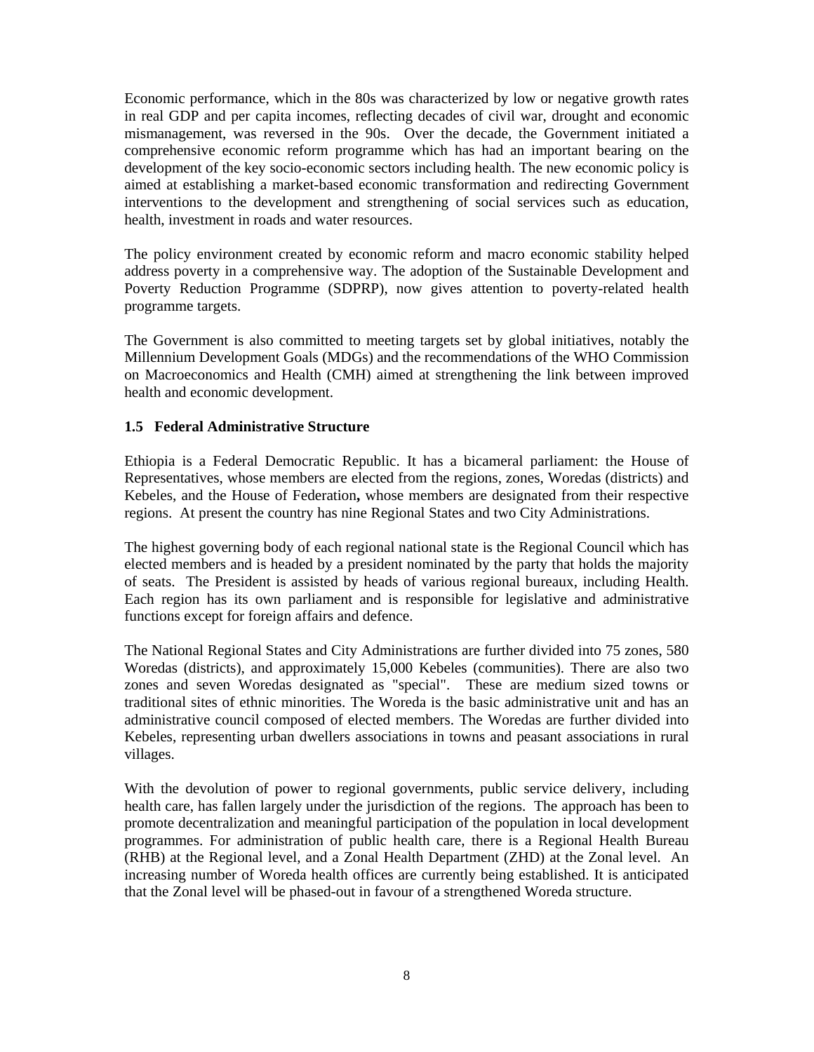Economic performance, which in the 80s was characterized by low or negative growth rates in real GDP and per capita incomes, reflecting decades of civil war, drought and economic mismanagement, was reversed in the 90s. Over the decade, the Government initiated a comprehensive economic reform programme which has had an important bearing on the development of the key socio-economic sectors including health. The new economic policy is aimed at establishing a market-based economic transformation and redirecting Government interventions to the development and strengthening of social services such as education, health, investment in roads and water resources.

The policy environment created by economic reform and macro economic stability helped address poverty in a comprehensive way. The adoption of the Sustainable Development and Poverty Reduction Programme (SDPRP), now gives attention to poverty-related health programme targets.

The Government is also committed to meeting targets set by global initiatives, notably the Millennium Development Goals (MDGs) and the recommendations of the WHO Commission on Macroeconomics and Health (CMH) aimed at strengthening the link between improved health and economic development.

### 1.5 Federal Administrative Structure

Ethiopia is a Federal Democratic Republic. It has a bicameral parliament: the House of Representatives, whose members are elected from the regions, zones, Woredas (districts) and Kebeles, and the House of Federation**,** whose members are designated from their respective regions. At present the country has nine Regional States and two City Administrations.

The highest governing body of each regional national state is the Regional Council which has elected members and is headed by a president nominated by the party that holds the majority of seats. The President is assisted by heads of various regional bureaux, including Health. Each region has its own parliament and is responsible for legislative and administrative functions except for foreign affairs and defence.

The National Regional States and City Administrations are further divided into 75 zones, 580 Woredas (districts), and approximately 15,000 Kebeles (communities). There are also two zones and seven Woredas designated as "special". These are medium sized towns or traditional sites of ethnic minorities. The Woreda is the basic administrative unit and has an administrative council composed of elected members. The Woredas are further divided into Kebeles, representing urban dwellers associations in towns and peasant associations in rural villages.

With the devolution of power to regional governments, public service delivery, including health care, has fallen largely under the jurisdiction of the regions. The approach has been to promote decentralization and meaningful participation of the population in local development programmes. For administration of public health care, there is a Regional Health Bureau (RHB) at the Regional level, and a Zonal Health Department (ZHD) at the Zonal level. An increasing number of Woreda health offices are currently being established. It is anticipated that the Zonal level will be phased-out in favour of a strengthened Woreda structure.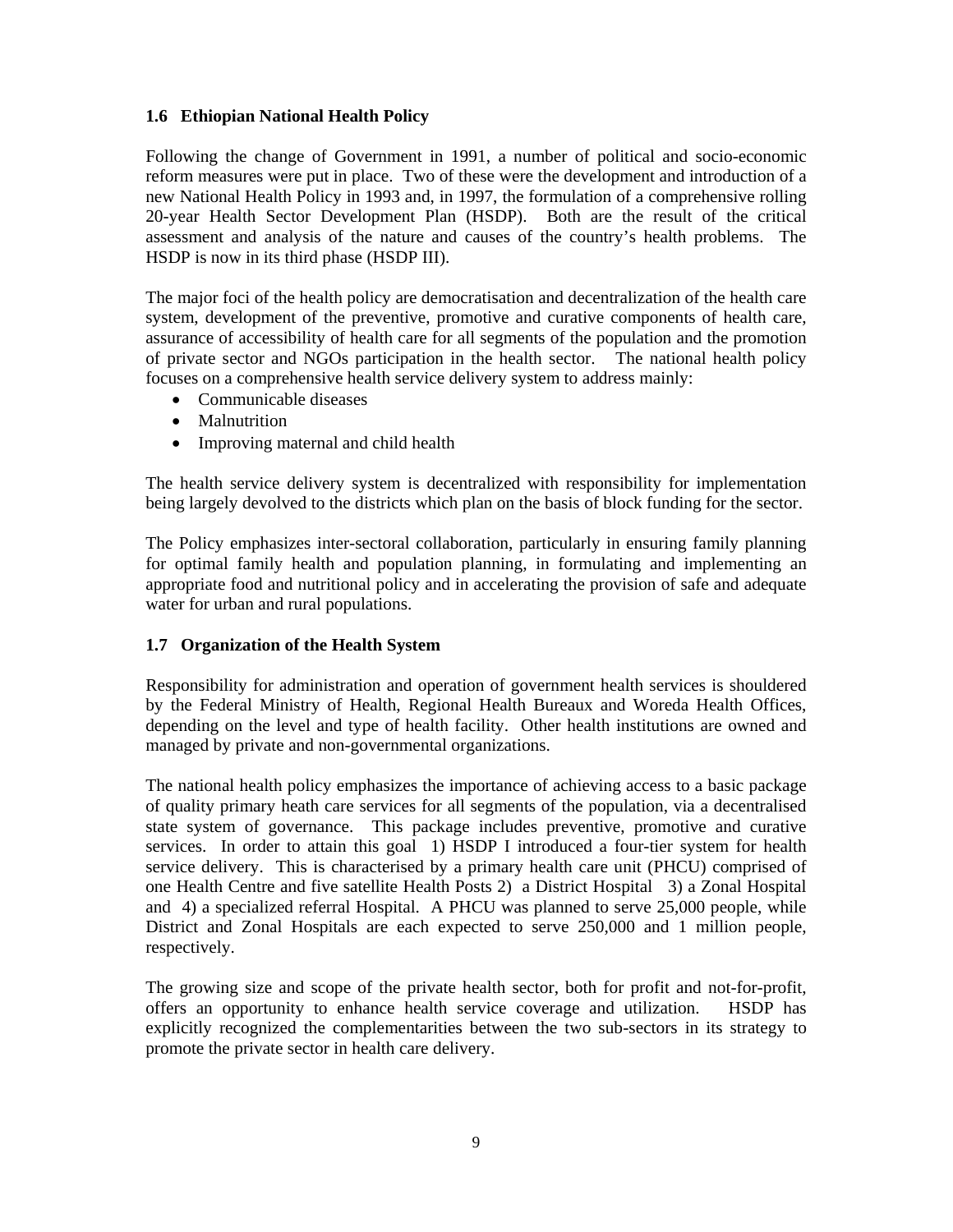### 1.6 Ethiopian National Health Policy

Following the change of Government in 1991, a number of political and socio-economic reform measures were put in place. Two of these were the development and introduction of a new National Health Policy in 1993 and, in 1997, the formulation of a comprehensive rolling 20-year Health Sector Development Plan (HSDP). Both are the result of the critical assessment and analysis of the nature and causes of the country's health problems. The HSDP is now in its third phase (HSDP III).

The major foci of the health policy are democratisation and decentralization of the health care system, development of the preventive, promotive and curative components of health care, assurance of accessibility of health care for all segments of the population and the promotion of private sector and NGOs participation in the health sector. The national health policy focuses on a comprehensive health service delivery system to address mainly:

- Communicable diseases
- Malnutrition
- Improving maternal and child health

The health service delivery system is decentralized with responsibility for implementation being largely devolved to the districts which plan on the basis of block funding for the sector.

The Policy emphasizes inter-sectoral collaboration, particularly in ensuring family planning for optimal family health and population planning, in formulating and implementing an appropriate food and nutritional policy and in accelerating the provision of safe and adequate water for urban and rural populations.

### 1.7 Organization of the Health System

Responsibility for administration and operation of government health services is shouldered by the Federal Ministry of Health, Regional Health Bureaux and Woreda Health Offices, depending on the level and type of health facility. Other health institutions are owned and managed by private and non-governmental organizations.

The national health policy emphasizes the importance of achieving access to a basic package of quality primary heath care services for all segments of the population, via a decentralised state system of governance. This package includes preventive, promotive and curative services. In order to attain this goal 1) HSDP I introduced a four-tier system for health service delivery. This is characterised by a primary health care unit (PHCU) comprised of one Health Centre and five satellite Health Posts 2) a District Hospital 3) a Zonal Hospital and 4) a specialized referral Hospital. A PHCU was planned to serve 25,000 people, while District and Zonal Hospitals are each expected to serve 250,000 and 1 million people, respectively.

The growing size and scope of the private health sector, both for profit and not-for-profit, offers an opportunity to enhance health service coverage and utilization. HSDP has explicitly recognized the complementarities between the two sub-sectors in its strategy to promote the private sector in health care delivery.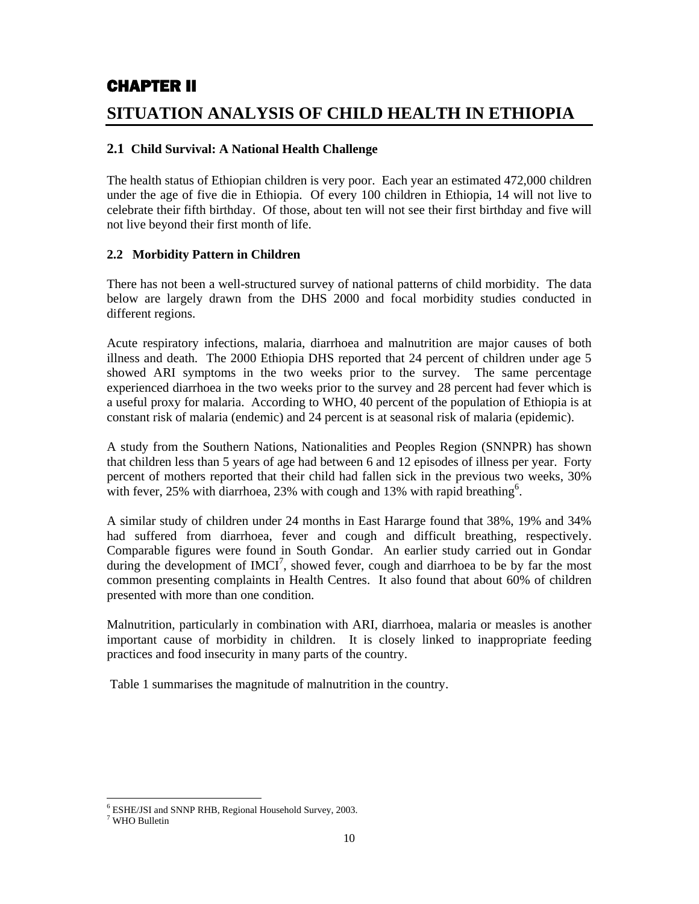# CHAPTER II

# SITUATION ANALYSIS OF CHILD HEALTH IN ETHIOPIA

## 2.1 Child Survival: A National Health Challenge

The health status of Ethiopian children is very poor. Each year an estimated 472,000 children under the age of five die in Ethiopia. Of every 100 children in Ethiopia, 14 will not live to celebrate their fifth birthday. Of those, about ten will not see their first birthday and five will not live beyond their first month of life.

## 2.2 Morbidity Pattern in Children

There has not been a well-structured survey of national patterns of child morbidity. The data below are largely drawn from the DHS 2000 and focal morbidity studies conducted in different regions.

Acute respiratory infections, malaria, diarrhoea and malnutrition are major causes of both illness and death. The 2000 Ethiopia DHS reported that 24 percent of children under age 5 showed ARI symptoms in the two weeks prior to the survey. The same percentage experienced diarrhoea in the two weeks prior to the survey and 28 percent had fever which is a useful proxy for malaria. According to WHO, 40 percent of the population of Ethiopia is at constant risk of malaria (endemic) and 24 percent is at seasonal risk of malaria (epidemic).

A study from the Southern Nations, Nationalities and Peoples Region (SNNPR) has shown that children less than 5 years of age had between 6 and 12 episodes of illness per year. Forty percent of mothers reported that their child had fallen sick in the previous two weeks, 30% with fever, 25% with diarrhoea, 23% with cough and 13% with rapid breathing[6].

A similar study of children under 24 months in East Hararge found that 38%, 19% and 34% had suffered from diarrhoea, fever and cough and difficult breathing, respectively. Comparable figures were found in South Gondar. An earlier study carried out in Gondar during the development of IMCI[7], showed fever, cough and diarrhoea to be by far the most common presenting complaints in Health Centres. It also found that about 60% of children presented with more than one condition.

Malnutrition, particularly in combination with ARI, diarrhoea, malaria or measles is another important cause of morbidity in children. It is closely linked to inappropriate feeding practices and food insecurity in many parts of the country.

Table 1 summarises the magnitude of malnutrition in the country.

---

[6] ESHE/JSI and SNNP RHB, Regional Household Survey, 2003.

[7] WHO Bulletin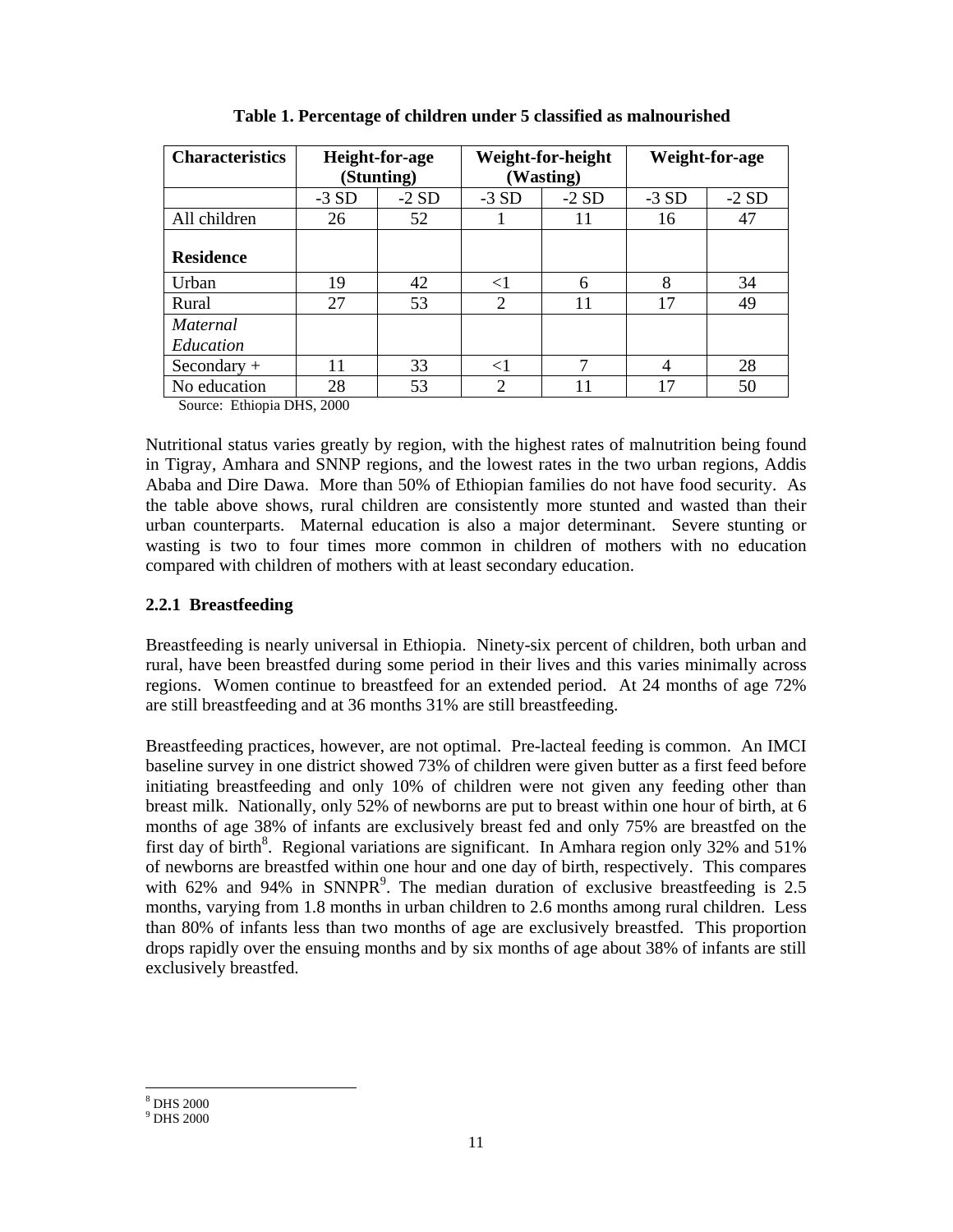**Table 1. Percentage of children under 5 classified as malnourished**

| Characteristics | Height-for-age (Stunting) | | Weight-for-height (Wasting) | | Weight-for-age | |
|---|---|---|---|---|---|---|
| | -3 SD | -2 SD | -3 SD | -2 SD | -3 SD | -2 SD |
| All children | 26 | 52 | 1 | 11 | 16 | 47 |
| **Residence** | | | | | | |
| Urban | 19 | 42 | <1 | 6 | 8 | 34 |
| Rural | 27 | 53 | 2 | 11 | 17 | 49 |
| *Maternal Education* | | | | | | |
| Secondary + | 11 | 33 | <1 | 7 | 4 | 28 |
| No education | 28 | 53 | 2 | 11 | 17 | 50 |

Source: Ethiopia DHS, 2000

Nutritional status varies greatly by region, with the highest rates of malnutrition being found in Tigray, Amhara and SNNP regions, and the lowest rates in the two urban regions, Addis Ababa and Dire Dawa. More than 50% of Ethiopian families do not have food security. As the table above shows, rural children are consistently more stunted and wasted than their urban counterparts. Maternal education is also a major determinant. Severe stunting or wasting is two to four times more common in children of mothers with no education compared with children of mothers with at least secondary education.

### 2.2.1 Breastfeeding

Breastfeeding is nearly universal in Ethiopia. Ninety-six percent of children, both urban and rural, have been breastfed during some period in their lives and this varies minimally across regions. Women continue to breastfeed for an extended period. At 24 months of age 72% are still breastfeeding and at 36 months 31% are still breastfeeding.

Breastfeeding practices, however, are not optimal. Pre-lacteal feeding is common. An IMCI baseline survey in one district showed 73% of children were given butter as a first feed before initiating breastfeeding and only 10% of children were not given any feeding other than breast milk. Nationally, only 52% of newborns are put to breast within one hour of birth, at 6 months of age 38% of infants are exclusively breast fed and only 75% are breastfed on the first day of birth[8]. Regional variations are significant. In Amhara region only 32% and 51% of newborns are breastfed within one hour and one day of birth, respectively. This compares with 62% and 94% in SNNPR[9]. The median duration of exclusive breastfeeding is 2.5 months, varying from 1.8 months in urban children to 2.6 months among rural children. Less than 80% of infants less than two months of age are exclusively breastfed. This proportion drops rapidly over the ensuing months and by six months of age about 38% of infants are still exclusively breastfed.

[8] DHS 2000
[9] DHS 2000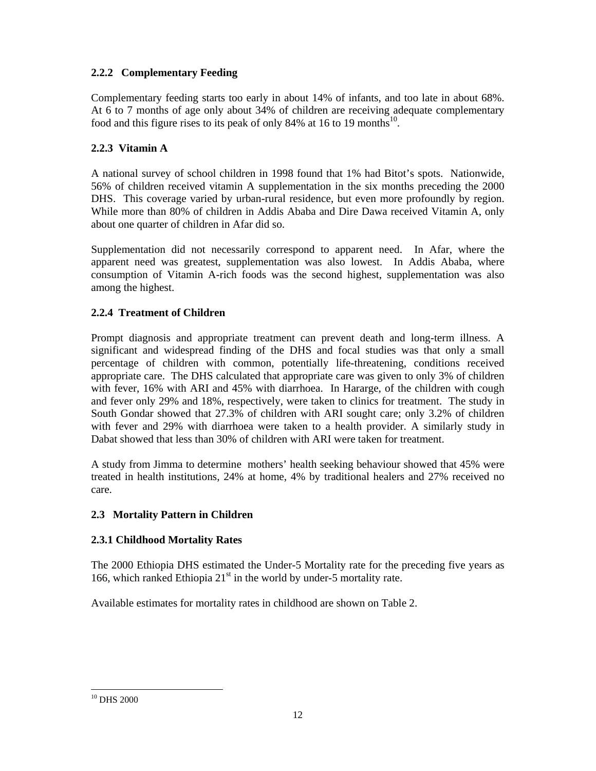### 2.2.2 Complementary Feeding

Complementary feeding starts too early in about 14% of infants, and too late in about 68%. At 6 to 7 months of age only about 34% of children are receiving adequate complementary food and this figure rises to its peak of only 84% at 16 to 19 months[10].

### 2.2.3 Vitamin A

A national survey of school children in 1998 found that 1% had Bitot's spots. Nationwide, 56% of children received vitamin A supplementation in the six months preceding the 2000 DHS. This coverage varied by urban-rural residence, but even more profoundly by region. While more than 80% of children in Addis Ababa and Dire Dawa received Vitamin A, only about one quarter of children in Afar did so.

Supplementation did not necessarily correspond to apparent need. In Afar, where the apparent need was greatest, supplementation was also lowest. In Addis Ababa, where consumption of Vitamin A-rich foods was the second highest, supplementation was also among the highest.

### 2.2.4 Treatment of Children

Prompt diagnosis and appropriate treatment can prevent death and long-term illness. A significant and widespread finding of the DHS and focal studies was that only a small percentage of children with common, potentially life-threatening, conditions received appropriate care. The DHS calculated that appropriate care was given to only 3% of children with fever, 16% with ARI and 45% with diarrhoea. In Hararge, of the children with cough and fever only 29% and 18%, respectively, were taken to clinics for treatment. The study in South Gondar showed that 27.3% of children with ARI sought care; only 3.2% of children with fever and 29% with diarrhoea were taken to a health provider. A similarly study in Dabat showed that less than 30% of children with ARI were taken for treatment.

A study from Jimma to determine mothers' health seeking behaviour showed that 45% were treated in health institutions, 24% at home, 4% by traditional healers and 27% received no care.

## 2.3 Mortality Pattern in Children

### 2.3.1 Childhood Mortality Rates

The 2000 Ethiopia DHS estimated the Under-5 Mortality rate for the preceding five years as 166, which ranked Ethiopia 21st in the world by under-5 mortality rate.

Available estimates for mortality rates in childhood are shown on Table 2.

[10] DHS 2000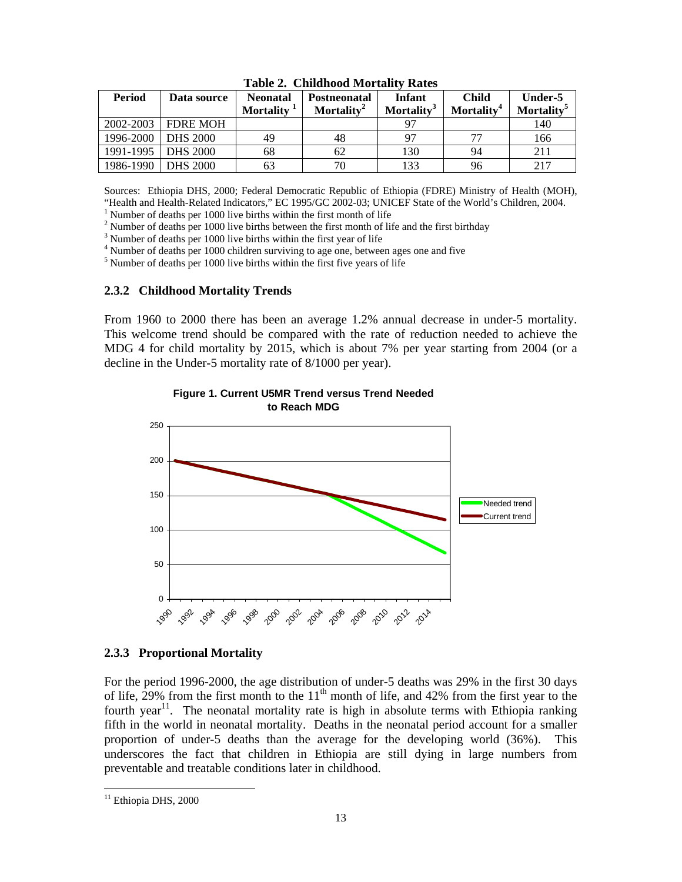**Table 2. Childhood Mortality Rates**

| Period | Data source | Neonatal Mortality [1] | Postneonatal Mortality[2] | Infant Mortality[3] | Child Mortality[4] | Under-5 Mortality[5] |
|---|---|---|---|---|---|---|
| 2002-2003 | FDRE MOH | | | 97 | | 140 |
| 1996-2000 | DHS 2000 | 49 | 48 | 97 | 77 | 166 |
| 1991-1995 | DHS 2000 | 68 | 62 | 130 | 94 | 211 |
| 1986-1990 | DHS 2000 | 63 | 70 | 133 | 96 | 217 |

Sources: Ethiopia DHS, 2000; Federal Democratic Republic of Ethiopia (FDRE) Ministry of Health (MOH), "Health and Health-Related Indicators," EC 1995/GC 2002-03; UNICEF State of the World's Children, 2004.

[1] Number of deaths per 1000 live births within the first month of life
[2] Number of deaths per 1000 live births between the first month of life and the first birthday
[3] Number of deaths per 1000 live births within the first year of life
[4] Number of deaths per 1000 children surviving to age one, between ages one and five
[5] Number of deaths per 1000 live births within the first five years of life

### 2.3.2 Childhood Mortality Trends

From 1960 to 2000 there has been an average 1.2% annual decrease in under-5 mortality. This welcome trend should be compared with the rate of reduction needed to achieve the MDG 4 for child mortality by 2015, which is about 7% per year starting from 2004 (or a decline in the Under-5 mortality rate of 8/1000 per year).

**Figure 1. Current U5MR Trend versus Trend Needed to Reach MDG**

### 2.3.3 Proportional Mortality

For the period 1996-2000, the age distribution of under-5 deaths was 29% in the first 30 days of life, 29% from the first month to the 11th month of life, and 42% from the first year to the fourth year[11]. The neonatal mortality rate is high in absolute terms with Ethiopia ranking fifth in the world in neonatal mortality. Deaths in the neonatal period account for a smaller proportion of under-5 deaths than the average for the developing world (36%). This underscores the fact that children in Ethiopia are still dying in large numbers from preventable and treatable conditions later in childhood.

[11] Ethiopia DHS, 2000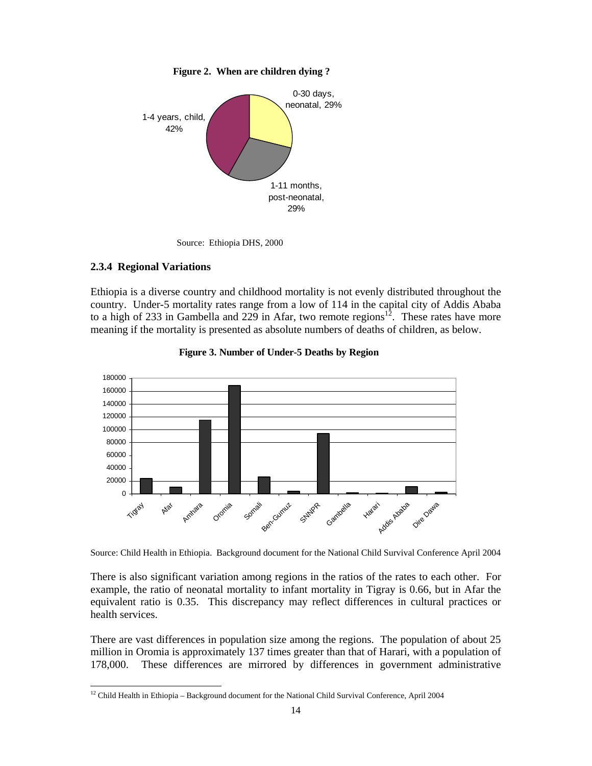**Figure 2. When are children dying ?**

Source: Ethiopia DHS, 2000

### 2.3.4 Regional Variations

Ethiopia is a diverse country and childhood mortality is not evenly distributed throughout the country. Under-5 mortality rates range from a low of 114 in the capital city of Addis Ababa to a high of 233 in Gambella and 229 in Afar, two remote regions[12]. These rates have more meaning if the mortality is presented as absolute numbers of deaths of children, as below.

**Figure 3. Number of Under-5 Deaths by Region**

Source: Child Health in Ethiopia. Background document for the National Child Survival Conference April 2004

There is also significant variation among regions in the ratios of the rates to each other. For example, the ratio of neonatal mortality to infant mortality in Tigray is 0.66, but in Afar the equivalent ratio is 0.35. This discrepancy may reflect differences in cultural practices or health services.

There are vast differences in population size among the regions. The population of about 25 million in Oromia is approximately 137 times greater than that of Harari, with a population of 178,000. These differences are mirrored by differences in government administrative

[12] Child Health in Ethiopia – Background document for the National Child Survival Conference, April 2004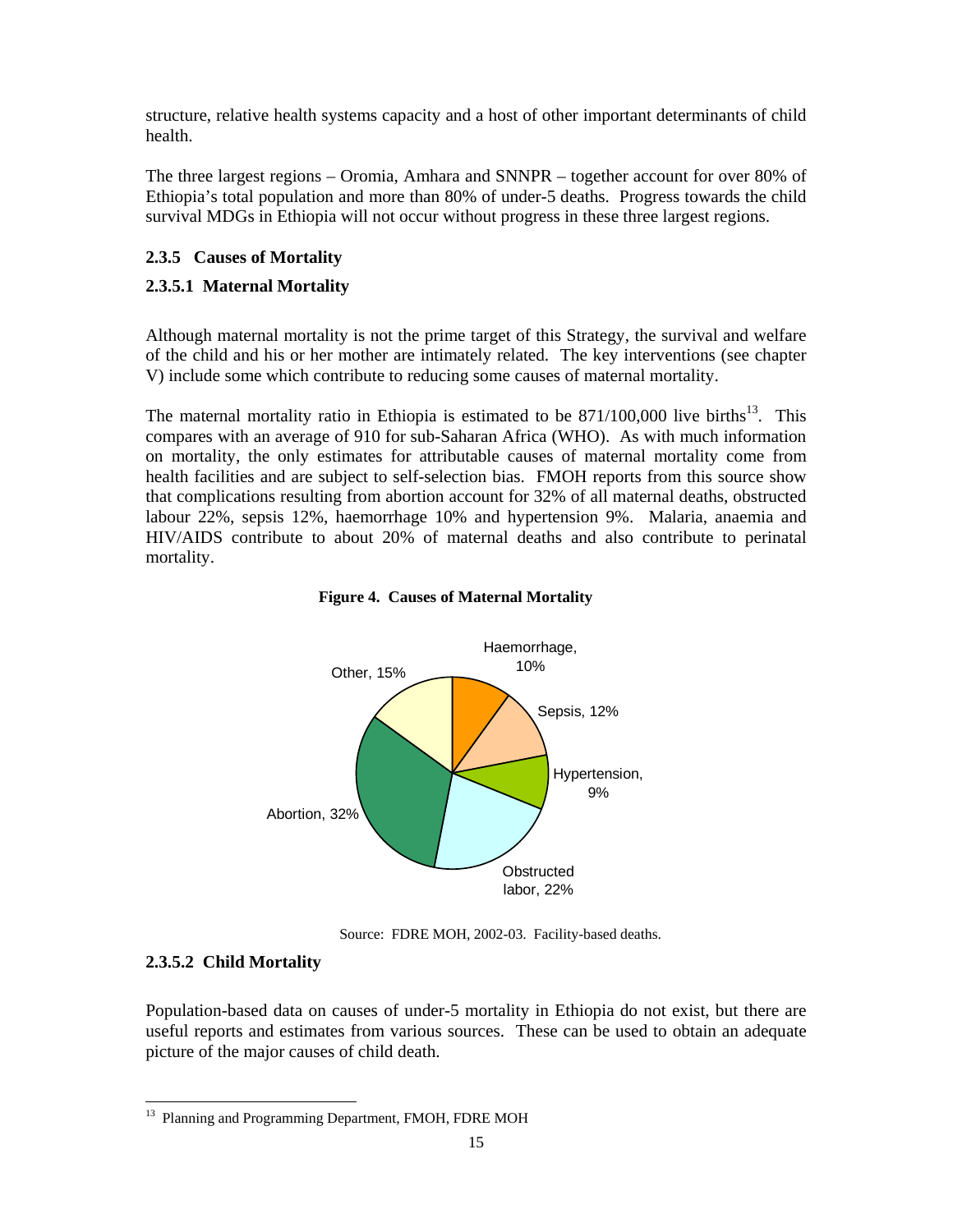structure, relative health systems capacity and a host of other important determinants of child health.

The three largest regions – Oromia, Amhara and SNNPR – together account for over 80% of Ethiopia's total population and more than 80% of under-5 deaths. Progress towards the child survival MDGs in Ethiopia will not occur without progress in these three largest regions.

### 2.3.5 Causes of Mortality

#### 2.3.5.1 Maternal Mortality

Although maternal mortality is not the prime target of this Strategy, the survival and welfare of the child and his or her mother are intimately related. The key interventions (see chapter V) include some which contribute to reducing some causes of maternal mortality.

The maternal mortality ratio in Ethiopia is estimated to be 871/100,000 live births[13]. This compares with an average of 910 for sub-Saharan Africa (WHO). As with much information on mortality, the only estimates for attributable causes of maternal mortality come from health facilities and are subject to self-selection bias. FMOH reports from this source show that complications resulting from abortion account for 32% of all maternal deaths, obstructed labour 22%, sepsis 12%, haemorrhage 10% and hypertension 9%. Malaria, anaemia and HIV/AIDS contribute to about 20% of maternal deaths and also contribute to perinatal mortality.

**Figure 4. Causes of Maternal Mortality**

Haemorrhage, 10%; Sepsis, 12%; Hypertension, 9%; Obstructed labor, 22%; Abortion, 32%; Other, 15%

Source: FDRE MOH, 2002-03. Facility-based deaths.

#### 2.3.5.2 Child Mortality

Population-based data on causes of under-5 mortality in Ethiopia do not exist, but there are useful reports and estimates from various sources. These can be used to obtain an adequate picture of the major causes of child death.

---

[13] Planning and Programming Department, FMOH, FDRE MOH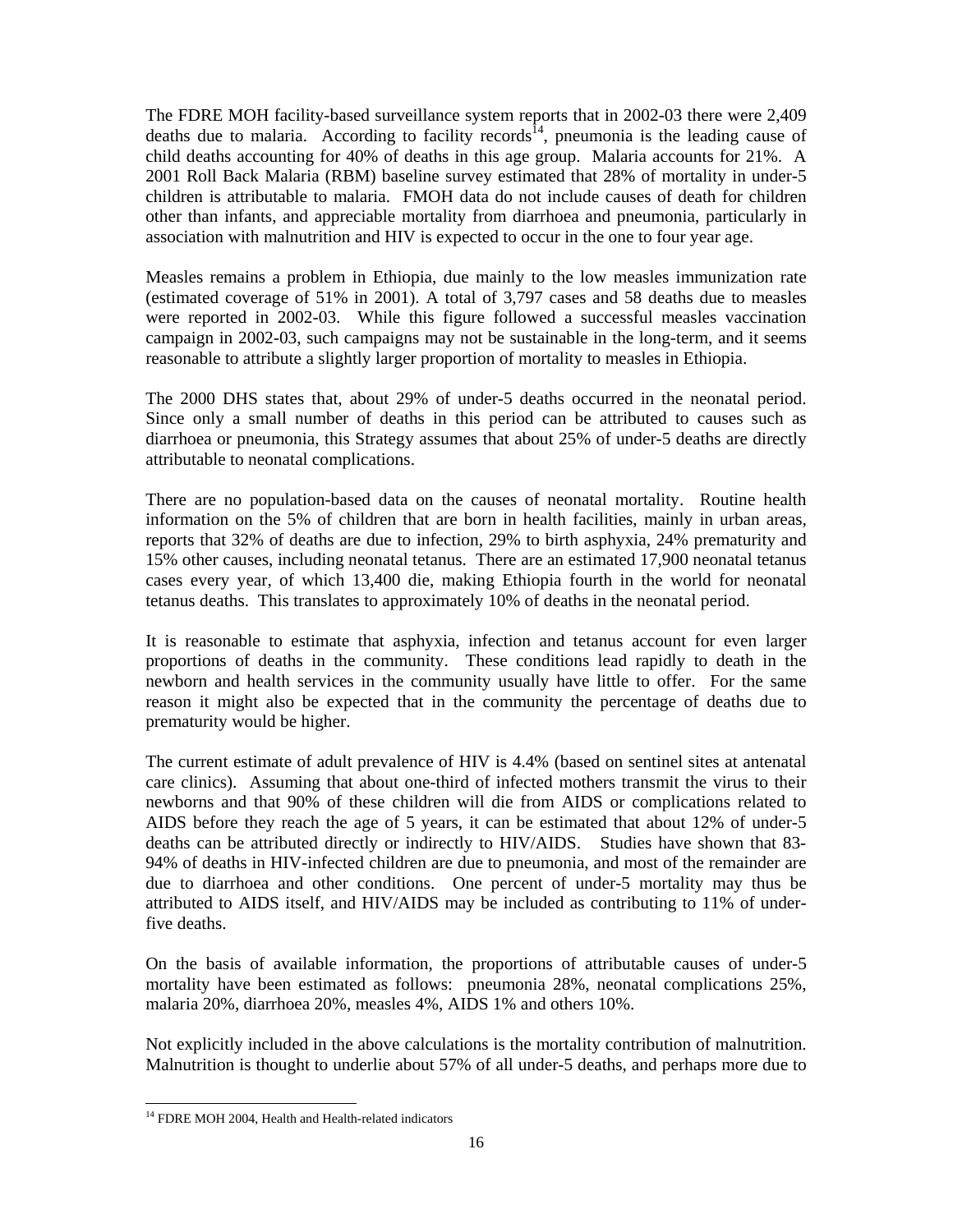The FDRE MOH facility-based surveillance system reports that in 2002-03 there were 2,409 deaths due to malaria. According to facility records[14], pneumonia is the leading cause of child deaths accounting for 40% of deaths in this age group. Malaria accounts for 21%. A 2001 Roll Back Malaria (RBM) baseline survey estimated that 28% of mortality in under-5 children is attributable to malaria. FMOH data do not include causes of death for children other than infants, and appreciable mortality from diarrhoea and pneumonia, particularly in association with malnutrition and HIV is expected to occur in the one to four year age.

Measles remains a problem in Ethiopia, due mainly to the low measles immunization rate (estimated coverage of 51% in 2001). A total of 3,797 cases and 58 deaths due to measles were reported in 2002-03. While this figure followed a successful measles vaccination campaign in 2002-03, such campaigns may not be sustainable in the long-term, and it seems reasonable to attribute a slightly larger proportion of mortality to measles in Ethiopia.

The 2000 DHS states that, about 29% of under-5 deaths occurred in the neonatal period. Since only a small number of deaths in this period can be attributed to causes such as diarrhoea or pneumonia, this Strategy assumes that about 25% of under-5 deaths are directly attributable to neonatal complications.

There are no population-based data on the causes of neonatal mortality. Routine health information on the 5% of children that are born in health facilities, mainly in urban areas, reports that 32% of deaths are due to infection, 29% to birth asphyxia, 24% prematurity and 15% other causes, including neonatal tetanus. There are an estimated 17,900 neonatal tetanus cases every year, of which 13,400 die, making Ethiopia fourth in the world for neonatal tetanus deaths. This translates to approximately 10% of deaths in the neonatal period.

It is reasonable to estimate that asphyxia, infection and tetanus account for even larger proportions of deaths in the community. These conditions lead rapidly to death in the newborn and health services in the community usually have little to offer. For the same reason it might also be expected that in the community the percentage of deaths due to prematurity would be higher.

The current estimate of adult prevalence of HIV is 4.4% (based on sentinel sites at antenatal care clinics). Assuming that about one-third of infected mothers transmit the virus to their newborns and that 90% of these children will die from AIDS or complications related to AIDS before they reach the age of 5 years, it can be estimated that about 12% of under-5 deaths can be attributed directly or indirectly to HIV/AIDS. Studies have shown that 83-94% of deaths in HIV-infected children are due to pneumonia, and most of the remainder are due to diarrhoea and other conditions. One percent of under-5 mortality may thus be attributed to AIDS itself, and HIV/AIDS may be included as contributing to 11% of under-five deaths.

On the basis of available information, the proportions of attributable causes of under-5 mortality have been estimated as follows: pneumonia 28%, neonatal complications 25%, malaria 20%, diarrhoea 20%, measles 4%, AIDS 1% and others 10%.

Not explicitly included in the above calculations is the mortality contribution of malnutrition. Malnutrition is thought to underlie about 57% of all under-5 deaths, and perhaps more due to

[14] FDRE MOH 2004, Health and Health-related indicators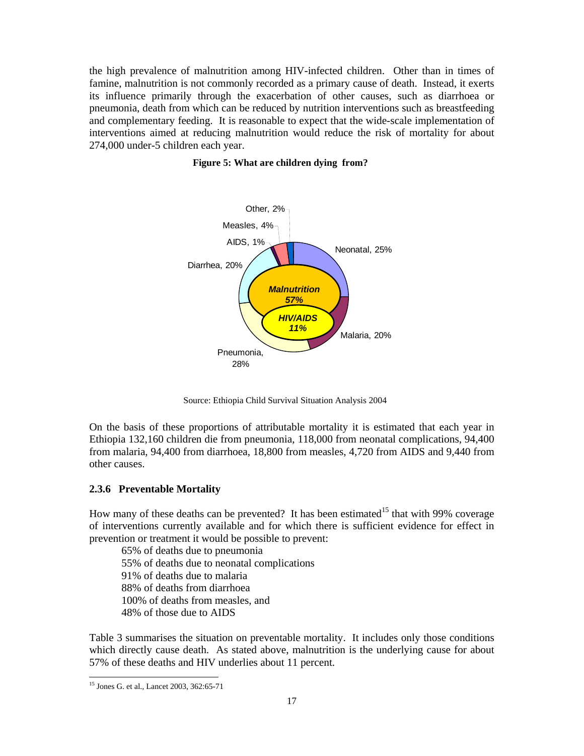the high prevalence of malnutrition among HIV-infected children. Other than in times of famine, malnutrition is not commonly recorded as a primary cause of death. Instead, it exerts its influence primarily through the exacerbation of other causes, such as diarrhoea or pneumonia, death from which can be reduced by nutrition interventions such as breastfeeding and complementary feeding. It is reasonable to expect that the wide-scale implementation of interventions aimed at reducing malnutrition would reduce the risk of mortality for about 274,000 under-5 children each year.

**Figure 5: What are children dying from?**

Other, 2%
Measles, 4%
AIDS, 1%
Diarrhea, 20%
Neonatal, 25%
*Malnutrition 57%*
*HIV/AIDS 11%*
Malaria, 20%
Pneumonia, 28%

Source: Ethiopia Child Survival Situation Analysis 2004

On the basis of these proportions of attributable mortality it is estimated that each year in Ethiopia 132,160 children die from pneumonia, 118,000 from neonatal complications, 94,400 from malaria, 94,400 from diarrhoea, 18,800 from measles, 4,720 from AIDS and 9,440 from other causes.

### 2.3.6 Preventable Mortality

How many of these deaths can be prevented? It has been estimated[15] that with 99% coverage of interventions currently available and for which there is sufficient evidence for effect in prevention or treatment it would be possible to prevent:

- 65% of deaths due to pneumonia
- 55% of deaths due to neonatal complications
- 91% of deaths due to malaria
- 88% of deaths from diarrhoea
- 100% of deaths from measles, and
- 48% of those due to AIDS

Table 3 summarises the situation on preventable mortality. It includes only those conditions which directly cause death. As stated above, malnutrition is the underlying cause for about 57% of these deaths and HIV underlies about 11 percent.

[15] Jones G. et al., Lancet 2003, 362:65-71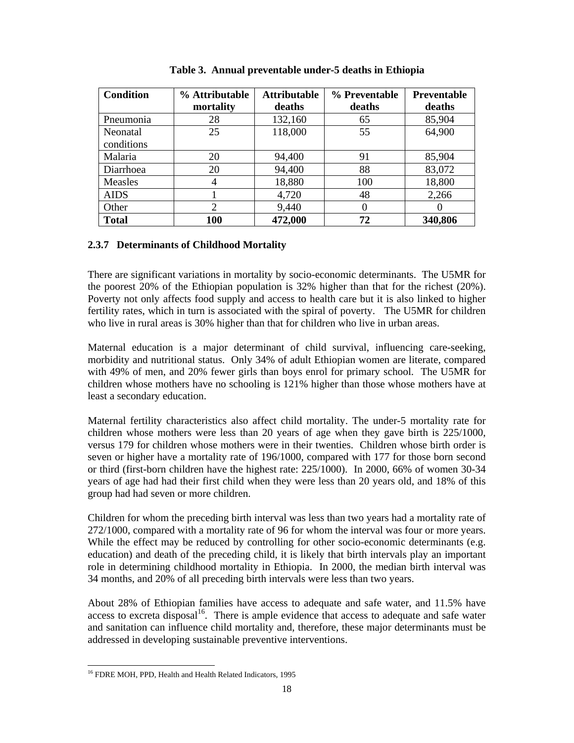**Table 3. Annual preventable under-5 deaths in Ethiopia**

| Condition | % Attributable mortality | Attributable deaths | % Preventable deaths | Preventable deaths |
|---|---|---|---|---|
| Pneumonia | 28 | 132,160 | 65 | 85,904 |
| Neonatal conditions | 25 | 118,000 | 55 | 64,900 |
| Malaria | 20 | 94,400 | 91 | 85,904 |
| Diarrhoea | 20 | 94,400 | 88 | 83,072 |
| Measles | 4 | 18,880 | 100 | 18,800 |
| AIDS | 1 | 4,720 | 48 | 2,266 |
| Other | 2 | 9,440 | 0 | 0 |
| **Total** | **100** | **472,000** | **72** | **340,806** |

### 2.3.7 Determinants of Childhood Mortality

There are significant variations in mortality by socio-economic determinants. The U5MR for the poorest 20% of the Ethiopian population is 32% higher than that for the richest (20%). Poverty not only affects food supply and access to health care but it is also linked to higher fertility rates, which in turn is associated with the spiral of poverty. The U5MR for children who live in rural areas is 30% higher than that for children who live in urban areas.

Maternal education is a major determinant of child survival, influencing care-seeking, morbidity and nutritional status. Only 34% of adult Ethiopian women are literate, compared with 49% of men, and 20% fewer girls than boys enrol for primary school. The U5MR for children whose mothers have no schooling is 121% higher than those whose mothers have at least a secondary education.

Maternal fertility characteristics also affect child mortality. The under-5 mortality rate for children whose mothers were less than 20 years of age when they gave birth is 225/1000, versus 179 for children whose mothers were in their twenties. Children whose birth order is seven or higher have a mortality rate of 196/1000, compared with 177 for those born second or third (first-born children have the highest rate: 225/1000). In 2000, 66% of women 30-34 years of age had had their first child when they were less than 20 years old, and 18% of this group had had seven or more children.

Children for whom the preceding birth interval was less than two years had a mortality rate of 272/1000, compared with a mortality rate of 96 for whom the interval was four or more years. While the effect may be reduced by controlling for other socio-economic determinants (e.g. education) and death of the preceding child, it is likely that birth intervals play an important role in determining childhood mortality in Ethiopia. In 2000, the median birth interval was 34 months, and 20% of all preceding birth intervals were less than two years.

About 28% of Ethiopian families have access to adequate and safe water, and 11.5% have access to excreta disposal[16]. There is ample evidence that access to adequate and safe water and sanitation can influence child mortality and, therefore, these major determinants must be addressed in developing sustainable preventive interventions.

[16] FDRE MOH, PPD, Health and Health Related Indicators, 1995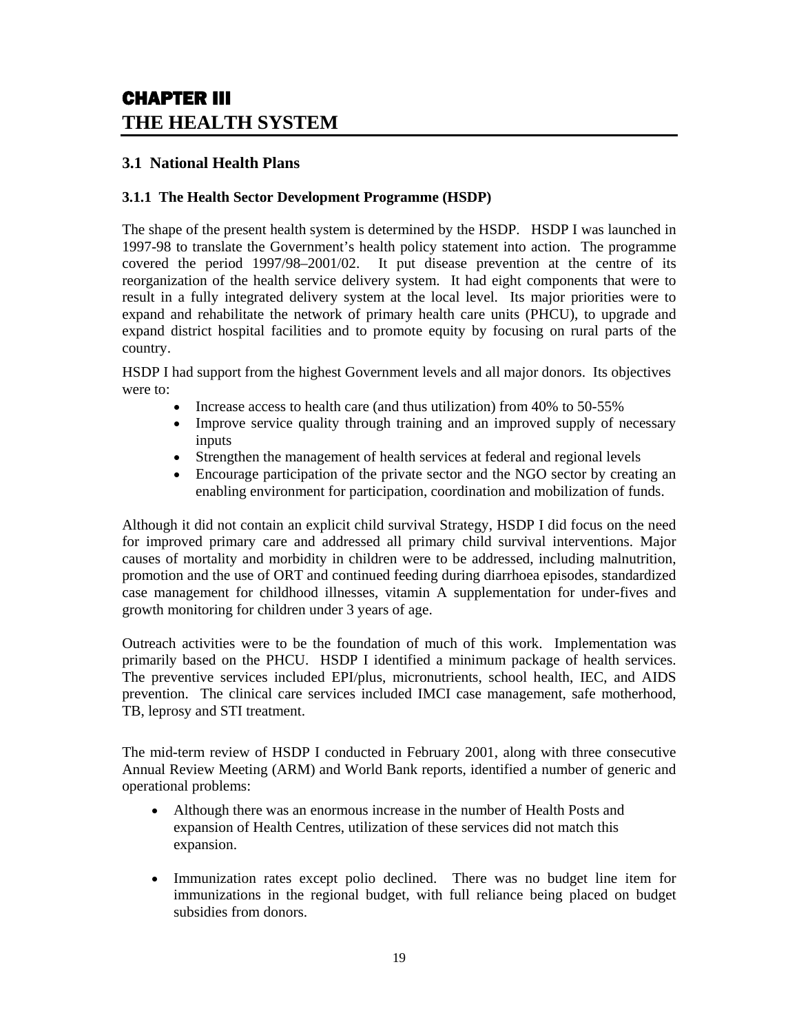# CHAPTER III
# THE HEALTH SYSTEM

## 3.1 National Health Plans

### 3.1.1 The Health Sector Development Programme (HSDP)

The shape of the present health system is determined by the HSDP. HSDP I was launched in 1997-98 to translate the Government's health policy statement into action. The programme covered the period 1997/98–2001/02. It put disease prevention at the centre of its reorganization of the health service delivery system. It had eight components that were to result in a fully integrated delivery system at the local level. Its major priorities were to expand and rehabilitate the network of primary health care units (PHCU), to upgrade and expand district hospital facilities and to promote equity by focusing on rural parts of the country.

HSDP I had support from the highest Government levels and all major donors. Its objectives were to:

- Increase access to health care (and thus utilization) from 40% to 50-55%
- Improve service quality through training and an improved supply of necessary inputs
- Strengthen the management of health services at federal and regional levels
- Encourage participation of the private sector and the NGO sector by creating an enabling environment for participation, coordination and mobilization of funds.

Although it did not contain an explicit child survival Strategy, HSDP I did focus on the need for improved primary care and addressed all primary child survival interventions. Major causes of mortality and morbidity in children were to be addressed, including malnutrition, promotion and the use of ORT and continued feeding during diarrhoea episodes, standardized case management for childhood illnesses, vitamin A supplementation for under-fives and growth monitoring for children under 3 years of age.

Outreach activities were to be the foundation of much of this work. Implementation was primarily based on the PHCU. HSDP I identified a minimum package of health services. The preventive services included EPI/plus, micronutrients, school health, IEC, and AIDS prevention. The clinical care services included IMCI case management, safe motherhood, TB, leprosy and STI treatment.

The mid-term review of HSDP I conducted in February 2001, along with three consecutive Annual Review Meeting (ARM) and World Bank reports, identified a number of generic and operational problems:

- Although there was an enormous increase in the number of Health Posts and expansion of Health Centres, utilization of these services did not match this expansion.

- Immunization rates except polio declined. There was no budget line item for immunizations in the regional budget, with full reliance being placed on budget subsidies from donors.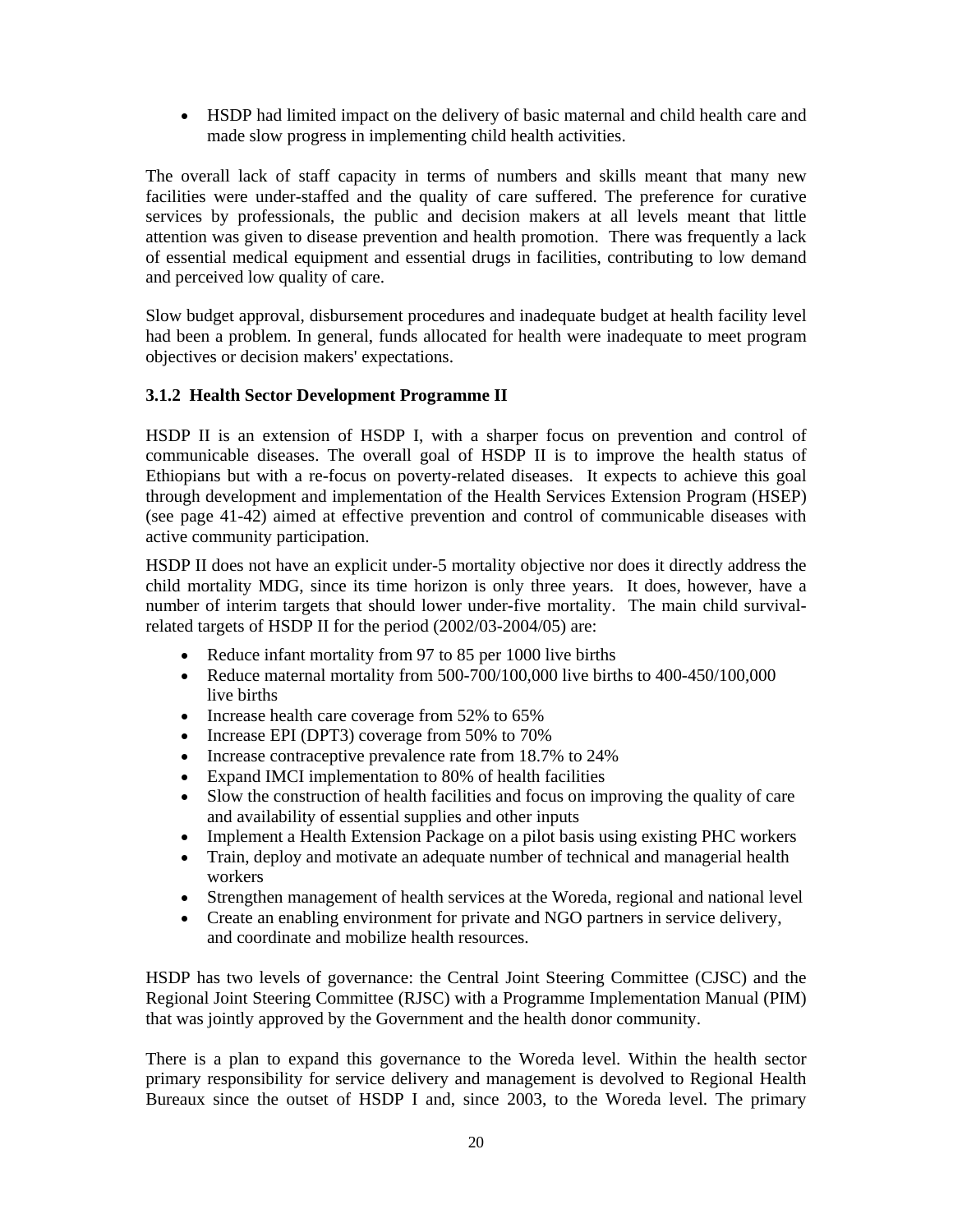- HSDP had limited impact on the delivery of basic maternal and child health care and made slow progress in implementing child health activities.

The overall lack of staff capacity in terms of numbers and skills meant that many new facilities were under-staffed and the quality of care suffered. The preference for curative services by professionals, the public and decision makers at all levels meant that little attention was given to disease prevention and health promotion. There was frequently a lack of essential medical equipment and essential drugs in facilities, contributing to low demand and perceived low quality of care.

Slow budget approval, disbursement procedures and inadequate budget at health facility level had been a problem. In general, funds allocated for health were inadequate to meet program objectives or decision makers' expectations.

### 3.1.2 Health Sector Development Programme II

HSDP II is an extension of HSDP I, with a sharper focus on prevention and control of communicable diseases. The overall goal of HSDP II is to improve the health status of Ethiopians but with a re-focus on poverty-related diseases. It expects to achieve this goal through development and implementation of the Health Services Extension Program (HSEP) (see page 41-42) aimed at effective prevention and control of communicable diseases with active community participation.

HSDP II does not have an explicit under-5 mortality objective nor does it directly address the child mortality MDG, since its time horizon is only three years. It does, however, have a number of interim targets that should lower under-five mortality. The main child survival-related targets of HSDP II for the period (2002/03-2004/05) are:

- Reduce infant mortality from 97 to 85 per 1000 live births
- Reduce maternal mortality from 500-700/100,000 live births to 400-450/100,000 live births
- Increase health care coverage from 52% to 65%
- Increase EPI (DPT3) coverage from 50% to 70%
- Increase contraceptive prevalence rate from 18.7% to 24%
- Expand IMCI implementation to 80% of health facilities
- Slow the construction of health facilities and focus on improving the quality of care and availability of essential supplies and other inputs
- Implement a Health Extension Package on a pilot basis using existing PHC workers
- Train, deploy and motivate an adequate number of technical and managerial health workers
- Strengthen management of health services at the Woreda, regional and national level
- Create an enabling environment for private and NGO partners in service delivery, and coordinate and mobilize health resources.

HSDP has two levels of governance: the Central Joint Steering Committee (CJSC) and the Regional Joint Steering Committee (RJSC) with a Programme Implementation Manual (PIM) that was jointly approved by the Government and the health donor community.

There is a plan to expand this governance to the Woreda level. Within the health sector primary responsibility for service delivery and management is devolved to Regional Health Bureaux since the outset of HSDP I and, since 2003, to the Woreda level. The primary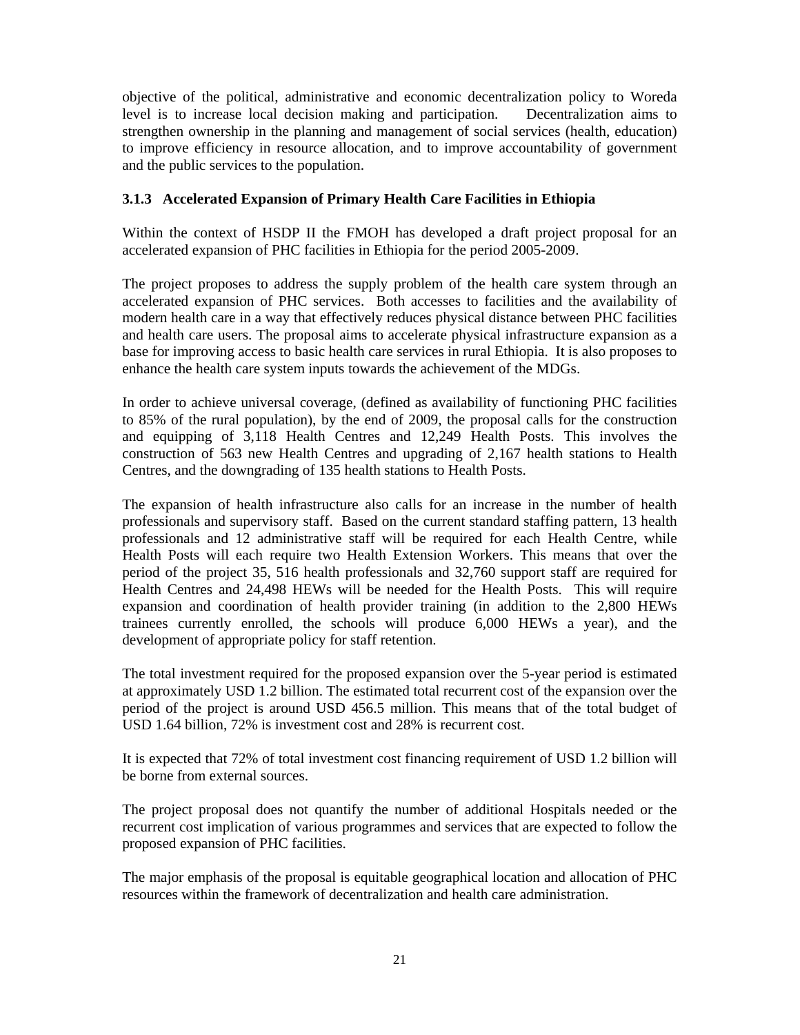objective of the political, administrative and economic decentralization policy to Woreda level is to increase local decision making and participation. Decentralization aims to strengthen ownership in the planning and management of social services (health, education) to improve efficiency in resource allocation, and to improve accountability of government and the public services to the population.

### 3.1.3 Accelerated Expansion of Primary Health Care Facilities in Ethiopia

Within the context of HSDP II the FMOH has developed a draft project proposal for an accelerated expansion of PHC facilities in Ethiopia for the period 2005-2009.

The project proposes to address the supply problem of the health care system through an accelerated expansion of PHC services. Both accesses to facilities and the availability of modern health care in a way that effectively reduces physical distance between PHC facilities and health care users. The proposal aims to accelerate physical infrastructure expansion as a base for improving access to basic health care services in rural Ethiopia. It is also proposes to enhance the health care system inputs towards the achievement of the MDGs.

In order to achieve universal coverage, (defined as availability of functioning PHC facilities to 85% of the rural population), by the end of 2009, the proposal calls for the construction and equipping of 3,118 Health Centres and 12,249 Health Posts. This involves the construction of 563 new Health Centres and upgrading of 2,167 health stations to Health Centres, and the downgrading of 135 health stations to Health Posts.

The expansion of health infrastructure also calls for an increase in the number of health professionals and supervisory staff. Based on the current standard staffing pattern, 13 health professionals and 12 administrative staff will be required for each Health Centre, while Health Posts will each require two Health Extension Workers. This means that over the period of the project 35, 516 health professionals and 32,760 support staff are required for Health Centres and 24,498 HEWs will be needed for the Health Posts. This will require expansion and coordination of health provider training (in addition to the 2,800 HEWs trainees currently enrolled, the schools will produce 6,000 HEWs a year), and the development of appropriate policy for staff retention.

The total investment required for the proposed expansion over the 5-year period is estimated at approximately USD 1.2 billion. The estimated total recurrent cost of the expansion over the period of the project is around USD 456.5 million. This means that of the total budget of USD 1.64 billion, 72% is investment cost and 28% is recurrent cost.

It is expected that 72% of total investment cost financing requirement of USD 1.2 billion will be borne from external sources.

The project proposal does not quantify the number of additional Hospitals needed or the recurrent cost implication of various programmes and services that are expected to follow the proposed expansion of PHC facilities.

The major emphasis of the proposal is equitable geographical location and allocation of PHC resources within the framework of decentralization and health care administration.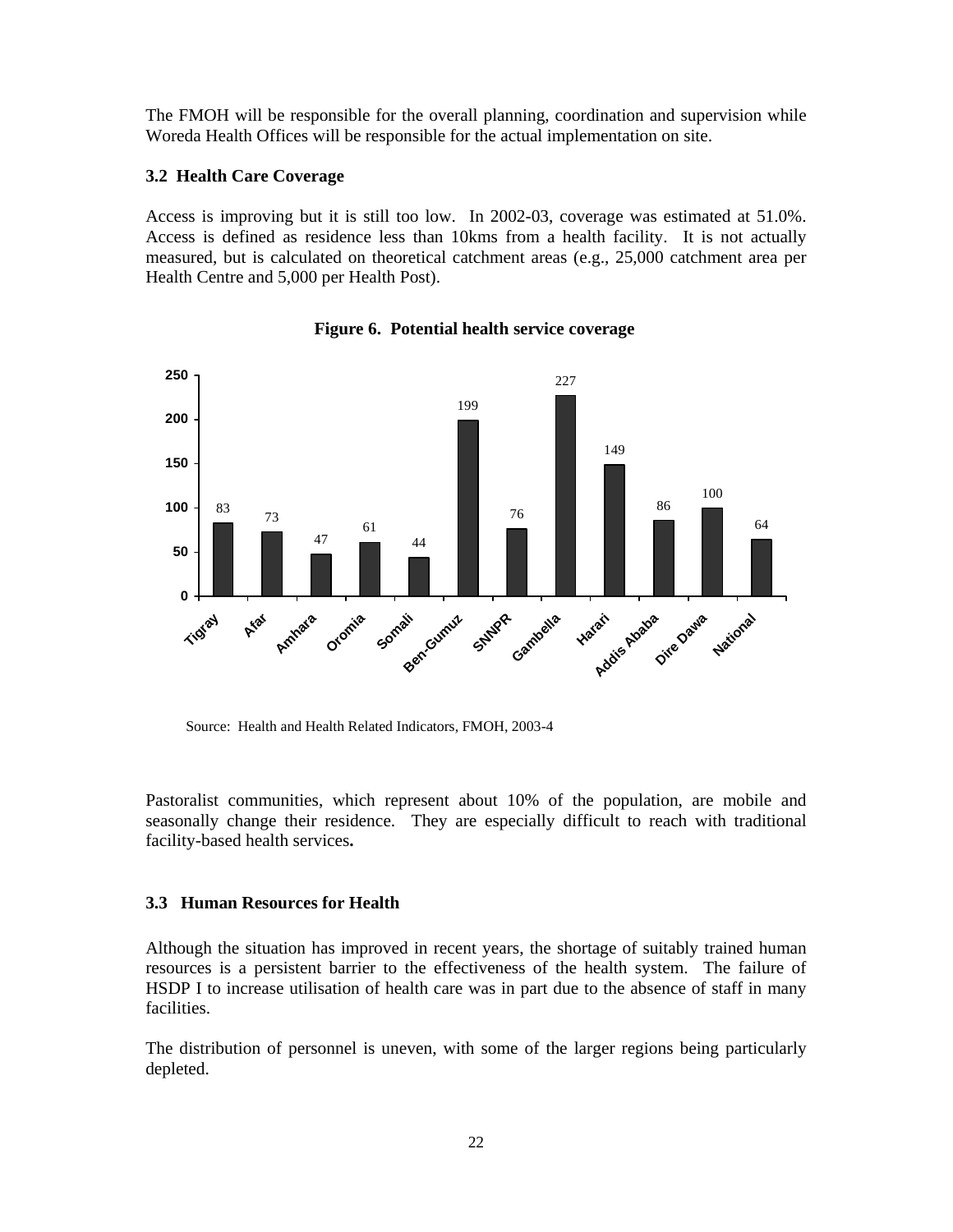The FMOH will be responsible for the overall planning, coordination and supervision while Woreda Health Offices will be responsible for the actual implementation on site.

### 3.2 Health Care Coverage

Access is improving but it is still too low. In 2002-03, coverage was estimated at 51.0%. Access is defined as residence less than 10kms from a health facility. It is not actually measured, but is calculated on theoretical catchment areas (e.g., 25,000 catchment area per Health Centre and 5,000 per Health Post).

**Figure 6. Potential health service coverage**

| Region | Value |
|---|---|
| Tigray | 83 |
| Afar | 73 |
| Amhara | 47 |
| Oromia | 61 |
| Somali | 44 |
| Ben-Gumuz | 199 |
| SNNPR | 76 |
| Gambella | 227 |
| Harari | 149 |
| Addis Ababa | 86 |
| Dire Dawa | 100 |
| National | 64 |

Source: Health and Health Related Indicators, FMOH, 2003-4

Pastoralist communities, which represent about 10% of the population, are mobile and seasonally change their residence. They are especially difficult to reach with traditional facility-based health services**.**

### 3.3 Human Resources for Health

Although the situation has improved in recent years, the shortage of suitably trained human resources is a persistent barrier to the effectiveness of the health system. The failure of HSDP I to increase utilisation of health care was in part due to the absence of staff in many facilities.

The distribution of personnel is uneven, with some of the larger regions being particularly depleted.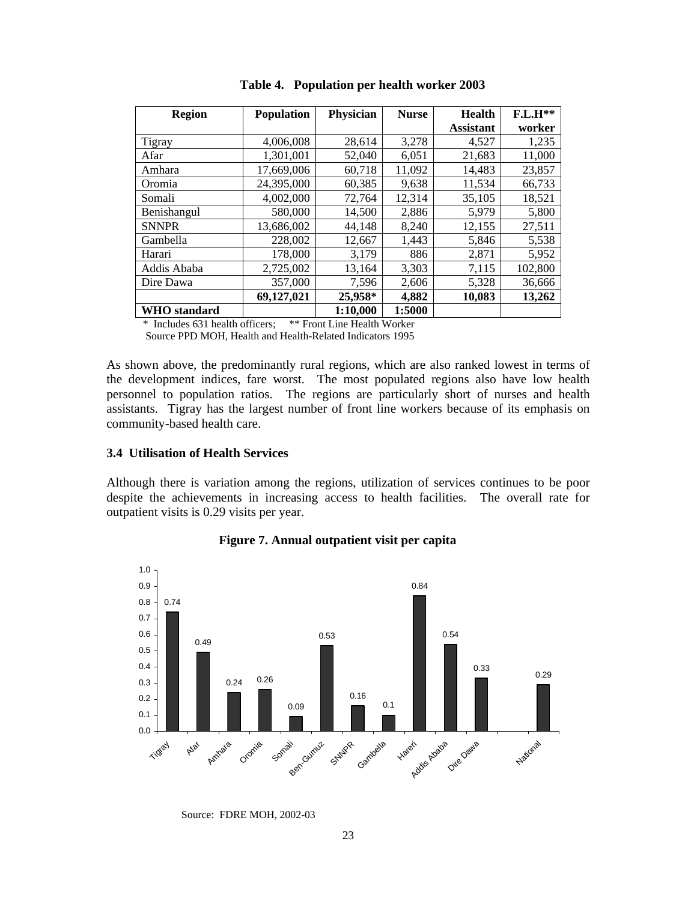**Table 4. Population per health worker 2003**

| Region | Population | Physician | Nurse | Health Assistant | F.L.H** worker |
|---|---|---|---|---|---|
| Tigray | 4,006,008 | 28,614 | 3,278 | 4,527 | 1,235 |
| Afar | 1,301,001 | 52,040 | 6,051 | 21,683 | 11,000 |
| Amhara | 17,669,006 | 60,718 | 11,092 | 14,483 | 23,857 |
| Oromia | 24,395,000 | 60,385 | 9,638 | 11,534 | 66,733 |
| Somali | 4,002,000 | 72,764 | 12,314 | 35,105 | 18,521 |
| Benishangul | 580,000 | 14,500 | 2,886 | 5,979 | 5,800 |
| SNNPR | 13,686,002 | 44,148 | 8,240 | 12,155 | 27,511 |
| Gambella | 228,002 | 12,667 | 1,443 | 5,846 | 5,538 |
| Harari | 178,000 | 3,179 | 886 | 2,871 | 5,952 |
| Addis Ababa | 2,725,002 | 13,164 | 3,303 | 7,115 | 102,800 |
| Dire Dawa | 357,000 | 7,596 | 2,606 | 5,328 | 36,666 |
| | **69,127,021** | **25,958*** | **4,882** | **10,083** | **13,262** |
| **WHO standard** | | **1:10,000** | **1:5000** | | |

\* Includes 631 health officers; ** Front Line Health Worker
Source PPD MOH, Health and Health-Related Indicators 1995

As shown above, the predominantly rural regions, which are also ranked lowest in terms of the development indices, fare worst. The most populated regions also have low health personnel to population ratios. The regions are particularly short of nurses and health assistants. Tigray has the largest number of front line workers because of its emphasis on community-based health care.

### 3.4 Utilisation of Health Services

Although there is variation among the regions, utilization of services continues to be poor despite the achievements in increasing access to health facilities. The overall rate for outpatient visits is 0.29 visits per year.

**Figure 7. Annual outpatient visit per capita**

Source: FDRE MOH, 2002-03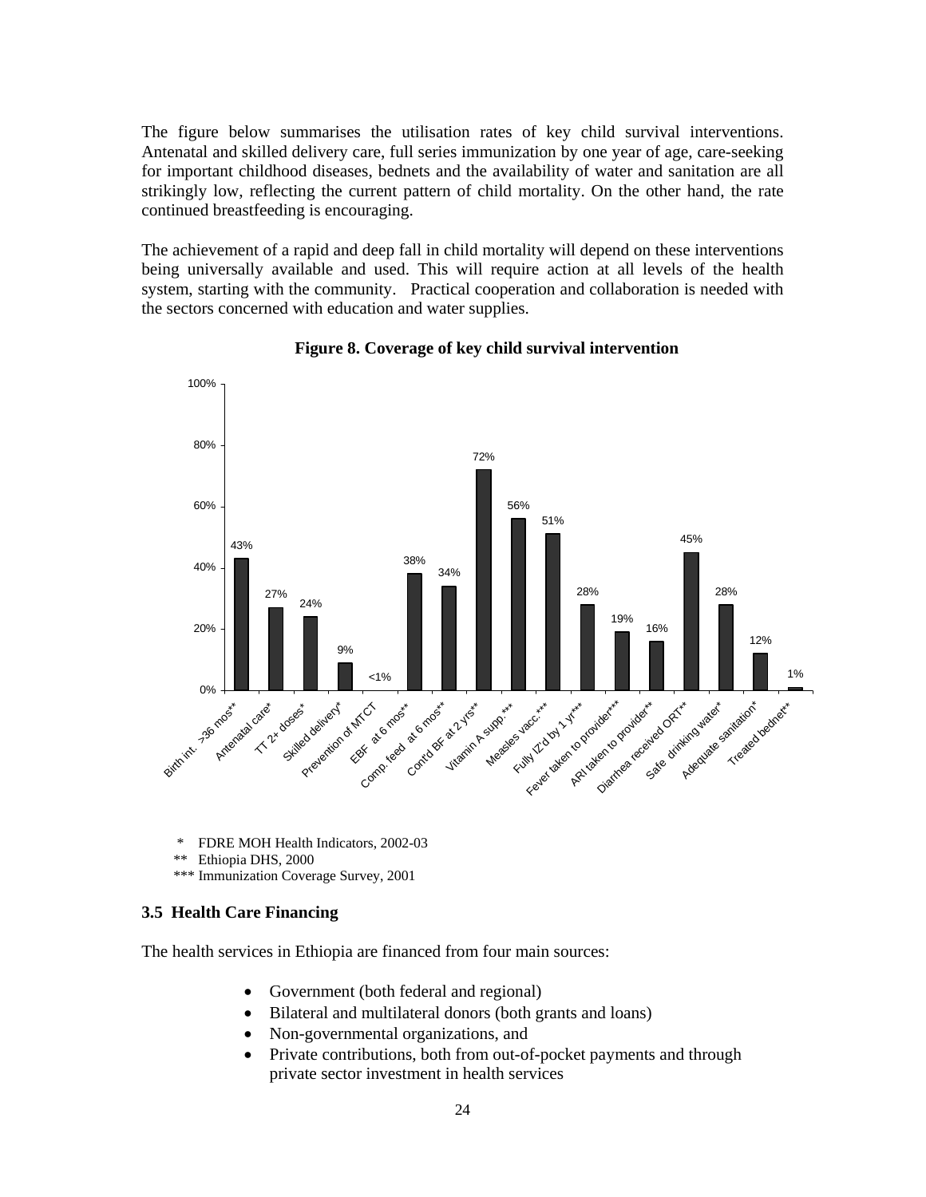The figure below summarises the utilisation rates of key child survival interventions. Antenatal and skilled delivery care, full series immunization by one year of age, care-seeking for important childhood diseases, bednets and the availability of water and sanitation are all strikingly low, reflecting the current pattern of child mortality. On the other hand, the rate continued breastfeeding is encouraging.

The achievement of a rapid and deep fall in child mortality will depend on these interventions being universally available and used. This will require action at all levels of the health system, starting with the community. Practical cooperation and collaboration is needed with the sectors concerned with education and water supplies.

**Figure 8. Coverage of key child survival intervention**

| Intervention | Coverage |
|---|---|
| Birth int. >36 mos** | 43% |
| Antenatal care* | 27% |
| TT 2+ doses* | 24% |
| Skilled delivery* | 9% |
| Prevention of MTCT | <1% |
| EBF at 6 mos** | 38% |
| Comp. feed at 6 mos** | 34% |
| Cont'd BF at 2 yrs** | 72% |
| Vitamin A supp.*** | 56% |
| Measles vacc.*** | 51% |
| Fully IZ'd by 1 yr*** | 28% |
| Fever taken to provider*** | 19% |
| ARI taken to provider** | 16% |
| Diarrhea received ORT** | 45% |
| Safe drinking water* | 28% |
| Adequate sanitation* | 12% |
| Treated bednet** | 1% |

\* FDRE MOH Health Indicators, 2002-03
\*\* Ethiopia DHS, 2000
\*\*\* Immunization Coverage Survey, 2001

### 3.5 Health Care Financing

The health services in Ethiopia are financed from four main sources:

- Government (both federal and regional)
- Bilateral and multilateral donors (both grants and loans)
- Non-governmental organizations, and
- Private contributions, both from out-of-pocket payments and through private sector investment in health services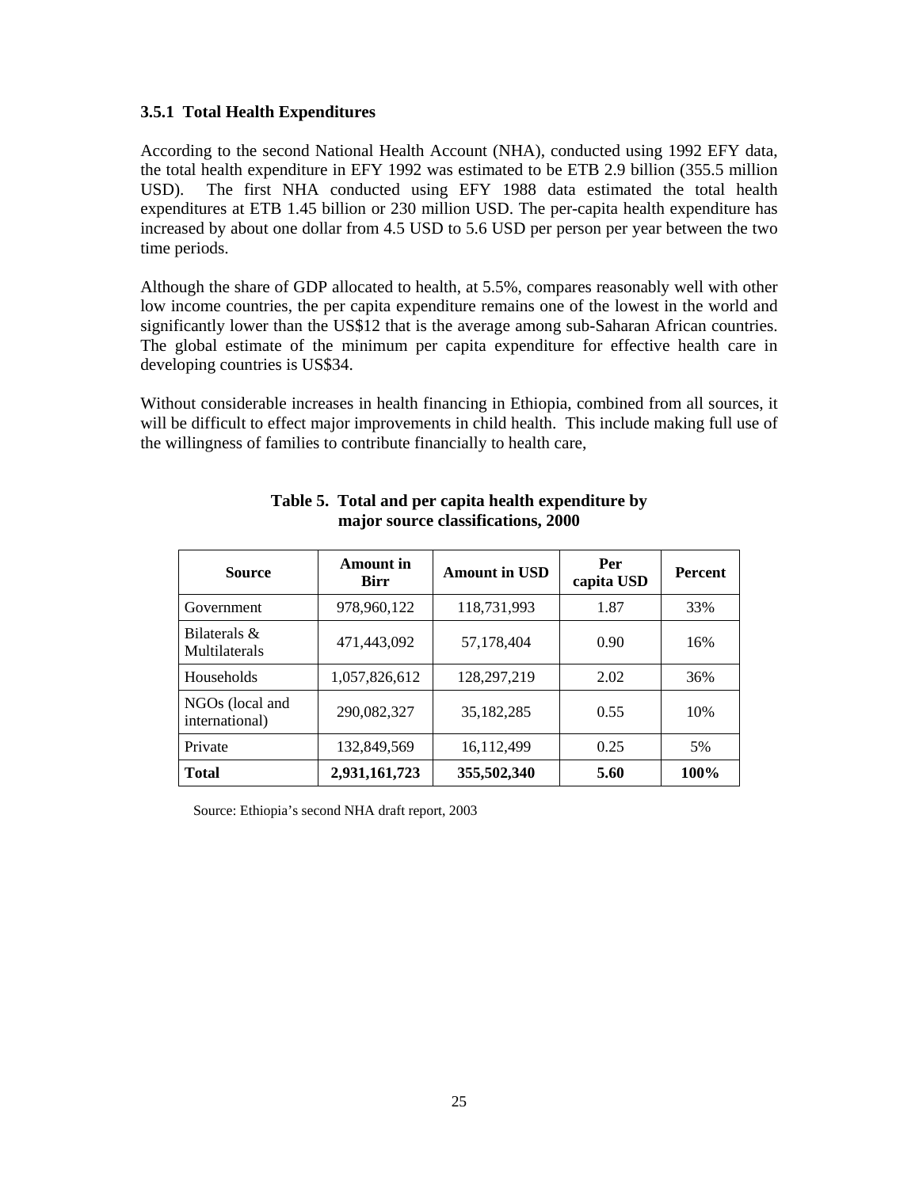### 3.5.1 Total Health Expenditures

According to the second National Health Account (NHA), conducted using 1992 EFY data, the total health expenditure in EFY 1992 was estimated to be ETB 2.9 billion (355.5 million USD). The first NHA conducted using EFY 1988 data estimated the total health expenditures at ETB 1.45 billion or 230 million USD. The per-capita health expenditure has increased by about one dollar from 4.5 USD to 5.6 USD per person per year between the two time periods.

Although the share of GDP allocated to health, at 5.5%, compares reasonably well with other low income countries, the per capita expenditure remains one of the lowest in the world and significantly lower than the US$12 that is the average among sub-Saharan African countries. The global estimate of the minimum per capita expenditure for effective health care in developing countries is US$34.

Without considerable increases in health financing in Ethiopia, combined from all sources, it will be difficult to effect major improvements in child health. This include making full use of the willingness of families to contribute financially to health care,

**Table 5. Total and per capita health expenditure by major source classifications, 2000**

| Source | Amount in Birr | Amount in USD | Per capita USD | Percent |
|---|---|---|---|---|
| Government | 978,960,122 | 118,731,993 | 1.87 | 33% |
| Bilaterals & Multilaterals | 471,443,092 | 57,178,404 | 0.90 | 16% |
| Households | 1,057,826,612 | 128,297,219 | 2.02 | 36% |
| NGOs (local and international) | 290,082,327 | 35,182,285 | 0.55 | 10% |
| Private | 132,849,569 | 16,112,499 | 0.25 | 5% |
| **Total** | **2,931,161,723** | **355,502,340** | **5.60** | **100%** |

Source: Ethiopia's second NHA draft report, 2003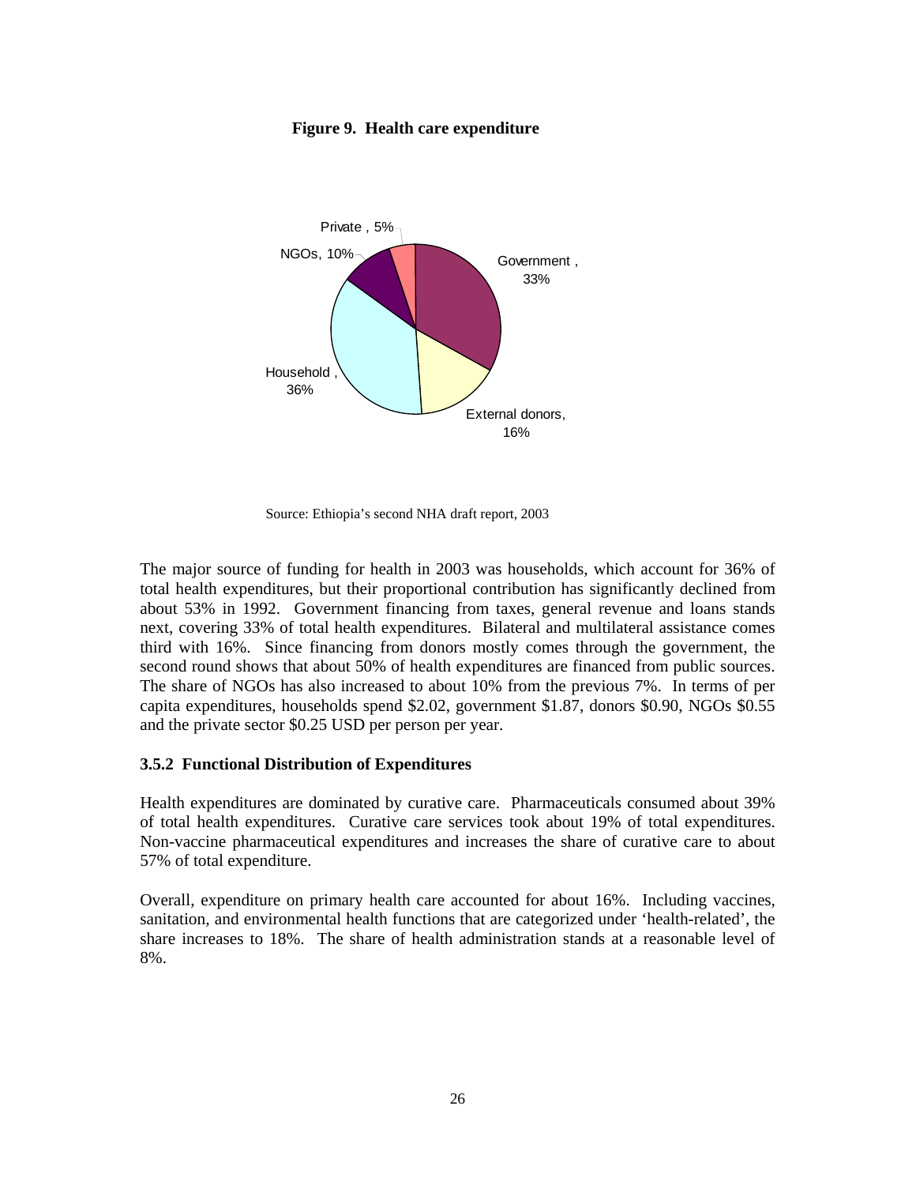**Figure 9. Health care expenditure**

Source: Ethiopia's second NHA draft report, 2003

The major source of funding for health in 2003 was households, which account for 36% of total health expenditures, but their proportional contribution has significantly declined from about 53% in 1992. Government financing from taxes, general revenue and loans stands next, covering 33% of total health expenditures. Bilateral and multilateral assistance comes third with 16%. Since financing from donors mostly comes through the government, the second round shows that about 50% of health expenditures are financed from public sources. The share of NGOs has also increased to about 10% from the previous 7%. In terms of per capita expenditures, households spend $2.02, government $1.87, donors $0.90, NGOs $0.55 and the private sector $0.25 USD per person per year.

### 3.5.2 Functional Distribution of Expenditures

Health expenditures are dominated by curative care. Pharmaceuticals consumed about 39% of total health expenditures. Curative care services took about 19% of total expenditures. Non-vaccine pharmaceutical expenditures and increases the share of curative care to about 57% of total expenditure.

Overall, expenditure on primary health care accounted for about 16%. Including vaccines, sanitation, and environmental health functions that are categorized under 'health-related', the share increases to 18%. The share of health administration stands at a reasonable level of 8%.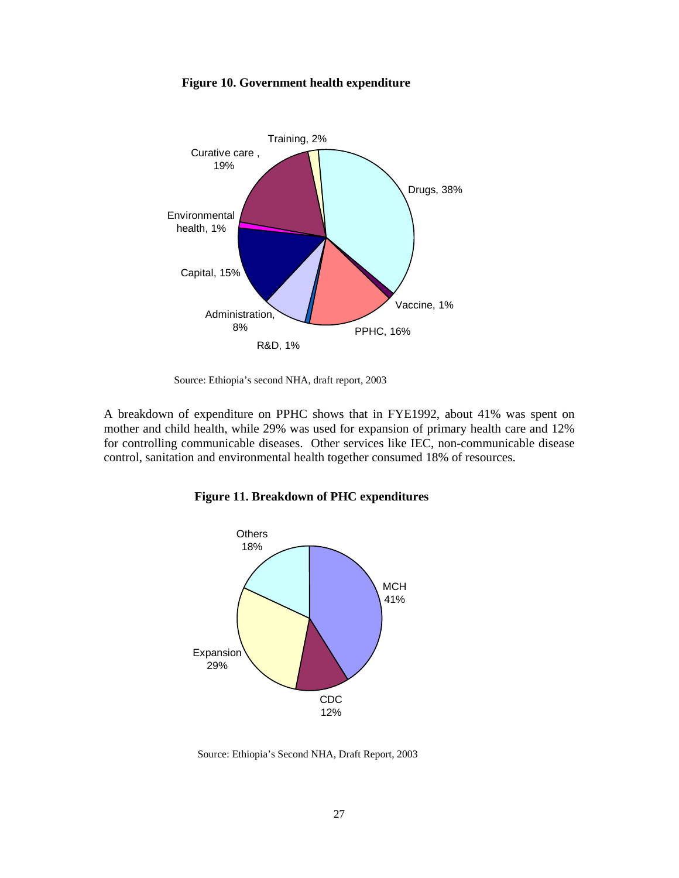**Figure 10. Government health expenditure**

Training, 2%

Curative care , 19%

Drugs, 38%

Environmental health, 1%

Capital, 15%

Vaccine, 1%

Administration, 8%

PPHC, 16%

R&D, 1%

Source: Ethiopia's second NHA, draft report, 2003

A breakdown of expenditure on PPHC shows that in FYE1992, about 41% was spent on mother and child health, while 29% was used for expansion of primary health care and 12% for controlling communicable diseases. Other services like IEC, non-communicable disease control, sanitation and environmental health together consumed 18% of resources.

**Figure 11. Breakdown of PHC expenditures**

Others 18%

MCH 41%

Expansion 29%

CDC 12%

Source: Ethiopia's Second NHA, Draft Report, 2003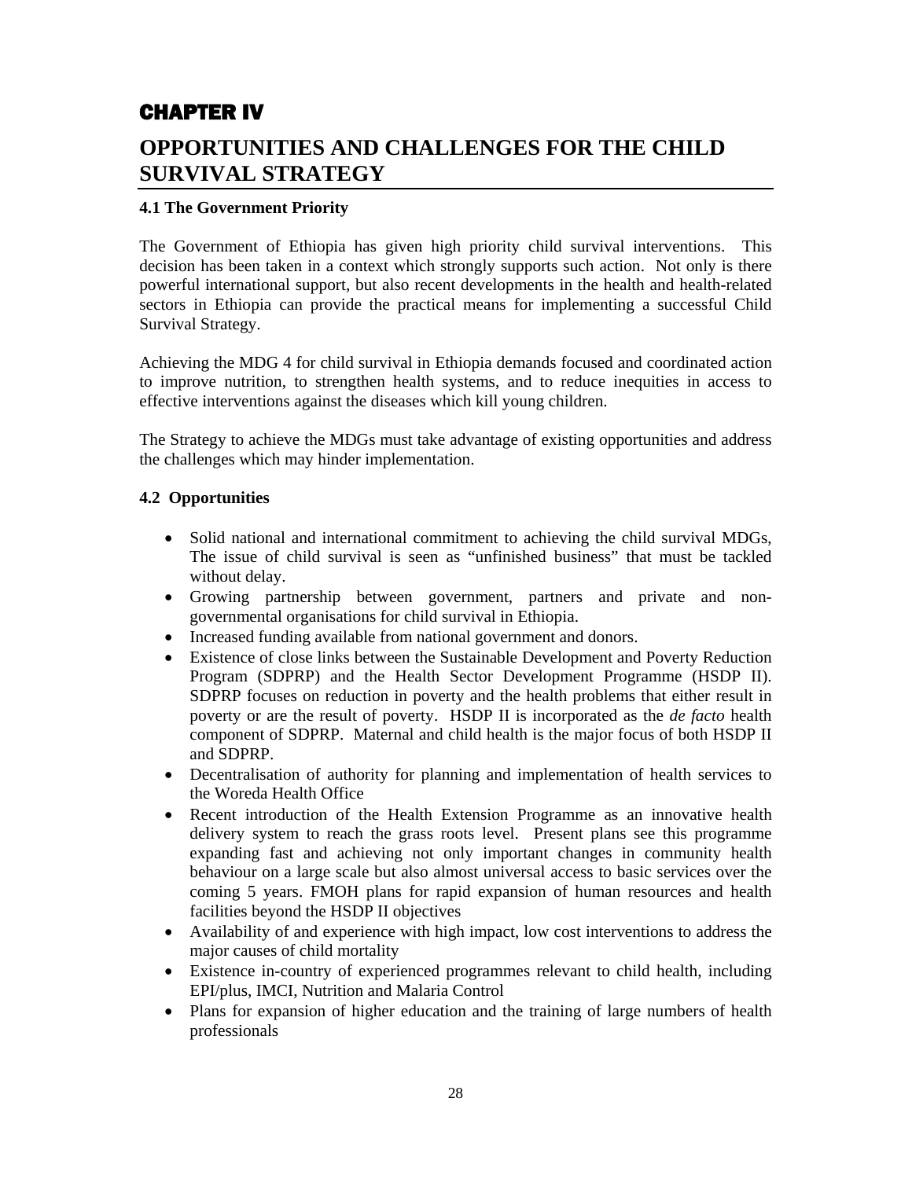# CHAPTER IV

# OPPORTUNITIES AND CHALLENGES FOR THE CHILD SURVIVAL STRATEGY

### 4.1 The Government Priority

The Government of Ethiopia has given high priority child survival interventions. This decision has been taken in a context which strongly supports such action. Not only is there powerful international support, but also recent developments in the health and health-related sectors in Ethiopia can provide the practical means for implementing a successful Child Survival Strategy.

Achieving the MDG 4 for child survival in Ethiopia demands focused and coordinated action to improve nutrition, to strengthen health systems, and to reduce inequities in access to effective interventions against the diseases which kill young children.

The Strategy to achieve the MDGs must take advantage of existing opportunities and address the challenges which may hinder implementation.

### 4.2 Opportunities

- Solid national and international commitment to achieving the child survival MDGs, The issue of child survival is seen as "unfinished business" that must be tackled without delay.
- Growing partnership between government, partners and private and non-governmental organisations for child survival in Ethiopia.
- Increased funding available from national government and donors.
- Existence of close links between the Sustainable Development and Poverty Reduction Program (SDPRP) and the Health Sector Development Programme (HSDP II). SDPRP focuses on reduction in poverty and the health problems that either result in poverty or are the result of poverty. HSDP II is incorporated as the *de facto* health component of SDPRP. Maternal and child health is the major focus of both HSDP II and SDPRP.
- Decentralisation of authority for planning and implementation of health services to the Woreda Health Office
- Recent introduction of the Health Extension Programme as an innovative health delivery system to reach the grass roots level. Present plans see this programme expanding fast and achieving not only important changes in community health behaviour on a large scale but also almost universal access to basic services over the coming 5 years. FMOH plans for rapid expansion of human resources and health facilities beyond the HSDP II objectives
- Availability of and experience with high impact, low cost interventions to address the major causes of child mortality
- Existence in-country of experienced programmes relevant to child health, including EPI/plus, IMCI, Nutrition and Malaria Control
- Plans for expansion of higher education and the training of large numbers of health professionals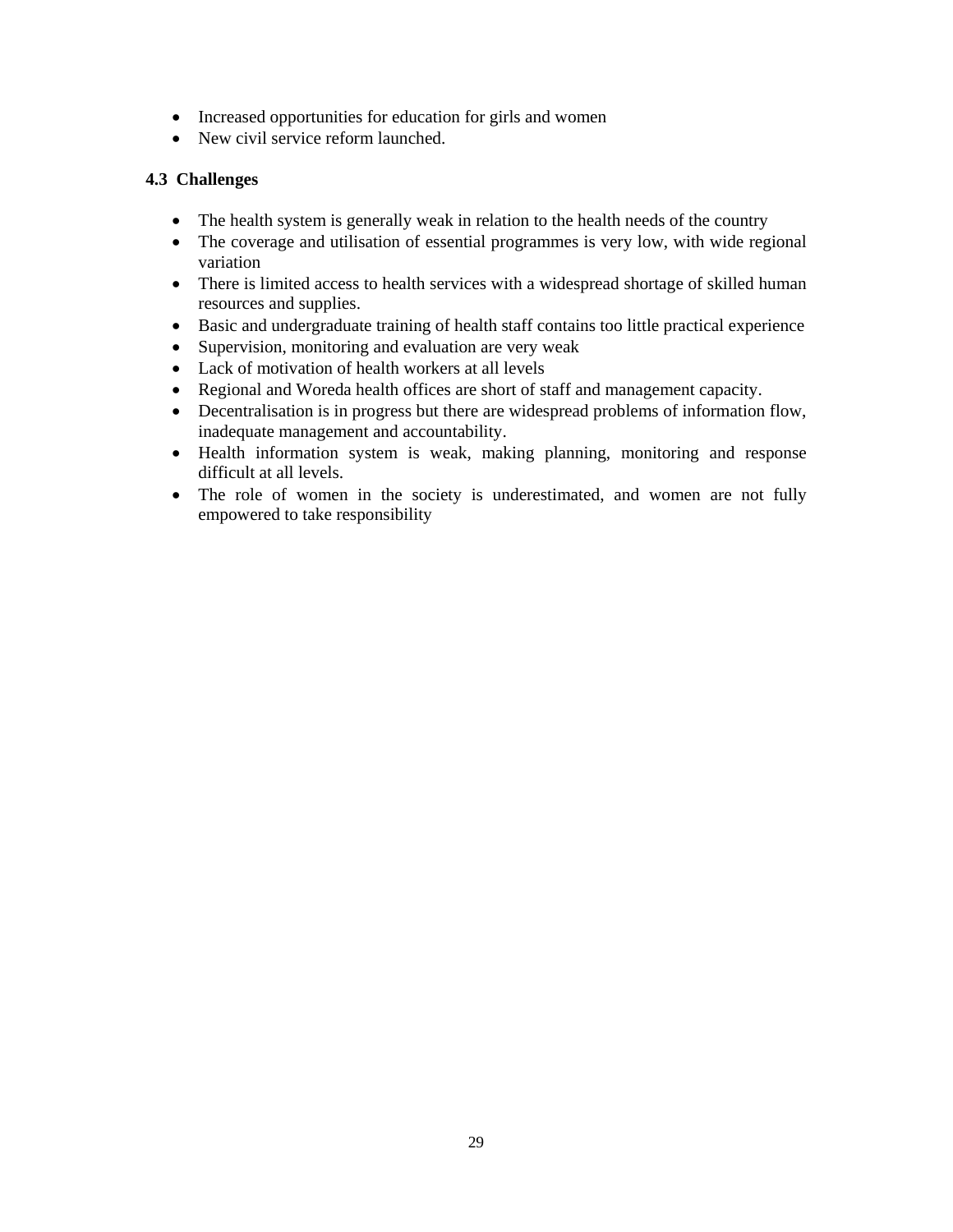- Increased opportunities for education for girls and women
- New civil service reform launched.

### 4.3 Challenges

- The health system is generally weak in relation to the health needs of the country
- The coverage and utilisation of essential programmes is very low, with wide regional variation
- There is limited access to health services with a widespread shortage of skilled human resources and supplies.
- Basic and undergraduate training of health staff contains too little practical experience
- Supervision, monitoring and evaluation are very weak
- Lack of motivation of health workers at all levels
- Regional and Woreda health offices are short of staff and management capacity.
- Decentralisation is in progress but there are widespread problems of information flow, inadequate management and accountability.
- Health information system is weak, making planning, monitoring and response difficult at all levels.
- The role of women in the society is underestimated, and women are not fully empowered to take responsibility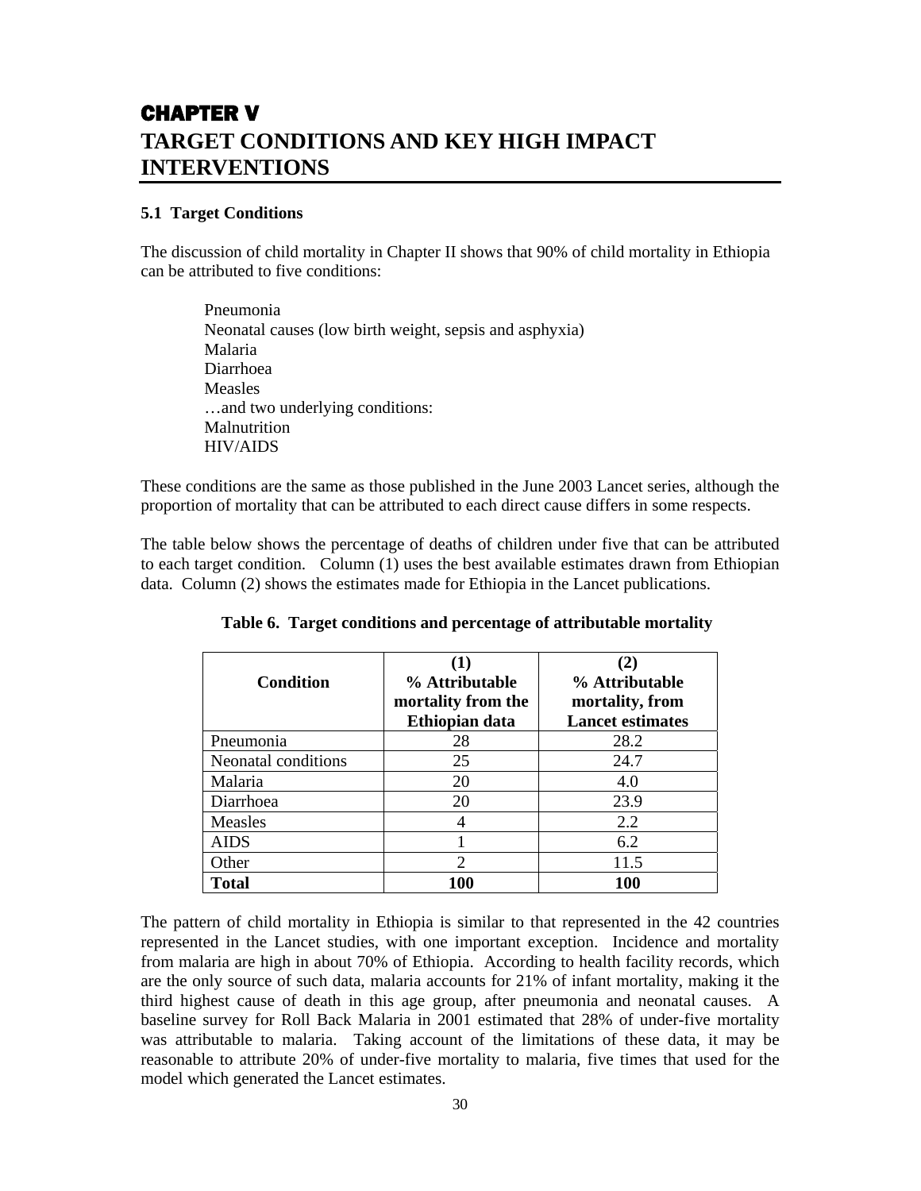# CHAPTER V
# TARGET CONDITIONS AND KEY HIGH IMPACT INTERVENTIONS

## 5.1 Target Conditions

The discussion of child mortality in Chapter II shows that 90% of child mortality in Ethiopia can be attributed to five conditions:

Pneumonia
Neonatal causes (low birth weight, sepsis and asphyxia)
Malaria
Diarrhoea
Measles
…and two underlying conditions:
Malnutrition
HIV/AIDS

These conditions are the same as those published in the June 2003 Lancet series, although the proportion of mortality that can be attributed to each direct cause differs in some respects.

The table below shows the percentage of deaths of children under five that can be attributed to each target condition. Column (1) uses the best available estimates drawn from Ethiopian data. Column (2) shows the estimates made for Ethiopia in the Lancet publications.

**Table 6. Target conditions and percentage of attributable mortality**

| Condition | (1) % Attributable mortality from the Ethiopian data | (2) % Attributable mortality, from Lancet estimates |
|---|---|---|
| Pneumonia | 28 | 28.2 |
| Neonatal conditions | 25 | 24.7 |
| Malaria | 20 | 4.0 |
| Diarrhoea | 20 | 23.9 |
| Measles | 4 | 2.2 |
| AIDS | 1 | 6.2 |
| Other | 2 | 11.5 |
| **Total** | **100** | **100** |

The pattern of child mortality in Ethiopia is similar to that represented in the 42 countries represented in the Lancet studies, with one important exception. Incidence and mortality from malaria are high in about 70% of Ethiopia. According to health facility records, which are the only source of such data, malaria accounts for 21% of infant mortality, making it the third highest cause of death in this age group, after pneumonia and neonatal causes. A baseline survey for Roll Back Malaria in 2001 estimated that 28% of under-five mortality was attributable to malaria. Taking account of the limitations of these data, it may be reasonable to attribute 20% of under-five mortality to malaria, five times that used for the model which generated the Lancet estimates.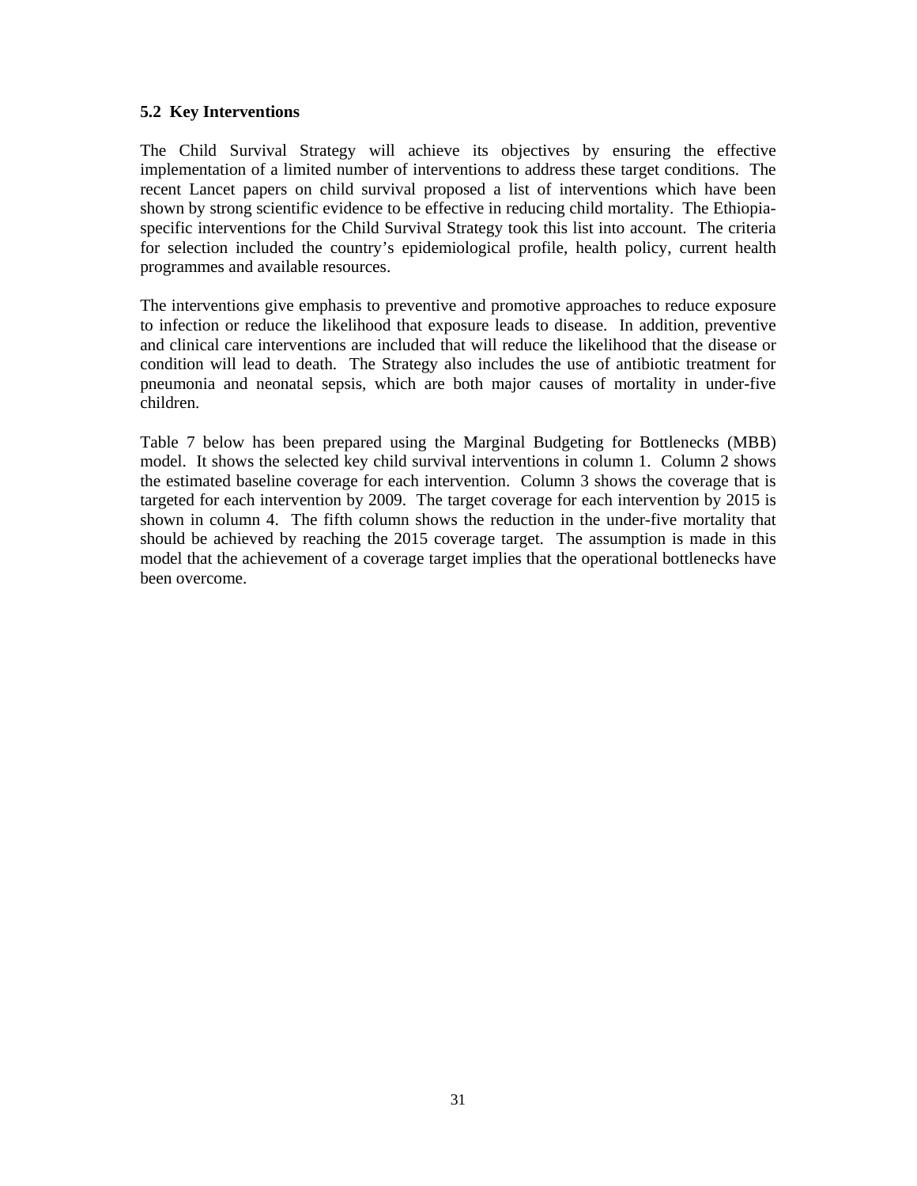### 5.2 Key Interventions

The Child Survival Strategy will achieve its objectives by ensuring the effective implementation of a limited number of interventions to address these target conditions. The recent Lancet papers on child survival proposed a list of interventions which have been shown by strong scientific evidence to be effective in reducing child mortality. The Ethiopia-specific interventions for the Child Survival Strategy took this list into account. The criteria for selection included the country's epidemiological profile, health policy, current health programmes and available resources.

The interventions give emphasis to preventive and promotive approaches to reduce exposure to infection or reduce the likelihood that exposure leads to disease. In addition, preventive and clinical care interventions are included that will reduce the likelihood that the disease or condition will lead to death. The Strategy also includes the use of antibiotic treatment for pneumonia and neonatal sepsis, which are both major causes of mortality in under-five children.

Table 7 below has been prepared using the Marginal Budgeting for Bottlenecks (MBB) model. It shows the selected key child survival interventions in column 1. Column 2 shows the estimated baseline coverage for each intervention. Column 3 shows the coverage that is targeted for each intervention by 2009. The target coverage for each intervention by 2015 is shown in column 4. The fifth column shows the reduction in the under-five mortality that should be achieved by reaching the 2015 coverage target. The assumption is made in this model that the achievement of a coverage target implies that the operational bottlenecks have been overcome.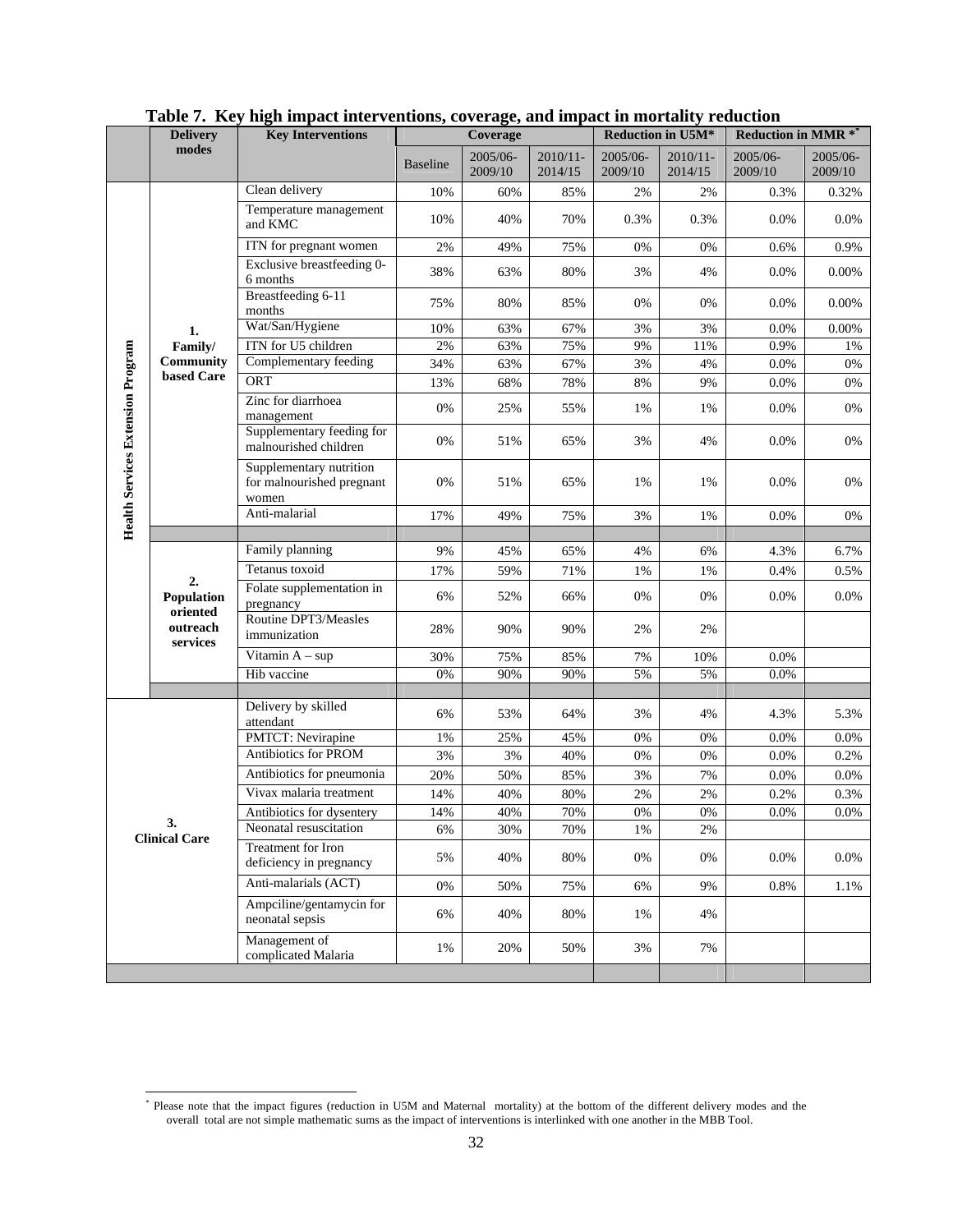**Table 7. Key high impact interventions, coverage, and impact in mortality reduction**

| | Delivery modes | Key Interventions | Coverage | | | Reduction in U5M* | | Reduction in MMR * [*] | |
|---|---|---|---|---|---|---|---|---|---|
| | | | Baseline | 2005/06-2009/10 | 2010/11-2014/15 | 2005/06-2009/10 | 2010/11-2014/15 | 2005/06-2009/10 | 2005/06-2009/10 |
| Health Services Extension Program | 1. Family/ Community based Care | Clean delivery | 10% | 60% | 85% | 2% | 2% | 0.3% | 0.32% |
| | | Temperature management and KMC | 10% | 40% | 70% | 0.3% | 0.3% | 0.0% | 0.0% |
| | | ITN for pregnant women | 2% | 49% | 75% | 0% | 0% | 0.6% | 0.9% |
| | | Exclusive breastfeeding 0-6 months | 38% | 63% | 80% | 3% | 4% | 0.0% | 0.00% |
| | | Breastfeeding 6-11 months | 75% | 80% | 85% | 0% | 0% | 0.0% | 0.00% |
| | | Wat/San/Hygiene | 10% | 63% | 67% | 3% | 3% | 0.0% | 0.00% |
| | | ITN for U5 children | 2% | 63% | 75% | 9% | 11% | 0.9% | 1% |
| | | Complementary feeding | 34% | 63% | 67% | 3% | 4% | 0.0% | 0% |
| | | ORT | 13% | 68% | 78% | 8% | 9% | 0.0% | 0% |
| | | Zinc for diarrhoea management | 0% | 25% | 55% | 1% | 1% | 0.0% | 0% |
| | | Supplementary feeding for malnourished children | 0% | 51% | 65% | 3% | 4% | 0.0% | 0% |
| | | Supplementary nutrition for malnourished pregnant women | 0% | 51% | 65% | 1% | 1% | 0.0% | 0% |
| | | Anti-malarial | 17% | 49% | 75% | 3% | 1% | 0.0% | 0% |
| | | | | | | | | | |
| | 2. Population oriented outreach services | Family planning | 9% | 45% | 65% | 4% | 6% | 4.3% | 6.7% |
| | | Tetanus toxoid | 17% | 59% | 71% | 1% | 1% | 0.4% | 0.5% |
| | | Folate supplementation in pregnancy | 6% | 52% | 66% | 0% | 0% | 0.0% | 0.0% |
| | | Routine DPT3/Measles immunization | 28% | 90% | 90% | 2% | 2% | | |
| | | Vitamin A – sup | 30% | 75% | 85% | 7% | 10% | 0.0% | |
| | | Hib vaccine | 0% | 90% | 90% | 5% | 5% | 0.0% | |
| | | | | | | | | | |
| 3. Clinical Care | | Delivery by skilled attendant | 6% | 53% | 64% | 3% | 4% | 4.3% | 5.3% |
| | | PMTCT: Nevirapine | 1% | 25% | 45% | 0% | 0% | 0.0% | 0.0% |
| | | Antibiotics for PROM | 3% | 3% | 40% | 0% | 0% | 0.0% | 0.2% |
| | | Antibiotics for pneumonia | 20% | 50% | 85% | 3% | 7% | 0.0% | 0.0% |
| | | Vivax malaria treatment | 14% | 40% | 80% | 2% | 2% | 0.2% | 0.3% |
| | | Antibiotics for dysentery | 14% | 40% | 70% | 0% | 0% | 0.0% | 0.0% |
| | | Neonatal resuscitation | 6% | 30% | 70% | 1% | 2% | | |
| | | Treatment for Iron deficiency in pregnancy | 5% | 40% | 80% | 0% | 0% | 0.0% | 0.0% |
| | | Anti-malarials (ACT) | 0% | 50% | 75% | 6% | 9% | 0.8% | 1.1% |
| | | Ampciline/gentamycin for neonatal sepsis | 6% | 40% | 80% | 1% | 4% | | |
| | | Management of complicated Malaria | 1% | 20% | 50% | 3% | 7% | | |
| | | | | | | | | | |

[*] Please note that the impact figures (reduction in U5M and Maternal mortality) at the bottom of the different delivery modes and the overall total are not simple mathematic sums as the impact of interventions is interlinked with one another in the MBB Tool.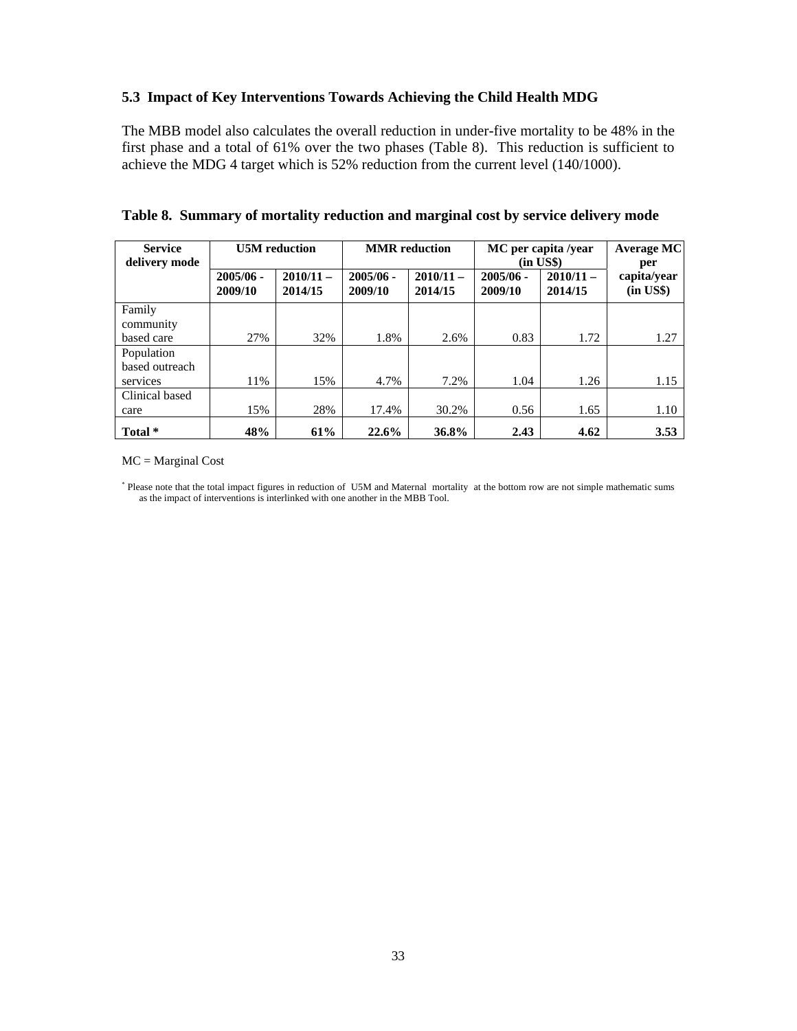### 5.3 Impact of Key Interventions Towards Achieving the Child Health MDG

The MBB model also calculates the overall reduction in under-five mortality to be 48% in the first phase and a total of 61% over the two phases (Table 8). This reduction is sufficient to achieve the MDG 4 target which is 52% reduction from the current level (140/1000).

**Table 8. Summary of mortality reduction and marginal cost by service delivery mode**

| Service delivery mode | U5M reduction | | MMR reduction | | MC per capita /year (in US$) | | Average MC per capita/year (in US$) |
|---|---|---|---|---|---|---|---|
| | 2005/06 - 2009/10 | 2010/11 – 2014/15 | 2005/06 - 2009/10 | 2010/11 – 2014/15 | 2005/06 - 2009/10 | 2010/11 – 2014/15 | |
| Family community based care | 27% | 32% | 1.8% | 2.6% | 0.83 | 1.72 | 1.27 |
| Population based outreach services | 11% | 15% | 4.7% | 7.2% | 1.04 | 1.26 | 1.15 |
| Clinical based care | 15% | 28% | 17.4% | 30.2% | 0.56 | 1.65 | 1.10 |
| **Total *** | **48%** | **61%** | **22.6%** | **36.8%** | **2.43** | **4.62** | **3.53** |

MC = Marginal Cost

* Please note that the total impact figures in reduction of U5M and Maternal mortality at the bottom row are not simple mathematic sums as the impact of interventions is interlinked with one another in the MBB Tool.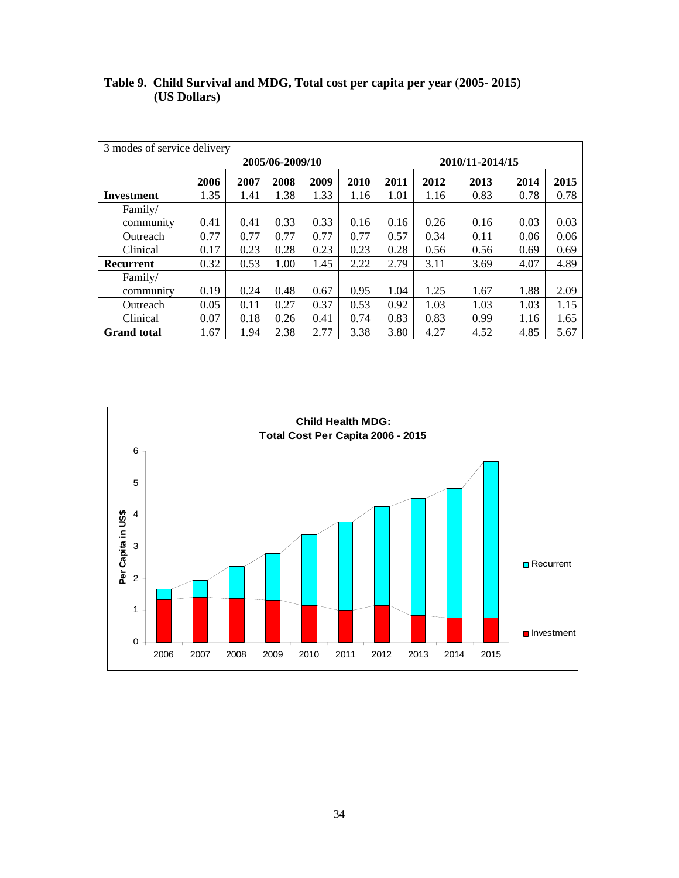**Table 9. Child Survival and MDG, Total cost per capita per year (2005- 2015) (US Dollars)**

| 3 modes of service delivery | | | | | | | | | | |
|---|---|---|---|---|---|---|---|---|---|---|
| | 2005/06-2009/10 | | | | | 2010/11-2014/15 | | | | |
| | 2006 | 2007 | 2008 | 2009 | 2010 | 2011 | 2012 | 2013 | 2014 | 2015 |
| **Investment** | 1.35 | 1.41 | 1.38 | 1.33 | 1.16 | 1.01 | 1.16 | 0.83 | 0.78 | 0.78 |
| Family/ community | 0.41 | 0.41 | 0.33 | 0.33 | 0.16 | 0.16 | 0.26 | 0.16 | 0.03 | 0.03 |
| Outreach | 0.77 | 0.77 | 0.77 | 0.77 | 0.77 | 0.57 | 0.34 | 0.11 | 0.06 | 0.06 |
| Clinical | 0.17 | 0.23 | 0.28 | 0.23 | 0.23 | 0.28 | 0.56 | 0.56 | 0.69 | 0.69 |
| **Recurrent** | 0.32 | 0.53 | 1.00 | 1.45 | 2.22 | 2.79 | 3.11 | 3.69 | 4.07 | 4.89 |
| Family/ community | 0.19 | 0.24 | 0.48 | 0.67 | 0.95 | 1.04 | 1.25 | 1.67 | 1.88 | 2.09 |
| Outreach | 0.05 | 0.11 | 0.27 | 0.37 | 0.53 | 0.92 | 1.03 | 1.03 | 1.03 | 1.15 |
| Clinical | 0.07 | 0.18 | 0.26 | 0.41 | 0.74 | 0.83 | 0.83 | 0.99 | 1.16 | 1.65 |
| **Grand total** | 1.67 | 1.94 | 2.38 | 2.77 | 3.38 | 3.80 | 4.27 | 4.52 | 4.85 | 5.67 |

**Child Health MDG: Total Cost Per Capita 2006 - 2015**

| Year | Investment | Recurrent |
|---|---|---|
| 2006 | 1.35 | 0.32 |
| 2007 | 1.41 | 0.53 |
| 2008 | 1.38 | 1.00 |
| 2009 | 1.33 | 1.45 |
| 2010 | 1.16 | 2.22 |
| 2011 | 1.01 | 2.79 |
| 2012 | 1.16 | 3.11 |
| 2013 | 0.83 | 3.69 |
| 2014 | 0.78 | 4.07 |
| 2015 | 0.78 | 4.89 |

Per Capita in US$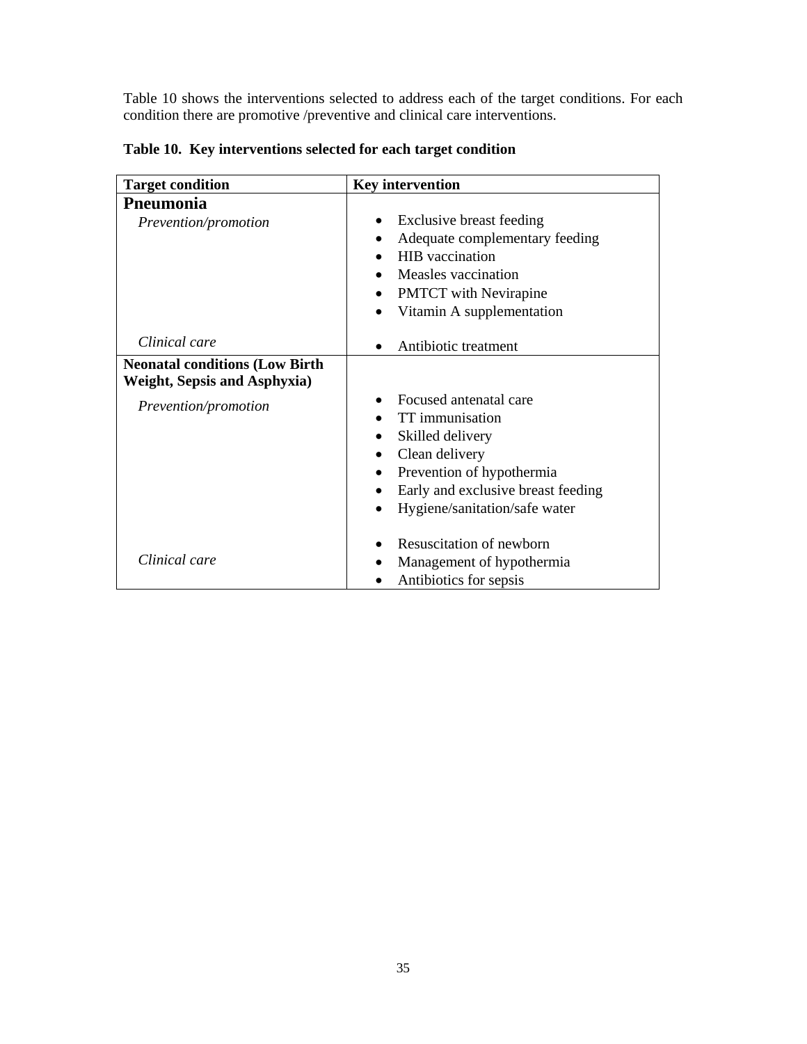Table 10 shows the interventions selected to address each of the target conditions. For each condition there are promotive /preventive and clinical care interventions.

**Table 10. Key interventions selected for each target condition**

| **Target condition** | **Key intervention** |
| --- | --- |
| **Pneumonia** | |
| *Prevention/promotion* | • Exclusive breast feeding<br>• Adequate complementary feeding<br>• HIB vaccination<br>• Measles vaccination<br>• PMTCT with Nevirapine<br>• Vitamin A supplementation |
| *Clinical care* | • Antibiotic treatment |
| **Neonatal conditions (Low Birth Weight, Sepsis and Asphyxia)** | |
| *Prevention/promotion* | • Focused antenatal care<br>• TT immunisation<br>• Skilled delivery<br>• Clean delivery<br>• Prevention of hypothermia<br>• Early and exclusive breast feeding<br>• Hygiene/sanitation/safe water |
| *Clinical care* | • Resuscitation of newborn<br>• Management of hypothermia<br>• Antibiotics for sepsis |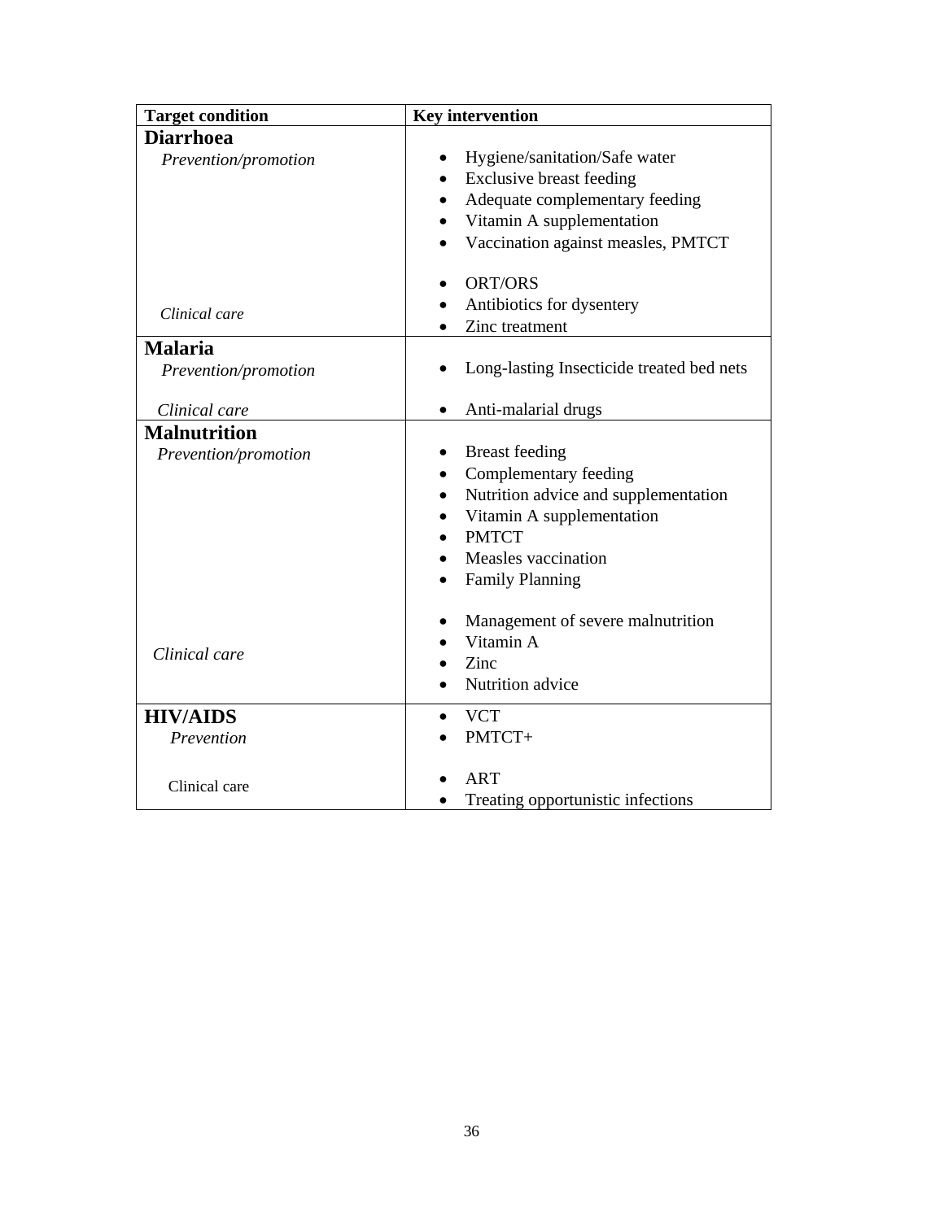| Target condition | Key intervention |
|---|---|
| **Diarrhoea** | |
| *Prevention/promotion* | • Hygiene/sanitation/Safe water<br>• Exclusive breast feeding<br>• Adequate complementary feeding<br>• Vitamin A supplementation<br>• Vaccination against measles, PMTCT |
| *Clinical care* | • ORT/ORS<br>• Antibiotics for dysentery<br>• Zinc treatment |
| **Malaria** | |
| *Prevention/promotion* | • Long-lasting Insecticide treated bed nets |
| *Clinical care* | • Anti-malarial drugs |
| **Malnutrition** | |
| *Prevention/promotion* | • Breast feeding<br>• Complementary feeding<br>• Nutrition advice and supplementation<br>• Vitamin A supplementation<br>• PMTCT<br>• Measles vaccination<br>• Family Planning |
| *Clinical care* | • Management of severe malnutrition<br>• Vitamin A<br>• Zinc<br>• Nutrition advice |
| **HIV/AIDS** | |
| *Prevention* | • VCT<br>• PMTCT+ |
| Clinical care | • ART<br>• Treating opportunistic infections |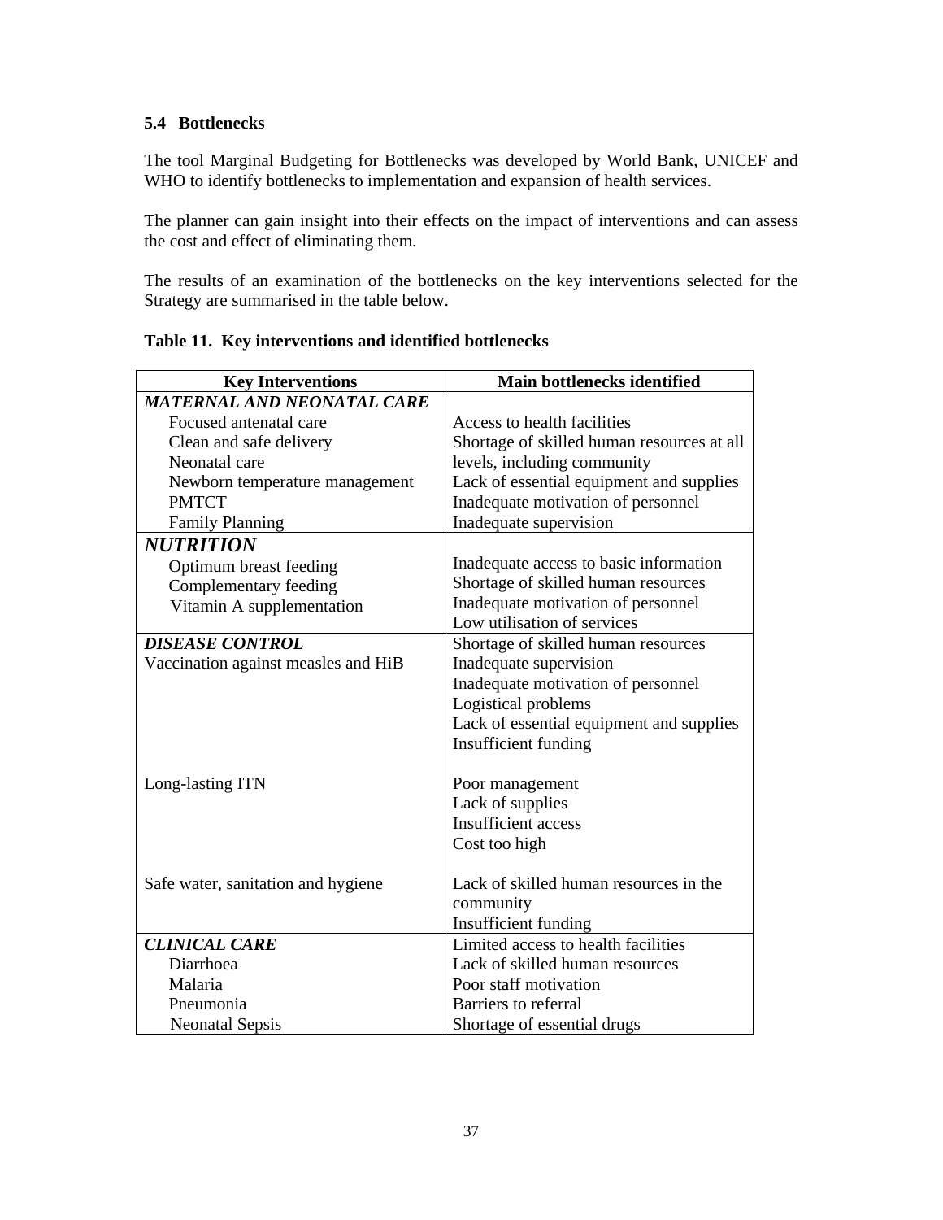### 5.4 Bottlenecks

The tool Marginal Budgeting for Bottlenecks was developed by World Bank, UNICEF and WHO to identify bottlenecks to implementation and expansion of health services.

The planner can gain insight into their effects on the impact of interventions and can assess the cost and effect of eliminating them.

The results of an examination of the bottlenecks on the key interventions selected for the Strategy are summarised in the table below.

**Table 11. Key interventions and identified bottlenecks**

| Key Interventions | Main bottlenecks identified |
|---|---|
| ***MATERNAL AND NEONATAL CARE*** | |
| Focused antenatal care | Access to health facilities |
| Clean and safe delivery | Shortage of skilled human resources at all levels, including community |
| Neonatal care | |
| Newborn temperature management | Lack of essential equipment and supplies |
| PMTCT | Inadequate motivation of personnel |
| Family Planning | Inadequate supervision |
| ***NUTRITION*** | |
| Optimum breast feeding | Inadequate access to basic information |
| Complementary feeding | Shortage of skilled human resources |
| Vitamin A supplementation | Inadequate motivation of personnel |
| | Low utilisation of services |
| ***DISEASE CONTROL*** | Shortage of skilled human resources |
| Vaccination against measles and HiB | Inadequate supervision |
| | Inadequate motivation of personnel |
| | Logistical problems |
| | Lack of essential equipment and supplies |
| | Insufficient funding |
| Long-lasting ITN | Poor management |
| | Lack of supplies |
| | Insufficient access |
| | Cost too high |
| Safe water, sanitation and hygiene | Lack of skilled human resources in the community |
| | Insufficient funding |
| ***CLINICAL CARE*** | Limited access to health facilities |
| Diarrhoea | Lack of skilled human resources |
| Malaria | Poor staff motivation |
| Pneumonia | Barriers to referral |
| Neonatal Sepsis | Shortage of essential drugs |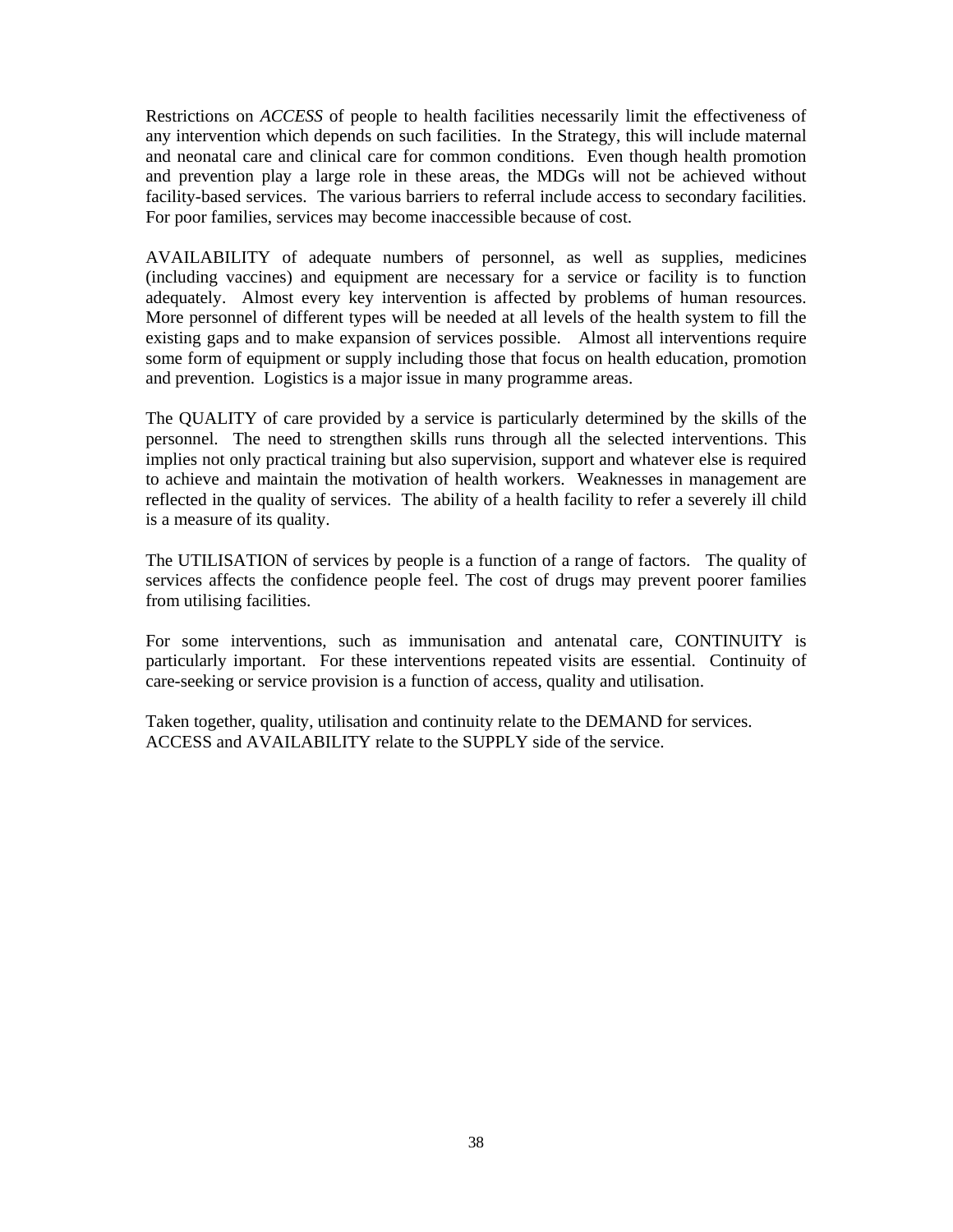Restrictions on *ACCESS* of people to health facilities necessarily limit the effectiveness of any intervention which depends on such facilities. In the Strategy, this will include maternal and neonatal care and clinical care for common conditions. Even though health promotion and prevention play a large role in these areas, the MDGs will not be achieved without facility-based services. The various barriers to referral include access to secondary facilities. For poor families, services may become inaccessible because of cost.

AVAILABILITY of adequate numbers of personnel, as well as supplies, medicines (including vaccines) and equipment are necessary for a service or facility is to function adequately. Almost every key intervention is affected by problems of human resources. More personnel of different types will be needed at all levels of the health system to fill the existing gaps and to make expansion of services possible. Almost all interventions require some form of equipment or supply including those that focus on health education, promotion and prevention. Logistics is a major issue in many programme areas.

The QUALITY of care provided by a service is particularly determined by the skills of the personnel. The need to strengthen skills runs through all the selected interventions. This implies not only practical training but also supervision, support and whatever else is required to achieve and maintain the motivation of health workers. Weaknesses in management are reflected in the quality of services. The ability of a health facility to refer a severely ill child is a measure of its quality.

The UTILISATION of services by people is a function of a range of factors. The quality of services affects the confidence people feel. The cost of drugs may prevent poorer families from utilising facilities.

For some interventions, such as immunisation and antenatal care, CONTINUITY is particularly important. For these interventions repeated visits are essential. Continuity of care-seeking or service provision is a function of access, quality and utilisation.

Taken together, quality, utilisation and continuity relate to the DEMAND for services. ACCESS and AVAILABILITY relate to the SUPPLY side of the service.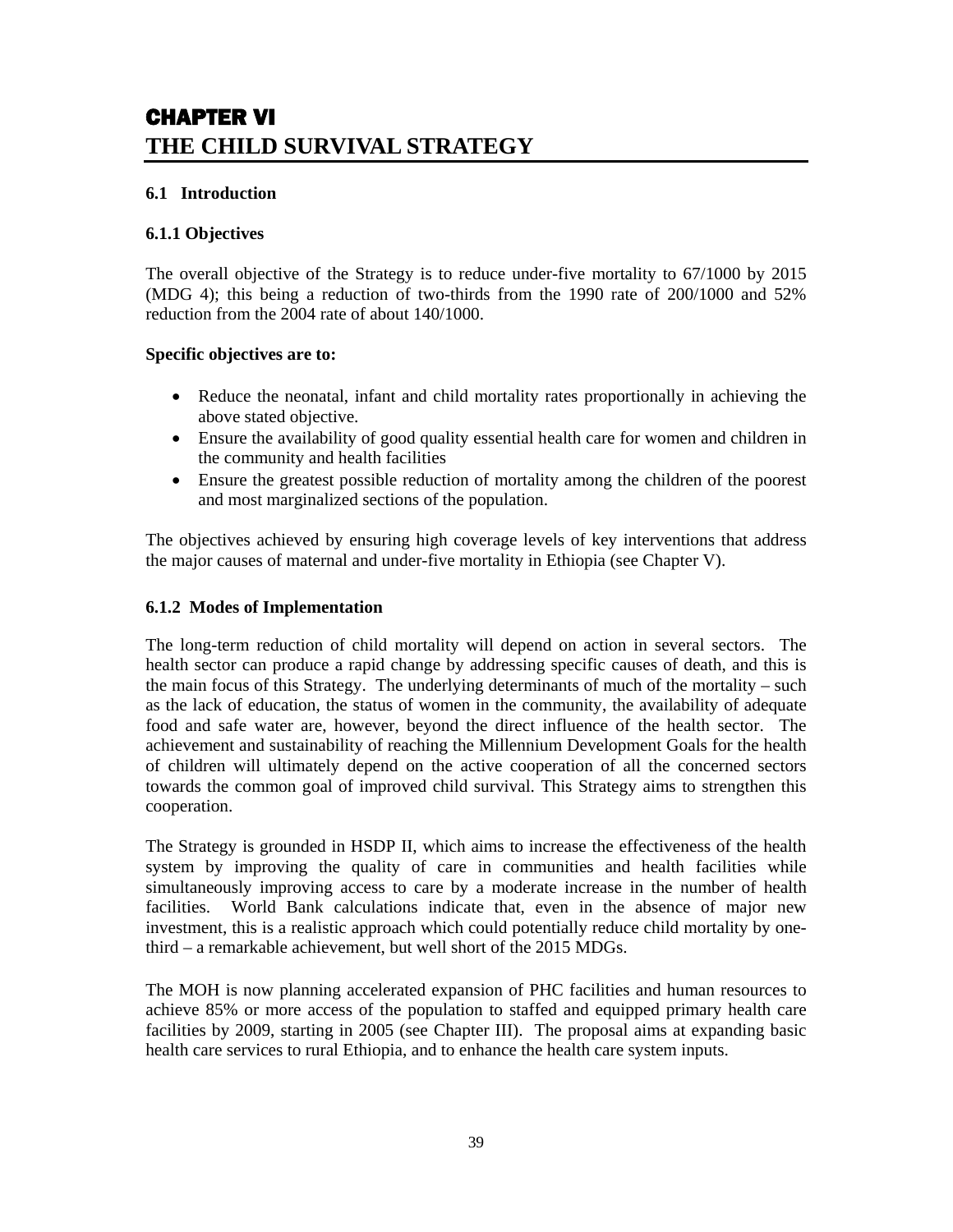# CHAPTER VI
# THE CHILD SURVIVAL STRATEGY

## 6.1 Introduction

### 6.1.1 Objectives

The overall objective of the Strategy is to reduce under-five mortality to 67/1000 by 2015 (MDG 4); this being a reduction of two-thirds from the 1990 rate of 200/1000 and 52% reduction from the 2004 rate of about 140/1000.

**Specific objectives are to:**

- Reduce the neonatal, infant and child mortality rates proportionally in achieving the above stated objective.
- Ensure the availability of good quality essential health care for women and children in the community and health facilities
- Ensure the greatest possible reduction of mortality among the children of the poorest and most marginalized sections of the population.

The objectives achieved by ensuring high coverage levels of key interventions that address the major causes of maternal and under-five mortality in Ethiopia (see Chapter V).

### 6.1.2 Modes of Implementation

The long-term reduction of child mortality will depend on action in several sectors. The health sector can produce a rapid change by addressing specific causes of death, and this is the main focus of this Strategy. The underlying determinants of much of the mortality – such as the lack of education, the status of women in the community, the availability of adequate food and safe water are, however, beyond the direct influence of the health sector. The achievement and sustainability of reaching the Millennium Development Goals for the health of children will ultimately depend on the active cooperation of all the concerned sectors towards the common goal of improved child survival. This Strategy aims to strengthen this cooperation.

The Strategy is grounded in HSDP II, which aims to increase the effectiveness of the health system by improving the quality of care in communities and health facilities while simultaneously improving access to care by a moderate increase in the number of health facilities. World Bank calculations indicate that, even in the absence of major new investment, this is a realistic approach which could potentially reduce child mortality by one-third – a remarkable achievement, but well short of the 2015 MDGs.

The MOH is now planning accelerated expansion of PHC facilities and human resources to achieve 85% or more access of the population to staffed and equipped primary health care facilities by 2009, starting in 2005 (see Chapter III). The proposal aims at expanding basic health care services to rural Ethiopia, and to enhance the health care system inputs.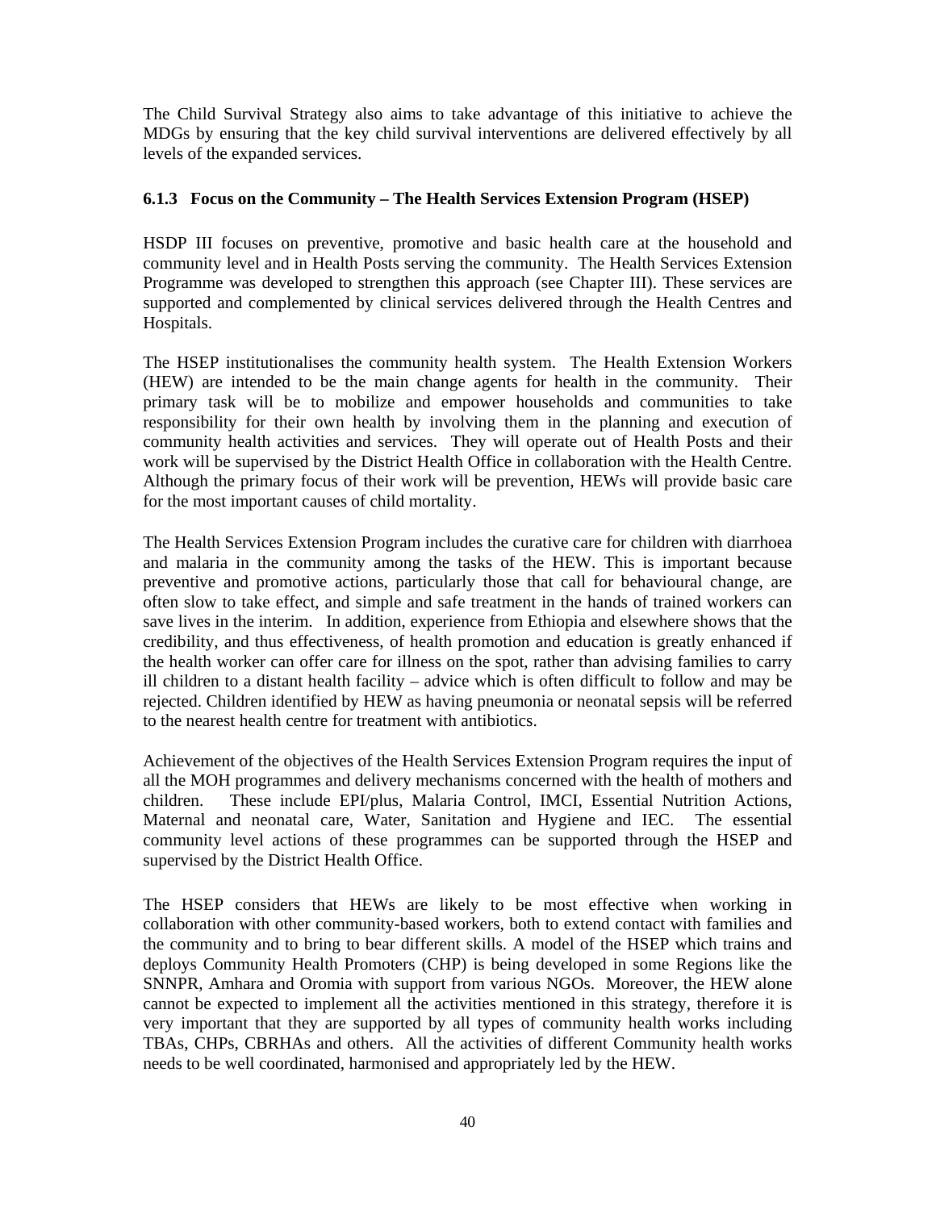The Child Survival Strategy also aims to take advantage of this initiative to achieve the MDGs by ensuring that the key child survival interventions are delivered effectively by all levels of the expanded services.

### 6.1.3 Focus on the Community – The Health Services Extension Program (HSEP)

HSDP III focuses on preventive, promotive and basic health care at the household and community level and in Health Posts serving the community. The Health Services Extension Programme was developed to strengthen this approach (see Chapter III). These services are supported and complemented by clinical services delivered through the Health Centres and Hospitals.

The HSEP institutionalises the community health system. The Health Extension Workers (HEW) are intended to be the main change agents for health in the community. Their primary task will be to mobilize and empower households and communities to take responsibility for their own health by involving them in the planning and execution of community health activities and services. They will operate out of Health Posts and their work will be supervised by the District Health Office in collaboration with the Health Centre. Although the primary focus of their work will be prevention, HEWs will provide basic care for the most important causes of child mortality.

The Health Services Extension Program includes the curative care for children with diarrhoea and malaria in the community among the tasks of the HEW. This is important because preventive and promotive actions, particularly those that call for behavioural change, are often slow to take effect, and simple and safe treatment in the hands of trained workers can save lives in the interim. In addition, experience from Ethiopia and elsewhere shows that the credibility, and thus effectiveness, of health promotion and education is greatly enhanced if the health worker can offer care for illness on the spot, rather than advising families to carry ill children to a distant health facility – advice which is often difficult to follow and may be rejected. Children identified by HEW as having pneumonia or neonatal sepsis will be referred to the nearest health centre for treatment with antibiotics.

Achievement of the objectives of the Health Services Extension Program requires the input of all the MOH programmes and delivery mechanisms concerned with the health of mothers and children. These include EPI/plus, Malaria Control, IMCI, Essential Nutrition Actions, Maternal and neonatal care, Water, Sanitation and Hygiene and IEC. The essential community level actions of these programmes can be supported through the HSEP and supervised by the District Health Office.

The HSEP considers that HEWs are likely to be most effective when working in collaboration with other community-based workers, both to extend contact with families and the community and to bring to bear different skills. A model of the HSEP which trains and deploys Community Health Promoters (CHP) is being developed in some Regions like the SNNPR, Amhara and Oromia with support from various NGOs. Moreover, the HEW alone cannot be expected to implement all the activities mentioned in this strategy, therefore it is very important that they are supported by all types of community health works including TBAs, CHPs, CBRHAs and others. All the activities of different Community health works needs to be well coordinated, harmonised and appropriately led by the HEW.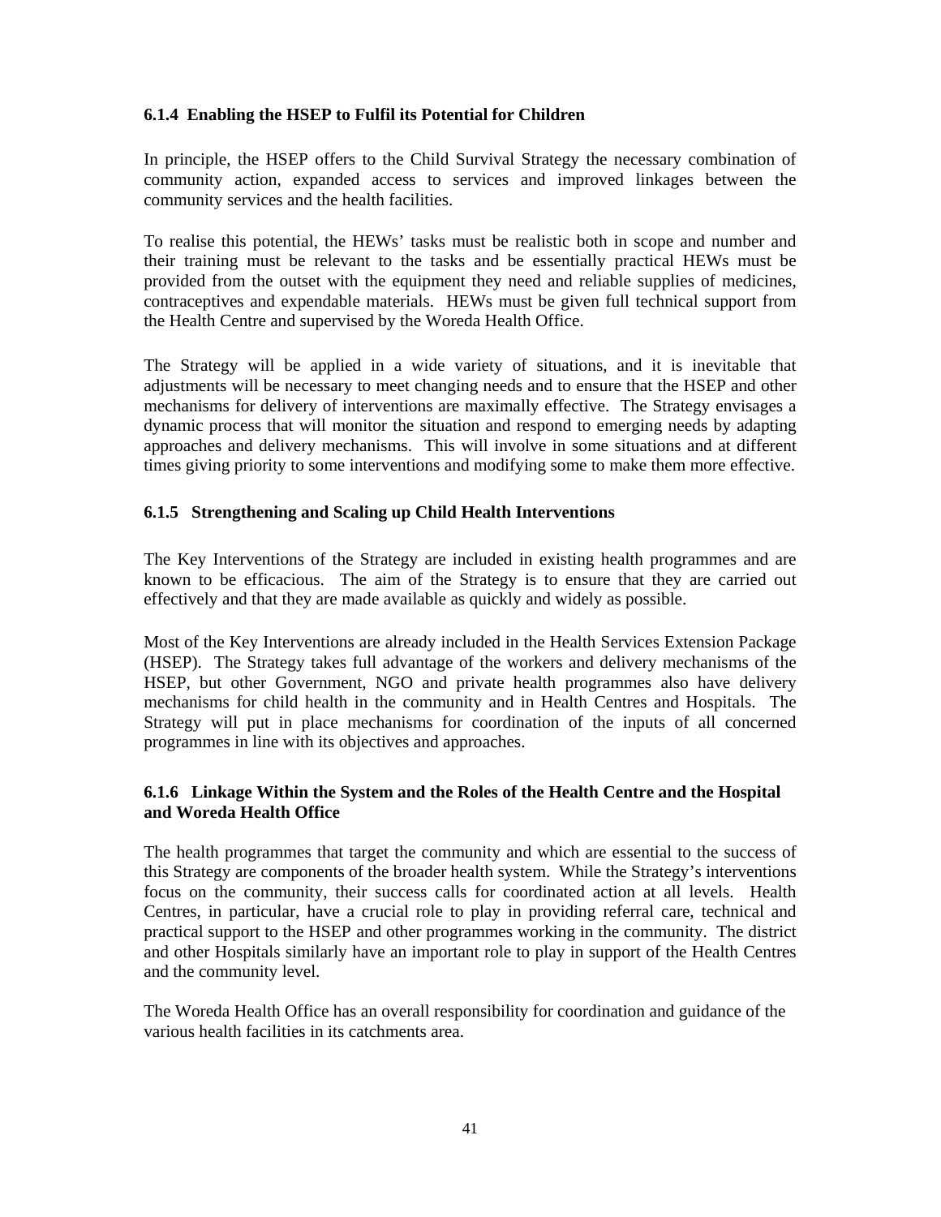### 6.1.4 Enabling the HSEP to Fulfil its Potential for Children

In principle, the HSEP offers to the Child Survival Strategy the necessary combination of community action, expanded access to services and improved linkages between the community services and the health facilities.

To realise this potential, the HEWs' tasks must be realistic both in scope and number and their training must be relevant to the tasks and be essentially practical HEWs must be provided from the outset with the equipment they need and reliable supplies of medicines, contraceptives and expendable materials. HEWs must be given full technical support from the Health Centre and supervised by the Woreda Health Office.

The Strategy will be applied in a wide variety of situations, and it is inevitable that adjustments will be necessary to meet changing needs and to ensure that the HSEP and other mechanisms for delivery of interventions are maximally effective. The Strategy envisages a dynamic process that will monitor the situation and respond to emerging needs by adapting approaches and delivery mechanisms. This will involve in some situations and at different times giving priority to some interventions and modifying some to make them more effective.

### 6.1.5 Strengthening and Scaling up Child Health Interventions

The Key Interventions of the Strategy are included in existing health programmes and are known to be efficacious. The aim of the Strategy is to ensure that they are carried out effectively and that they are made available as quickly and widely as possible.

Most of the Key Interventions are already included in the Health Services Extension Package (HSEP). The Strategy takes full advantage of the workers and delivery mechanisms of the HSEP, but other Government, NGO and private health programmes also have delivery mechanisms for child health in the community and in Health Centres and Hospitals. The Strategy will put in place mechanisms for coordination of the inputs of all concerned programmes in line with its objectives and approaches.

### 6.1.6 Linkage Within the System and the Roles of the Health Centre and the Hospital and Woreda Health Office

The health programmes that target the community and which are essential to the success of this Strategy are components of the broader health system. While the Strategy's interventions focus on the community, their success calls for coordinated action at all levels. Health Centres, in particular, have a crucial role to play in providing referral care, technical and practical support to the HSEP and other programmes working in the community. The district and other Hospitals similarly have an important role to play in support of the Health Centres and the community level.

The Woreda Health Office has an overall responsibility for coordination and guidance of the various health facilities in its catchments area.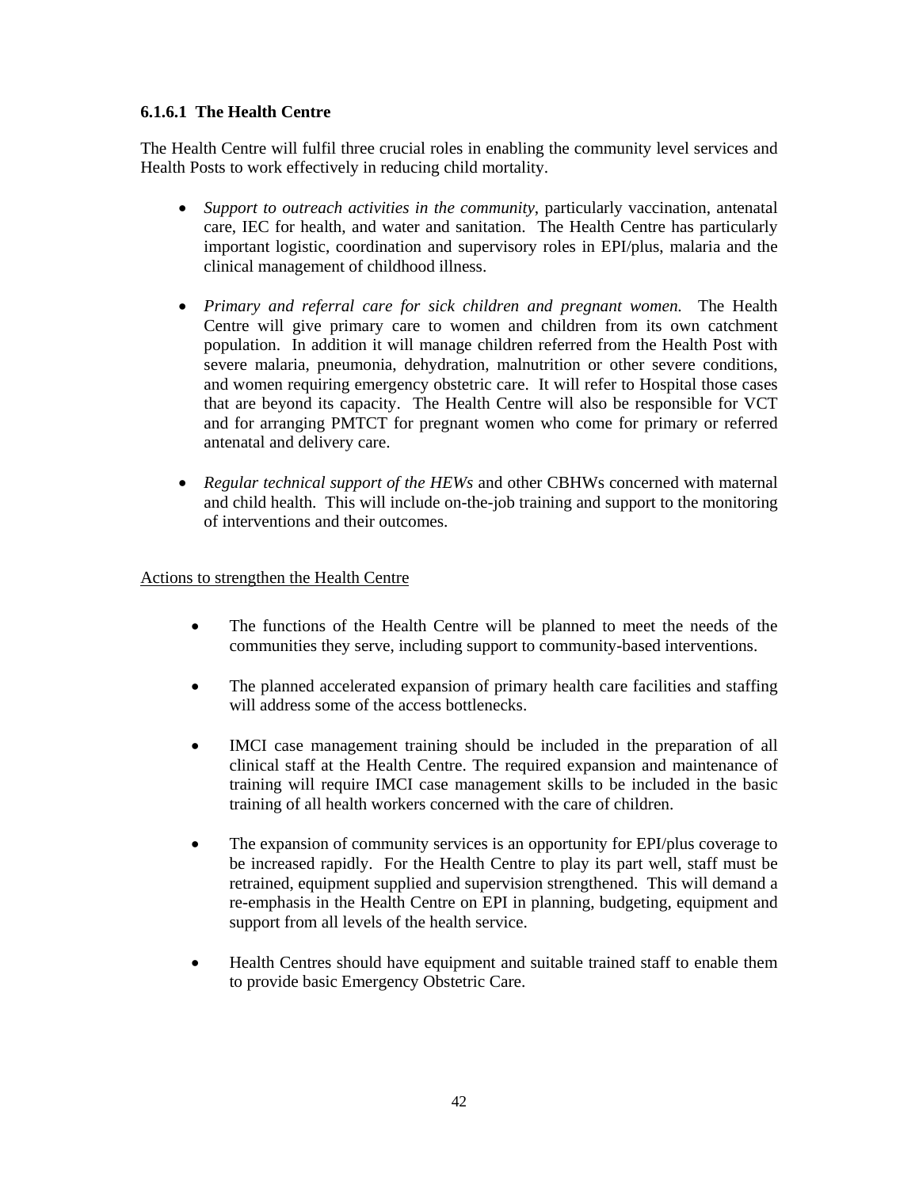#### 6.1.6.1 The Health Centre

The Health Centre will fulfil three crucial roles in enabling the community level services and Health Posts to work effectively in reducing child mortality.

- *Support to outreach activities in the community*, particularly vaccination, antenatal care, IEC for health, and water and sanitation. The Health Centre has particularly important logistic, coordination and supervisory roles in EPI/plus, malaria and the clinical management of childhood illness.

- *Primary and referral care for sick children and pregnant women.* The Health Centre will give primary care to women and children from its own catchment population. In addition it will manage children referred from the Health Post with severe malaria, pneumonia, dehydration, malnutrition or other severe conditions, and women requiring emergency obstetric care. It will refer to Hospital those cases that are beyond its capacity. The Health Centre will also be responsible for VCT and for arranging PMTCT for pregnant women who come for primary or referred antenatal and delivery care.

- *Regular technical support of the HEWs* and other CBHWs concerned with maternal and child health. This will include on-the-job training and support to the monitoring of interventions and their outcomes.

<u>Actions to strengthen the Health Centre</u>

- The functions of the Health Centre will be planned to meet the needs of the communities they serve, including support to community-based interventions.

- The planned accelerated expansion of primary health care facilities and staffing will address some of the access bottlenecks.

- IMCI case management training should be included in the preparation of all clinical staff at the Health Centre. The required expansion and maintenance of training will require IMCI case management skills to be included in the basic training of all health workers concerned with the care of children.

- The expansion of community services is an opportunity for EPI/plus coverage to be increased rapidly. For the Health Centre to play its part well, staff must be retrained, equipment supplied and supervision strengthened. This will demand a re-emphasis in the Health Centre on EPI in planning, budgeting, equipment and support from all levels of the health service.

- Health Centres should have equipment and suitable trained staff to enable them to provide basic Emergency Obstetric Care.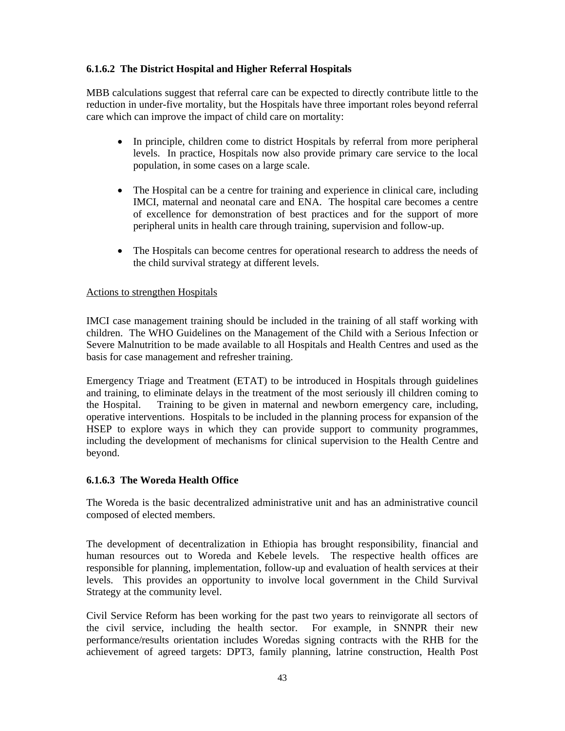#### 6.1.6.2 The District Hospital and Higher Referral Hospitals

MBB calculations suggest that referral care can be expected to directly contribute little to the reduction in under-five mortality, but the Hospitals have three important roles beyond referral care which can improve the impact of child care on mortality:

- In principle, children come to district Hospitals by referral from more peripheral levels. In practice, Hospitals now also provide primary care service to the local population, in some cases on a large scale.
- The Hospital can be a centre for training and experience in clinical care, including IMCI, maternal and neonatal care and ENA. The hospital care becomes a centre of excellence for demonstration of best practices and for the support of more peripheral units in health care through training, supervision and follow-up.
- The Hospitals can become centres for operational research to address the needs of the child survival strategy at different levels.

<u>Actions to strengthen Hospitals</u>

IMCI case management training should be included in the training of all staff working with children. The WHO Guidelines on the Management of the Child with a Serious Infection or Severe Malnutrition to be made available to all Hospitals and Health Centres and used as the basis for case management and refresher training.

Emergency Triage and Treatment (ETAT) to be introduced in Hospitals through guidelines and training, to eliminate delays in the treatment of the most seriously ill children coming to the Hospital. Training to be given in maternal and newborn emergency care, including, operative interventions. Hospitals to be included in the planning process for expansion of the HSEP to explore ways in which they can provide support to community programmes, including the development of mechanisms for clinical supervision to the Health Centre and beyond.

#### 6.1.6.3 The Woreda Health Office

The Woreda is the basic decentralized administrative unit and has an administrative council composed of elected members.

The development of decentralization in Ethiopia has brought responsibility, financial and human resources out to Woreda and Kebele levels. The respective health offices are responsible for planning, implementation, follow-up and evaluation of health services at their levels. This provides an opportunity to involve local government in the Child Survival Strategy at the community level.

Civil Service Reform has been working for the past two years to reinvigorate all sectors of the civil service, including the health sector. For example, in SNNPR their new performance/results orientation includes Woredas signing contracts with the RHB for the achievement of agreed targets: DPT3, family planning, latrine construction, Health Post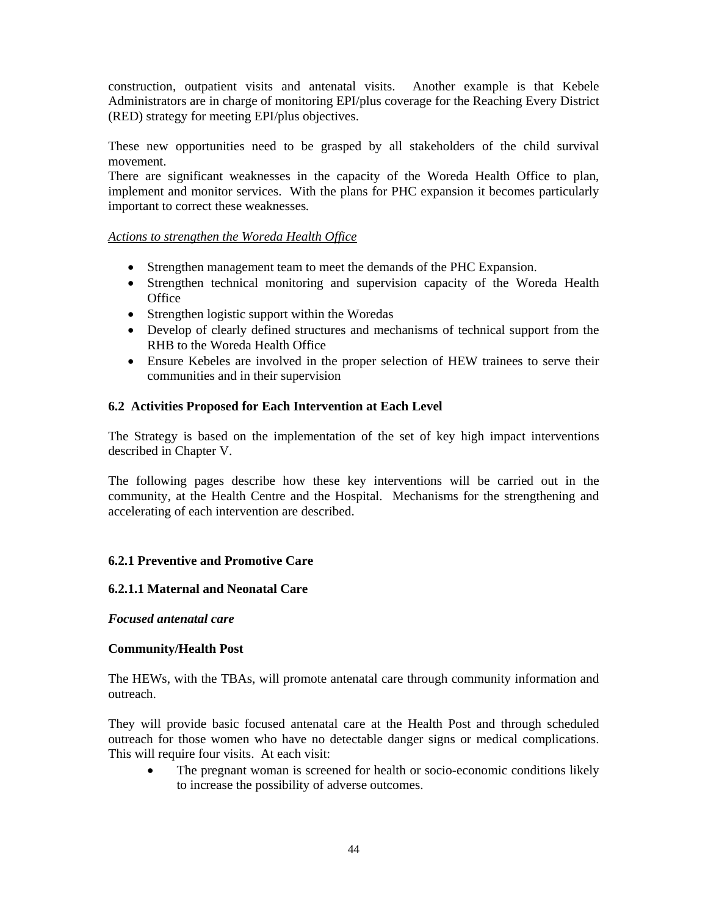construction, outpatient visits and antenatal visits. Another example is that Kebele Administrators are in charge of monitoring EPI/plus coverage for the Reaching Every District (RED) strategy for meeting EPI/plus objectives.

These new opportunities need to be grasped by all stakeholders of the child survival movement.
There are significant weaknesses in the capacity of the Woreda Health Office to plan, implement and monitor services. With the plans for PHC expansion it becomes particularly important to correct these weaknesses.

*Actions to strengthen the Woreda Health Office*

- Strengthen management team to meet the demands of the PHC Expansion.
- Strengthen technical monitoring and supervision capacity of the Woreda Health Office
- Strengthen logistic support within the Woredas
- Develop of clearly defined structures and mechanisms of technical support from the RHB to the Woreda Health Office
- Ensure Kebeles are involved in the proper selection of HEW trainees to serve their communities and in their supervision

### 6.2 Activities Proposed for Each Intervention at Each Level

The Strategy is based on the implementation of the set of key high impact interventions described in Chapter V.

The following pages describe how these key interventions will be carried out in the community, at the Health Centre and the Hospital. Mechanisms for the strengthening and accelerating of each intervention are described.

#### 6.2.1 Preventive and Promotive Care

##### 6.2.1.1 Maternal and Neonatal Care

***Focused antenatal care***

**Community/Health Post**

The HEWs, with the TBAs, will promote antenatal care through community information and outreach.

They will provide basic focused antenatal care at the Health Post and through scheduled outreach for those women who have no detectable danger signs or medical complications. This will require four visits. At each visit:

- The pregnant woman is screened for health or socio-economic conditions likely to increase the possibility of adverse outcomes.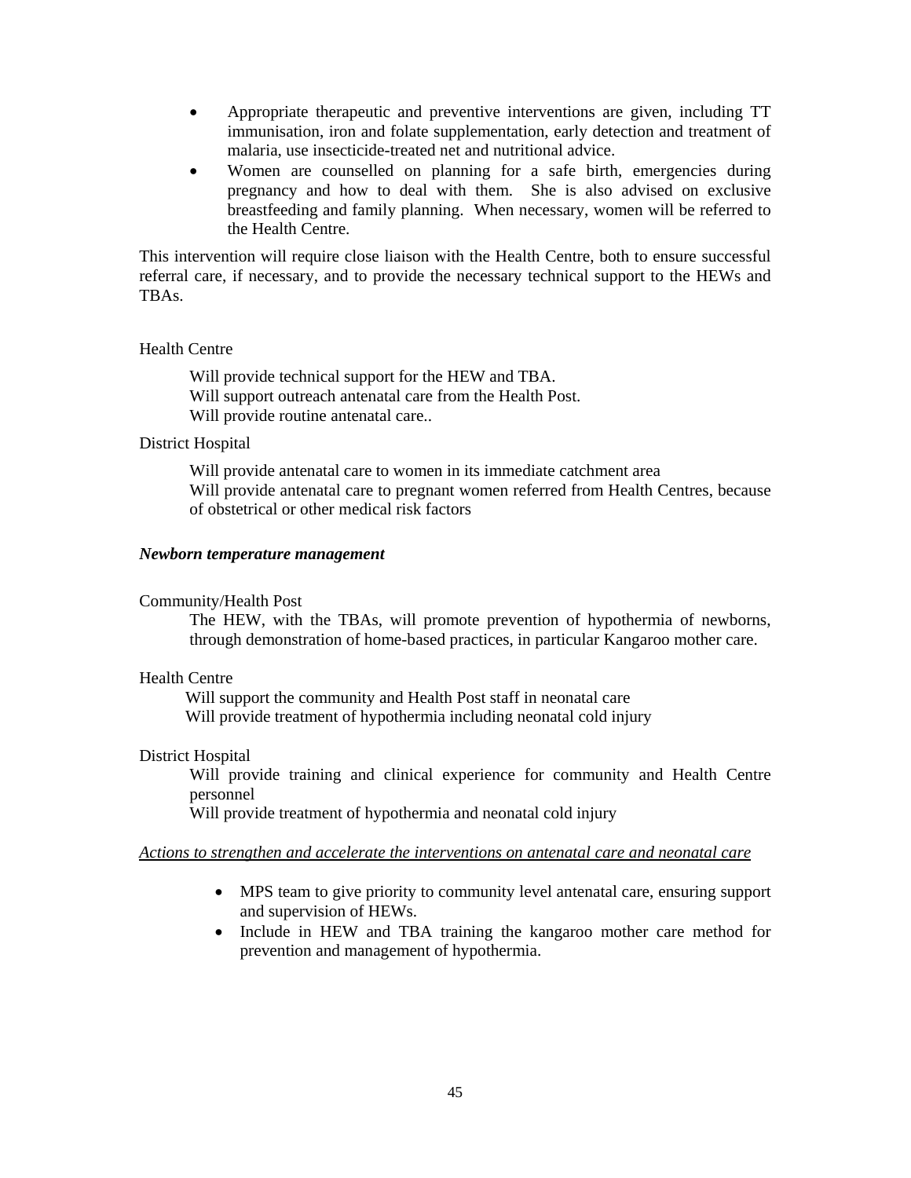- Appropriate therapeutic and preventive interventions are given, including TT immunisation, iron and folate supplementation, early detection and treatment of malaria, use insecticide-treated net and nutritional advice.
- Women are counselled on planning for a safe birth, emergencies during pregnancy and how to deal with them. She is also advised on exclusive breastfeeding and family planning. When necessary, women will be referred to the Health Centre.

This intervention will require close liaison with the Health Centre, both to ensure successful referral care, if necessary, and to provide the necessary technical support to the HEWs and TBAs.

Health Centre

Will provide technical support for the HEW and TBA.
Will support outreach antenatal care from the Health Post.
Will provide routine antenatal care..

District Hospital

Will provide antenatal care to women in its immediate catchment area
Will provide antenatal care to pregnant women referred from Health Centres, because of obstetrical or other medical risk factors

***Newborn temperature management***

Community/Health Post

The HEW, with the TBAs, will promote prevention of hypothermia of newborns, through demonstration of home-based practices, in particular Kangaroo mother care.

Health Centre

Will support the community and Health Post staff in neonatal care
Will provide treatment of hypothermia including neonatal cold injury

District Hospital

Will provide training and clinical experience for community and Health Centre personnel
Will provide treatment of hypothermia and neonatal cold injury

*Actions to strengthen and accelerate the interventions on antenatal care and neonatal care*

- MPS team to give priority to community level antenatal care, ensuring support and supervision of HEWs.
- Include in HEW and TBA training the kangaroo mother care method for prevention and management of hypothermia.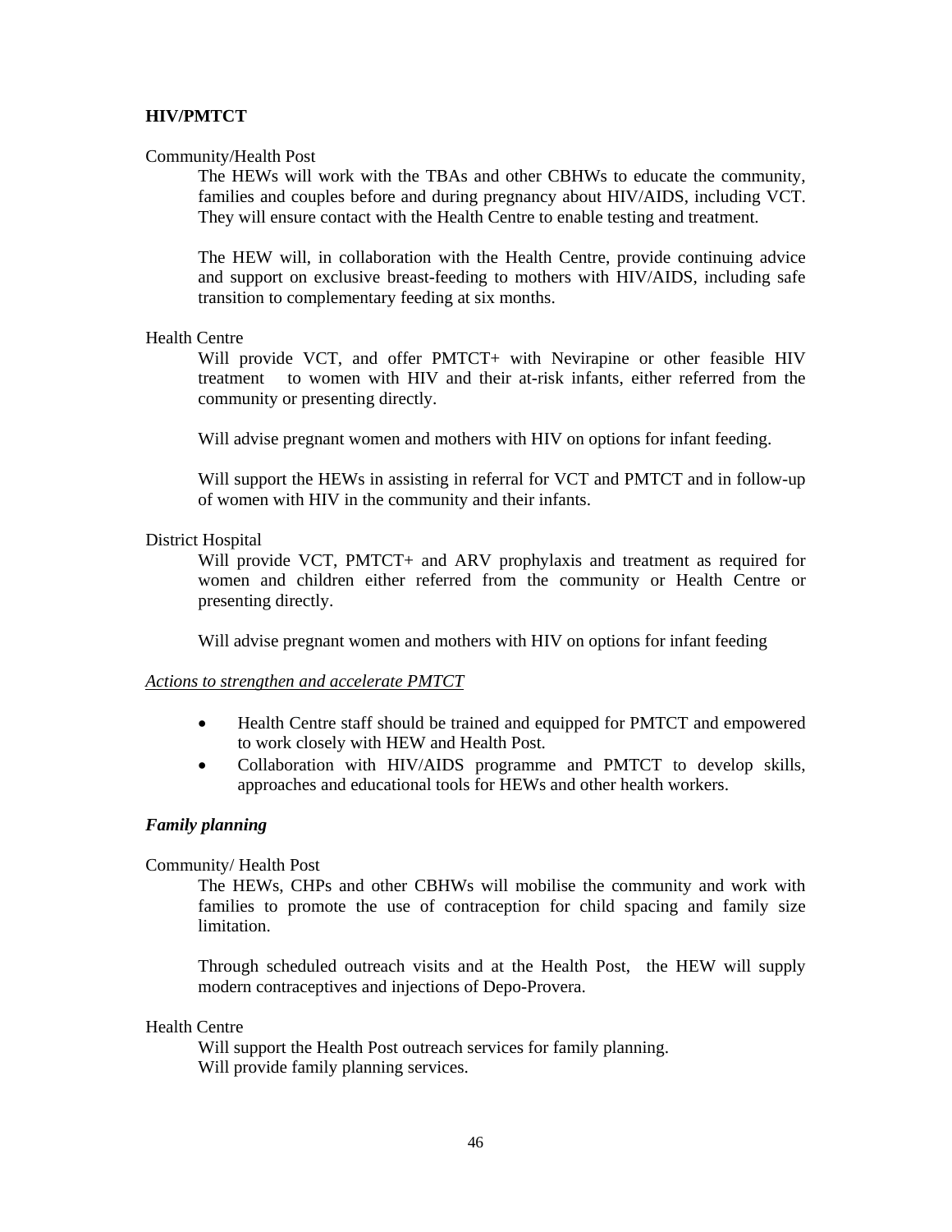**HIV/PMTCT**

Community/Health Post

The HEWs will work with the TBAs and other CBHWs to educate the community, families and couples before and during pregnancy about HIV/AIDS, including VCT. They will ensure contact with the Health Centre to enable testing and treatment.

The HEW will, in collaboration with the Health Centre, provide continuing advice and support on exclusive breast-feeding to mothers with HIV/AIDS, including safe transition to complementary feeding at six months.

Health Centre

Will provide VCT, and offer PMTCT+ with Nevirapine or other feasible HIV treatment to women with HIV and their at-risk infants, either referred from the community or presenting directly.

Will advise pregnant women and mothers with HIV on options for infant feeding.

Will support the HEWs in assisting in referral for VCT and PMTCT and in follow-up of women with HIV in the community and their infants.

District Hospital

Will provide VCT, PMTCT+ and ARV prophylaxis and treatment as required for women and children either referred from the community or Health Centre or presenting directly.

Will advise pregnant women and mothers with HIV on options for infant feeding

*Actions to strengthen and accelerate PMTCT*

- Health Centre staff should be trained and equipped for PMTCT and empowered to work closely with HEW and Health Post.
- Collaboration with HIV/AIDS programme and PMTCT to develop skills, approaches and educational tools for HEWs and other health workers.

***Family planning***

Community/ Health Post

The HEWs, CHPs and other CBHWs will mobilise the community and work with families to promote the use of contraception for child spacing and family size limitation.

Through scheduled outreach visits and at the Health Post, the HEW will supply modern contraceptives and injections of Depo-Provera.

Health Centre

Will support the Health Post outreach services for family planning.
Will provide family planning services.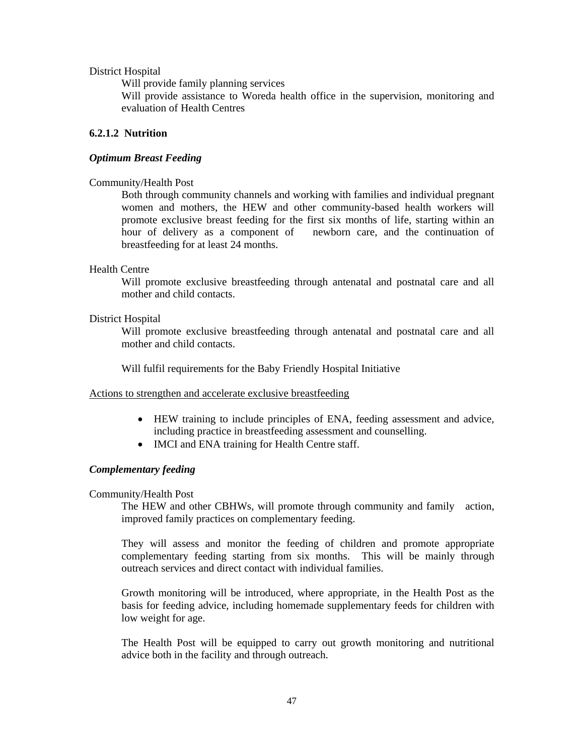District Hospital

Will provide family planning services

Will provide assistance to Woreda health office in the supervision, monitoring and evaluation of Health Centres

#### 6.2.1.2 Nutrition

***Optimum Breast Feeding***

Community/Health Post

Both through community channels and working with families and individual pregnant women and mothers, the HEW and other community-based health workers will promote exclusive breast feeding for the first six months of life, starting within an hour of delivery as a component of newborn care, and the continuation of breastfeeding for at least 24 months.

Health Centre

Will promote exclusive breastfeeding through antenatal and postnatal care and all mother and child contacts.

District Hospital

Will promote exclusive breastfeeding through antenatal and postnatal care and all mother and child contacts.

Will fulfil requirements for the Baby Friendly Hospital Initiative

Actions to strengthen and accelerate exclusive breastfeeding

- HEW training to include principles of ENA, feeding assessment and advice, including practice in breastfeeding assessment and counselling.
- IMCI and ENA training for Health Centre staff.

***Complementary feeding***

Community/Health Post

The HEW and other CBHWs, will promote through community and family action, improved family practices on complementary feeding.

They will assess and monitor the feeding of children and promote appropriate complementary feeding starting from six months. This will be mainly through outreach services and direct contact with individual families.

Growth monitoring will be introduced, where appropriate, in the Health Post as the basis for feeding advice, including homemade supplementary feeds for children with low weight for age.

The Health Post will be equipped to carry out growth monitoring and nutritional advice both in the facility and through outreach.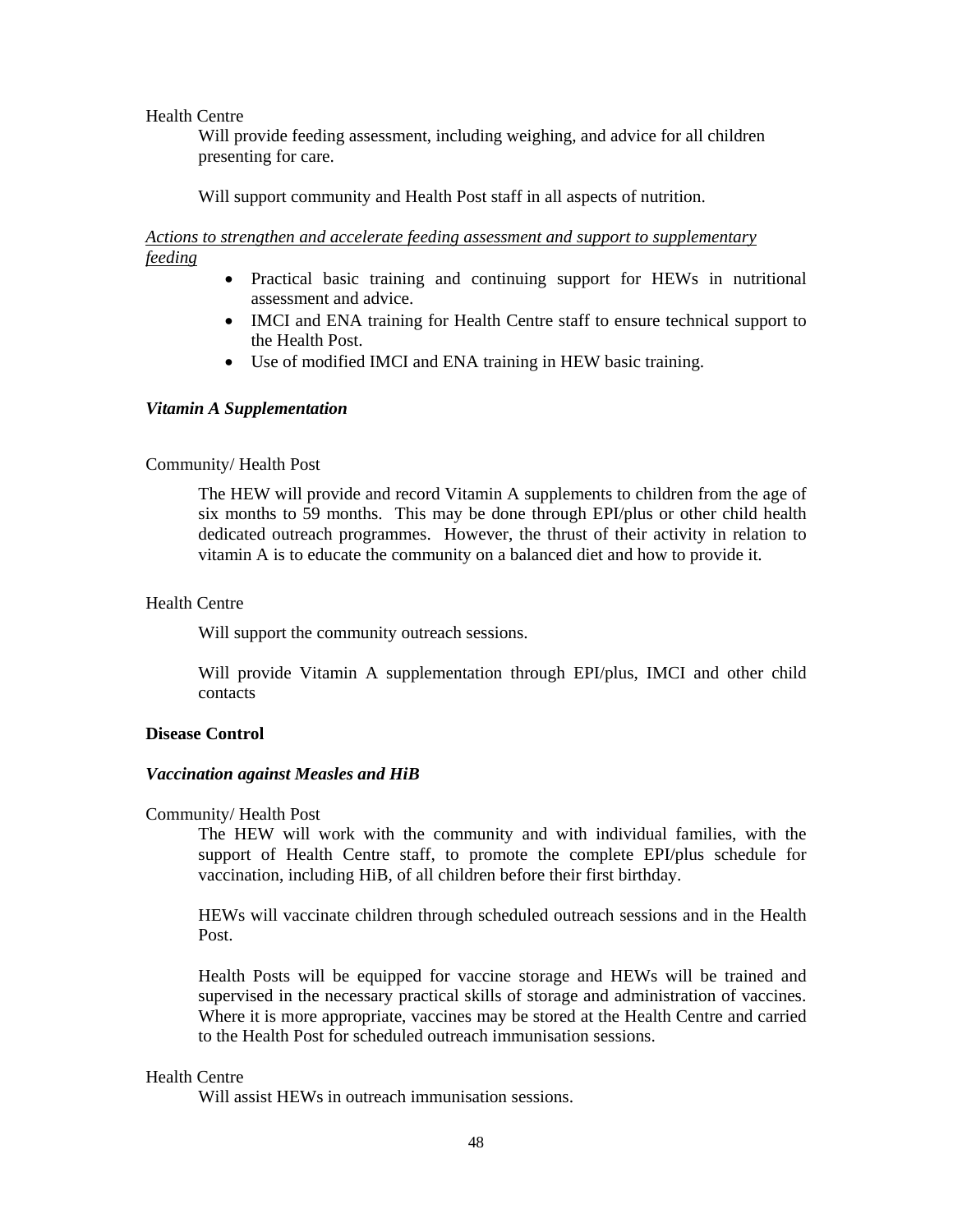Health Centre

Will provide feeding assessment, including weighing, and advice for all children presenting for care.

Will support community and Health Post staff in all aspects of nutrition.

<u>*Actions to strengthen and accelerate feeding assessment and support to supplementary feeding*</u>

- Practical basic training and continuing support for HEWs in nutritional assessment and advice.
- IMCI and ENA training for Health Centre staff to ensure technical support to the Health Post.
- Use of modified IMCI and ENA training in HEW basic training.

***Vitamin A Supplementation***

Community/ Health Post

The HEW will provide and record Vitamin A supplements to children from the age of six months to 59 months. This may be done through EPI/plus or other child health dedicated outreach programmes. However, the thrust of their activity in relation to vitamin A is to educate the community on a balanced diet and how to provide it.

Health Centre

Will support the community outreach sessions.

Will provide Vitamin A supplementation through EPI/plus, IMCI and other child contacts

**Disease Control**

***Vaccination against Measles and HiB***

Community/ Health Post

The HEW will work with the community and with individual families, with the support of Health Centre staff, to promote the complete EPI/plus schedule for vaccination, including HiB, of all children before their first birthday.

HEWs will vaccinate children through scheduled outreach sessions and in the Health Post.

Health Posts will be equipped for vaccine storage and HEWs will be trained and supervised in the necessary practical skills of storage and administration of vaccines. Where it is more appropriate, vaccines may be stored at the Health Centre and carried to the Health Post for scheduled outreach immunisation sessions.

Health Centre

Will assist HEWs in outreach immunisation sessions.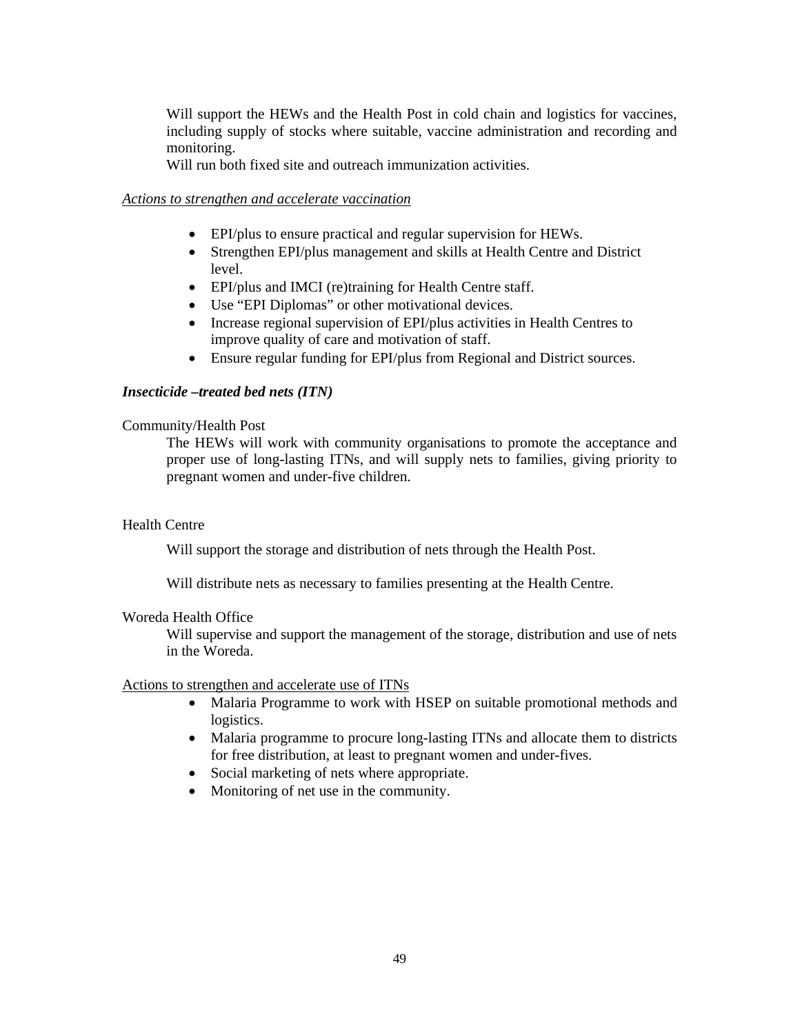Will support the HEWs and the Health Post in cold chain and logistics for vaccines, including supply of stocks where suitable, vaccine administration and recording and monitoring.

Will run both fixed site and outreach immunization activities.

*Actions to strengthen and accelerate vaccination*

- EPI/plus to ensure practical and regular supervision for HEWs.
- Strengthen EPI/plus management and skills at Health Centre and District level.
- EPI/plus and IMCI (re)training for Health Centre staff.
- Use "EPI Diplomas" or other motivational devices.
- Increase regional supervision of EPI/plus activities in Health Centres to improve quality of care and motivation of staff.
- Ensure regular funding for EPI/plus from Regional and District sources.

***Insecticide –treated bed nets (ITN)***

Community/Health Post

The HEWs will work with community organisations to promote the acceptance and proper use of long-lasting ITNs, and will supply nets to families, giving priority to pregnant women and under-five children.

Health Centre

Will support the storage and distribution of nets through the Health Post.

Will distribute nets as necessary to families presenting at the Health Centre.

Woreda Health Office

Will supervise and support the management of the storage, distribution and use of nets in the Woreda.

Actions to strengthen and accelerate use of ITNs

- Malaria Programme to work with HSEP on suitable promotional methods and logistics.
- Malaria programme to procure long-lasting ITNs and allocate them to districts for free distribution, at least to pregnant women and under-fives.
- Social marketing of nets where appropriate.
- Monitoring of net use in the community.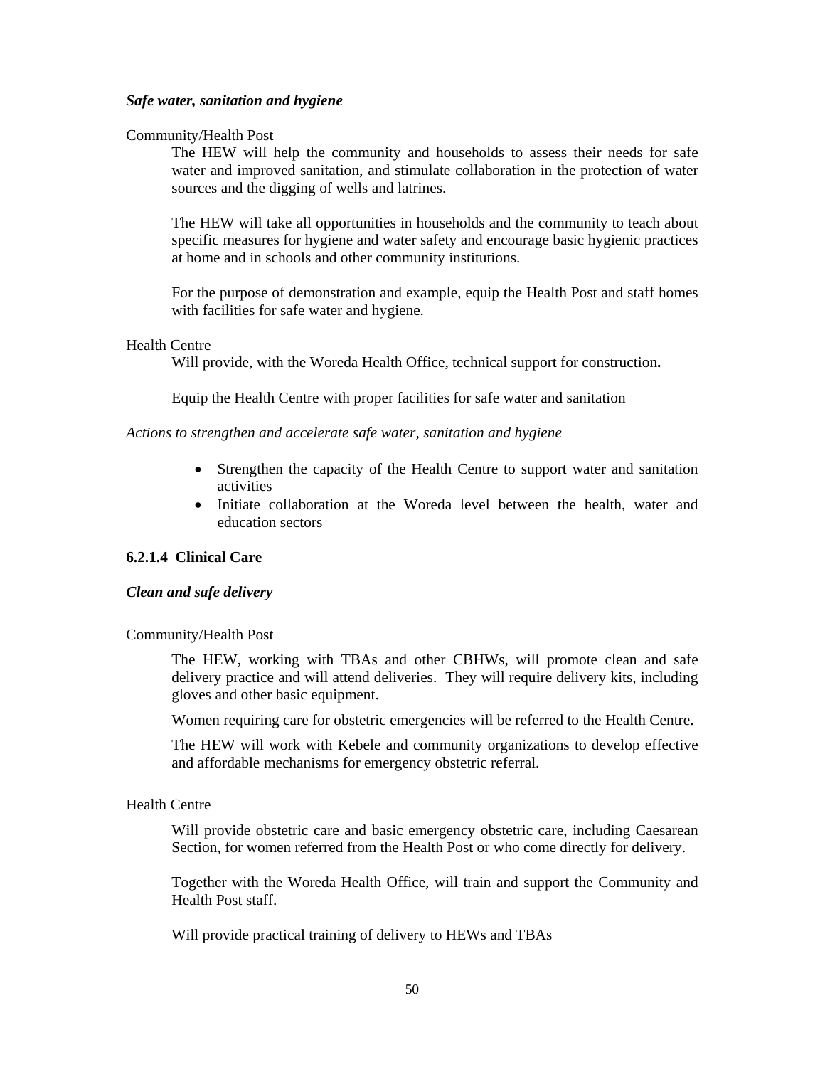***Safe water, sanitation and hygiene***

Community/Health Post

The HEW will help the community and households to assess their needs for safe water and improved sanitation, and stimulate collaboration in the protection of water sources and the digging of wells and latrines.

The HEW will take all opportunities in households and the community to teach about specific measures for hygiene and water safety and encourage basic hygienic practices at home and in schools and other community institutions.

For the purpose of demonstration and example, equip the Health Post and staff homes with facilities for safe water and hygiene.

Health Centre

Will provide, with the Woreda Health Office, technical support for construction**.**

Equip the Health Centre with proper facilities for safe water and sanitation

<u>*Actions to strengthen and accelerate safe water, sanitation and hygiene*</u>

- Strengthen the capacity of the Health Centre to support water and sanitation activities
- Initiate collaboration at the Woreda level between the health, water and education sectors

#### 6.2.1.4 Clinical Care

***Clean and safe delivery***

Community/Health Post

The HEW, working with TBAs and other CBHWs, will promote clean and safe delivery practice and will attend deliveries. They will require delivery kits, including gloves and other basic equipment.

Women requiring care for obstetric emergencies will be referred to the Health Centre.

The HEW will work with Kebele and community organizations to develop effective and affordable mechanisms for emergency obstetric referral.

Health Centre

Will provide obstetric care and basic emergency obstetric care, including Caesarean Section, for women referred from the Health Post or who come directly for delivery.

Together with the Woreda Health Office, will train and support the Community and Health Post staff.

Will provide practical training of delivery to HEWs and TBAs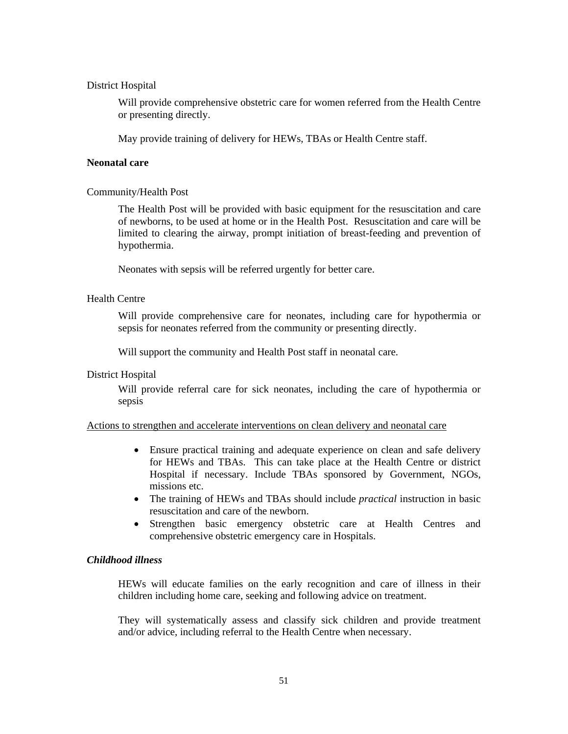District Hospital

Will provide comprehensive obstetric care for women referred from the Health Centre or presenting directly.

May provide training of delivery for HEWs, TBAs or Health Centre staff.

**Neonatal care**

Community/Health Post

The Health Post will be provided with basic equipment for the resuscitation and care of newborns, to be used at home or in the Health Post. Resuscitation and care will be limited to clearing the airway, prompt initiation of breast-feeding and prevention of hypothermia.

Neonates with sepsis will be referred urgently for better care.

Health Centre

Will provide comprehensive care for neonates, including care for hypothermia or sepsis for neonates referred from the community or presenting directly.

Will support the community and Health Post staff in neonatal care.

District Hospital

Will provide referral care for sick neonates, including the care of hypothermia or sepsis

<u>Actions to strengthen and accelerate interventions on clean delivery and neonatal care</u>

- Ensure practical training and adequate experience on clean and safe delivery for HEWs and TBAs. This can take place at the Health Centre or district Hospital if necessary. Include TBAs sponsored by Government, NGOs, missions etc.
- The training of HEWs and TBAs should include *practical* instruction in basic resuscitation and care of the newborn.
- Strengthen basic emergency obstetric care at Health Centres and comprehensive obstetric emergency care in Hospitals.

***Childhood illness***

HEWs will educate families on the early recognition and care of illness in their children including home care, seeking and following advice on treatment.

They will systematically assess and classify sick children and provide treatment and/or advice, including referral to the Health Centre when necessary.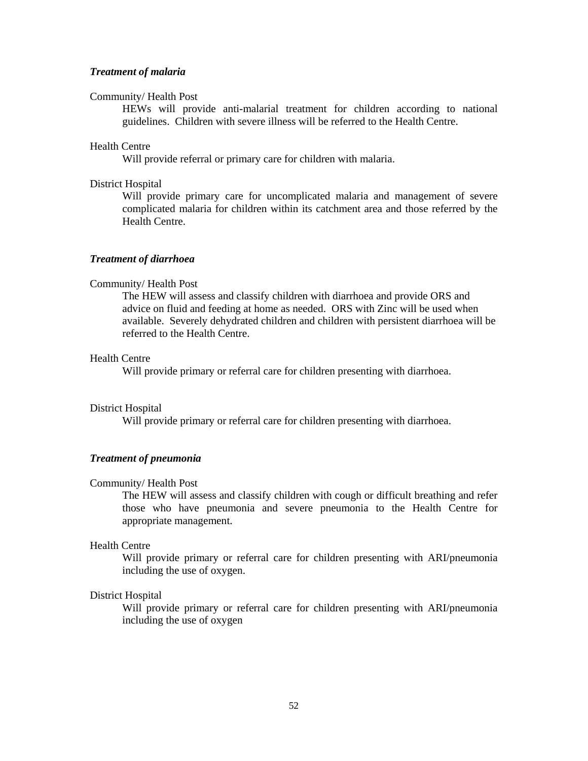***Treatment of malaria***

Community/ Health Post

HEWs will provide anti-malarial treatment for children according to national guidelines. Children with severe illness will be referred to the Health Centre.

Health Centre

Will provide referral or primary care for children with malaria.

District Hospital

Will provide primary care for uncomplicated malaria and management of severe complicated malaria for children within its catchment area and those referred by the Health Centre.

***Treatment of diarrhoea***

Community/ Health Post

The HEW will assess and classify children with diarrhoea and provide ORS and advice on fluid and feeding at home as needed. ORS with Zinc will be used when available. Severely dehydrated children and children with persistent diarrhoea will be referred to the Health Centre.

Health Centre

Will provide primary or referral care for children presenting with diarrhoea.

District Hospital

Will provide primary or referral care for children presenting with diarrhoea.

***Treatment of pneumonia***

Community/ Health Post

The HEW will assess and classify children with cough or difficult breathing and refer those who have pneumonia and severe pneumonia to the Health Centre for appropriate management.

Health Centre

Will provide primary or referral care for children presenting with ARI/pneumonia including the use of oxygen.

District Hospital

Will provide primary or referral care for children presenting with ARI/pneumonia including the use of oxygen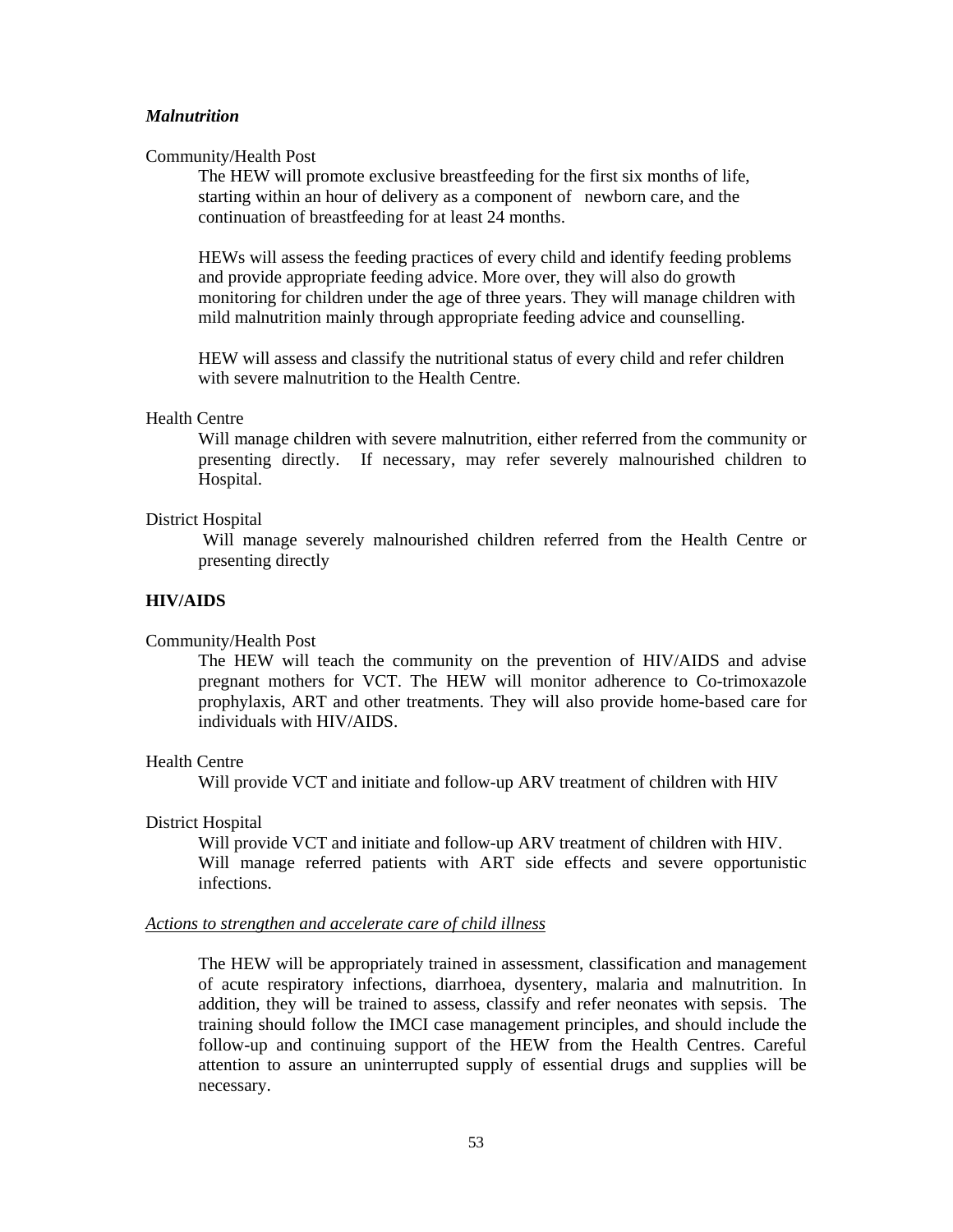### *Malnutrition*

Community/Health Post

The HEW will promote exclusive breastfeeding for the first six months of life, starting within an hour of delivery as a component of newborn care, and the continuation of breastfeeding for at least 24 months.

HEWs will assess the feeding practices of every child and identify feeding problems and provide appropriate feeding advice. More over, they will also do growth monitoring for children under the age of three years. They will manage children with mild malnutrition mainly through appropriate feeding advice and counselling.

HEW will assess and classify the nutritional status of every child and refer children with severe malnutrition to the Health Centre.

Health Centre

Will manage children with severe malnutrition, either referred from the community or presenting directly. If necessary, may refer severely malnourished children to Hospital.

District Hospital

Will manage severely malnourished children referred from the Health Centre or presenting directly

### **HIV/AIDS**

Community/Health Post

The HEW will teach the community on the prevention of HIV/AIDS and advise pregnant mothers for VCT. The HEW will monitor adherence to Co-trimoxazole prophylaxis, ART and other treatments. They will also provide home-based care for individuals with HIV/AIDS.

Health Centre

Will provide VCT and initiate and follow-up ARV treatment of children with HIV

District Hospital

Will provide VCT and initiate and follow-up ARV treatment of children with HIV. Will manage referred patients with ART side effects and severe opportunistic infections.

*Actions to strengthen and accelerate care of child illness*

The HEW will be appropriately trained in assessment, classification and management of acute respiratory infections, diarrhoea, dysentery, malaria and malnutrition. In addition, they will be trained to assess, classify and refer neonates with sepsis. The training should follow the IMCI case management principles, and should include the follow-up and continuing support of the HEW from the Health Centres. Careful attention to assure an uninterrupted supply of essential drugs and supplies will be necessary.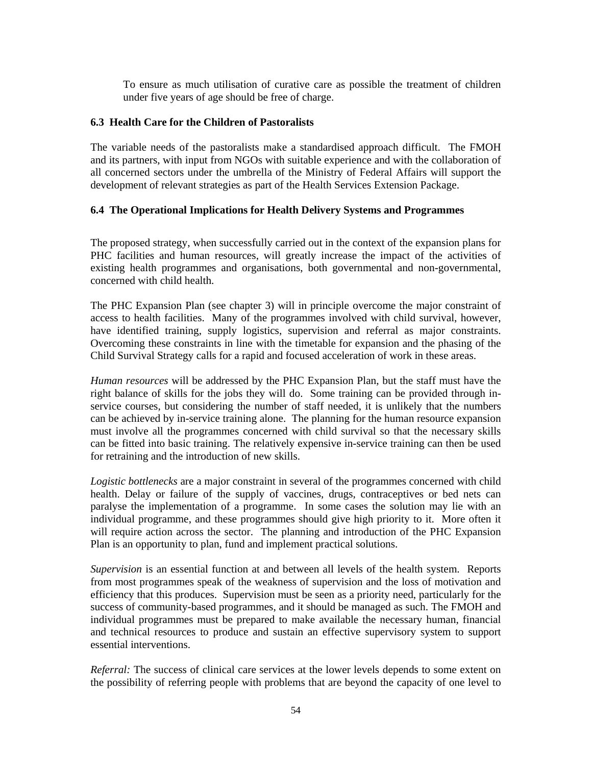To ensure as much utilisation of curative care as possible the treatment of children under five years of age should be free of charge.

### 6.3 Health Care for the Children of Pastoralists

The variable needs of the pastoralists make a standardised approach difficult. The FMOH and its partners, with input from NGOs with suitable experience and with the collaboration of all concerned sectors under the umbrella of the Ministry of Federal Affairs will support the development of relevant strategies as part of the Health Services Extension Package.

### 6.4 The Operational Implications for Health Delivery Systems and Programmes

The proposed strategy, when successfully carried out in the context of the expansion plans for PHC facilities and human resources, will greatly increase the impact of the activities of existing health programmes and organisations, both governmental and non-governmental, concerned with child health.

The PHC Expansion Plan (see chapter 3) will in principle overcome the major constraint of access to health facilities. Many of the programmes involved with child survival, however, have identified training, supply logistics, supervision and referral as major constraints. Overcoming these constraints in line with the timetable for expansion and the phasing of the Child Survival Strategy calls for a rapid and focused acceleration of work in these areas.

*Human resources* will be addressed by the PHC Expansion Plan, but the staff must have the right balance of skills for the jobs they will do. Some training can be provided through in-service courses, but considering the number of staff needed, it is unlikely that the numbers can be achieved by in-service training alone. The planning for the human resource expansion must involve all the programmes concerned with child survival so that the necessary skills can be fitted into basic training. The relatively expensive in-service training can then be used for retraining and the introduction of new skills.

*Logistic bottlenecks* are a major constraint in several of the programmes concerned with child health. Delay or failure of the supply of vaccines, drugs, contraceptives or bed nets can paralyse the implementation of a programme. In some cases the solution may lie with an individual programme, and these programmes should give high priority to it. More often it will require action across the sector. The planning and introduction of the PHC Expansion Plan is an opportunity to plan, fund and implement practical solutions.

*Supervision* is an essential function at and between all levels of the health system. Reports from most programmes speak of the weakness of supervision and the loss of motivation and efficiency that this produces. Supervision must be seen as a priority need, particularly for the success of community-based programmes, and it should be managed as such. The FMOH and individual programmes must be prepared to make available the necessary human, financial and technical resources to produce and sustain an effective supervisory system to support essential interventions.

*Referral:* The success of clinical care services at the lower levels depends to some extent on the possibility of referring people with problems that are beyond the capacity of one level to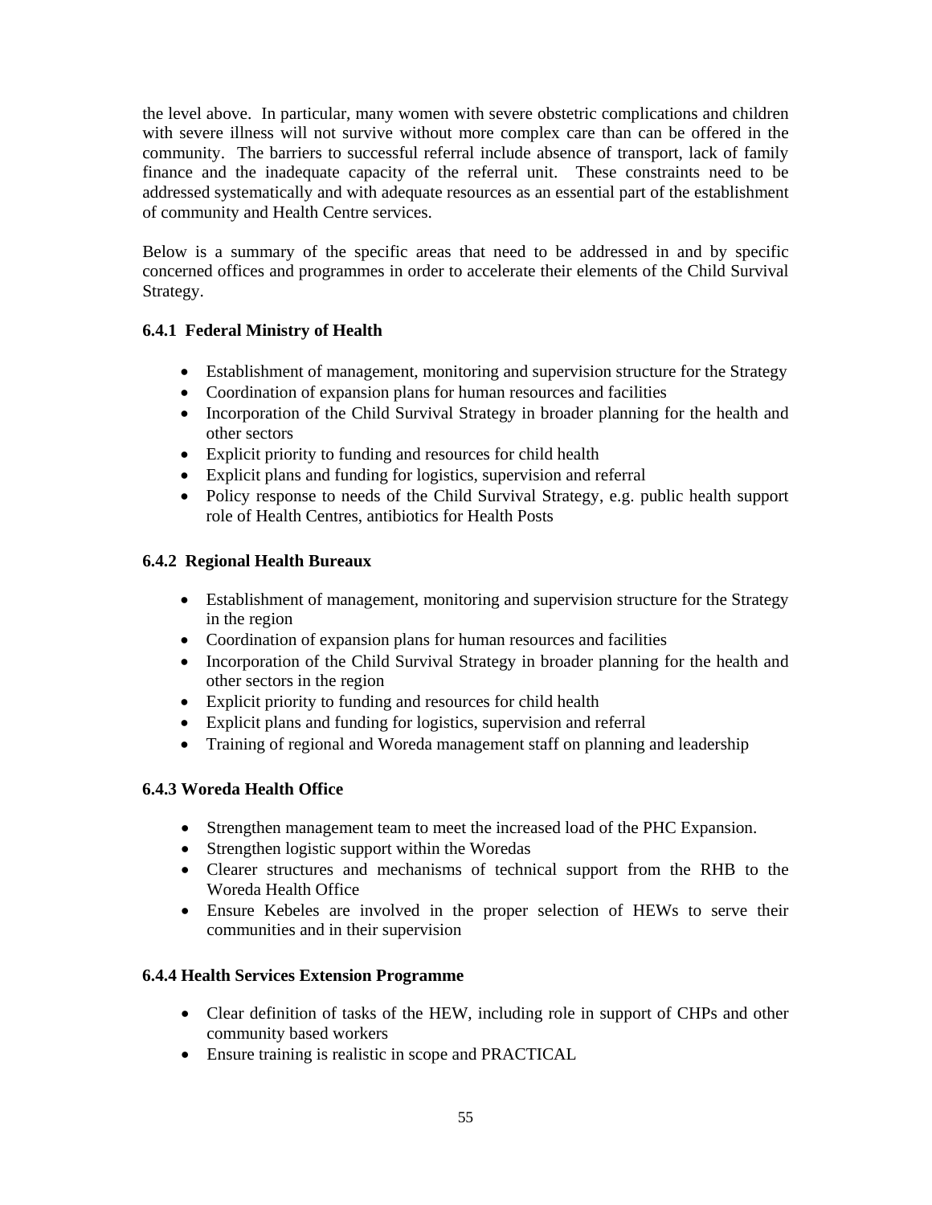the level above. In particular, many women with severe obstetric complications and children with severe illness will not survive without more complex care than can be offered in the community. The barriers to successful referral include absence of transport, lack of family finance and the inadequate capacity of the referral unit. These constraints need to be addressed systematically and with adequate resources as an essential part of the establishment of community and Health Centre services.

Below is a summary of the specific areas that need to be addressed in and by specific concerned offices and programmes in order to accelerate their elements of the Child Survival Strategy.

### 6.4.1 Federal Ministry of Health

- Establishment of management, monitoring and supervision structure for the Strategy
- Coordination of expansion plans for human resources and facilities
- Incorporation of the Child Survival Strategy in broader planning for the health and other sectors
- Explicit priority to funding and resources for child health
- Explicit plans and funding for logistics, supervision and referral
- Policy response to needs of the Child Survival Strategy, e.g. public health support role of Health Centres, antibiotics for Health Posts

### 6.4.2 Regional Health Bureaux

- Establishment of management, monitoring and supervision structure for the Strategy in the region
- Coordination of expansion plans for human resources and facilities
- Incorporation of the Child Survival Strategy in broader planning for the health and other sectors in the region
- Explicit priority to funding and resources for child health
- Explicit plans and funding for logistics, supervision and referral
- Training of regional and Woreda management staff on planning and leadership

### 6.4.3 Woreda Health Office

- Strengthen management team to meet the increased load of the PHC Expansion.
- Strengthen logistic support within the Woredas
- Clearer structures and mechanisms of technical support from the RHB to the Woreda Health Office
- Ensure Kebeles are involved in the proper selection of HEWs to serve their communities and in their supervision

### 6.4.4 Health Services Extension Programme

- Clear definition of tasks of the HEW, including role in support of CHPs and other community based workers
- Ensure training is realistic in scope and PRACTICAL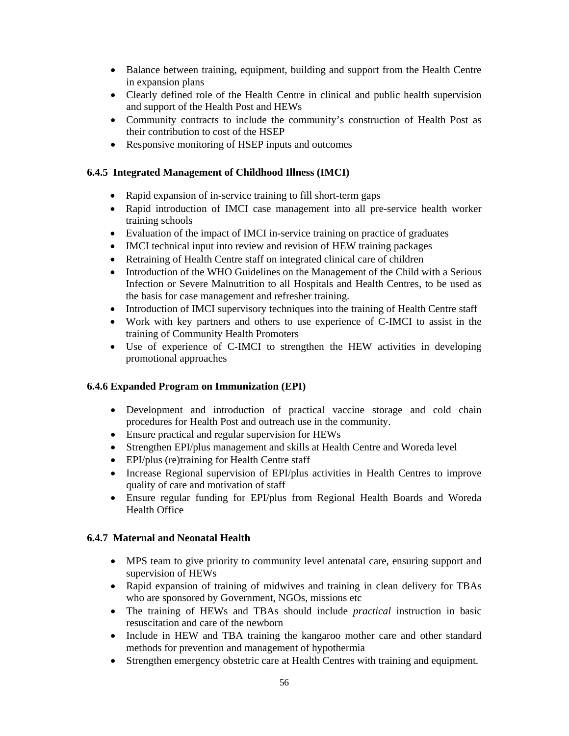- Balance between training, equipment, building and support from the Health Centre in expansion plans
- Clearly defined role of the Health Centre in clinical and public health supervision and support of the Health Post and HEWs
- Community contracts to include the community's construction of Health Post as their contribution to cost of the HSEP
- Responsive monitoring of HSEP inputs and outcomes

### 6.4.5 Integrated Management of Childhood Illness (IMCI)

- Rapid expansion of in-service training to fill short-term gaps
- Rapid introduction of IMCI case management into all pre-service health worker training schools
- Evaluation of the impact of IMCI in-service training on practice of graduates
- IMCI technical input into review and revision of HEW training packages
- Retraining of Health Centre staff on integrated clinical care of children
- Introduction of the WHO Guidelines on the Management of the Child with a Serious Infection or Severe Malnutrition to all Hospitals and Health Centres, to be used as the basis for case management and refresher training.
- Introduction of IMCI supervisory techniques into the training of Health Centre staff
- Work with key partners and others to use experience of C-IMCI to assist in the training of Community Health Promoters
- Use of experience of C-IMCI to strengthen the HEW activities in developing promotional approaches

### 6.4.6 Expanded Program on Immunization (EPI)

- Development and introduction of practical vaccine storage and cold chain procedures for Health Post and outreach use in the community.
- Ensure practical and regular supervision for HEWs
- Strengthen EPI/plus management and skills at Health Centre and Woreda level
- EPI/plus (re)training for Health Centre staff
- Increase Regional supervision of EPI/plus activities in Health Centres to improve quality of care and motivation of staff
- Ensure regular funding for EPI/plus from Regional Health Boards and Woreda Health Office

### 6.4.7 Maternal and Neonatal Health

- MPS team to give priority to community level antenatal care, ensuring support and supervision of HEWs
- Rapid expansion of training of midwives and training in clean delivery for TBAs who are sponsored by Government, NGOs, missions etc
- The training of HEWs and TBAs should include *practical* instruction in basic resuscitation and care of the newborn
- Include in HEW and TBA training the kangaroo mother care and other standard methods for prevention and management of hypothermia
- Strengthen emergency obstetric care at Health Centres with training and equipment.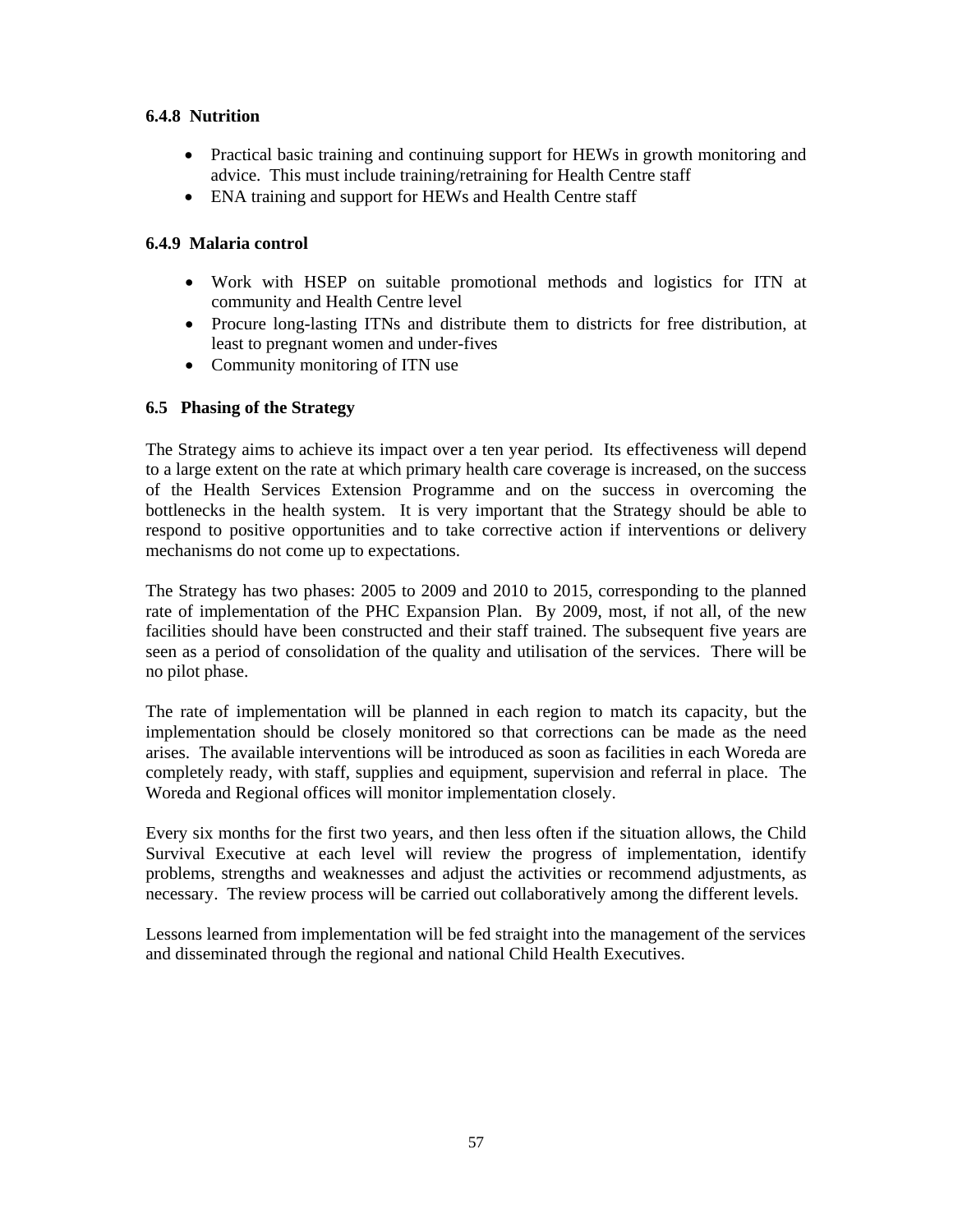### 6.4.8 Nutrition

- Practical basic training and continuing support for HEWs in growth monitoring and advice. This must include training/retraining for Health Centre staff
- ENA training and support for HEWs and Health Centre staff

### 6.4.9 Malaria control

- Work with HSEP on suitable promotional methods and logistics for ITN at community and Health Centre level
- Procure long-lasting ITNs and distribute them to districts for free distribution, at least to pregnant women and under-fives
- Community monitoring of ITN use

## 6.5 Phasing of the Strategy

The Strategy aims to achieve its impact over a ten year period. Its effectiveness will depend to a large extent on the rate at which primary health care coverage is increased, on the success of the Health Services Extension Programme and on the success in overcoming the bottlenecks in the health system. It is very important that the Strategy should be able to respond to positive opportunities and to take corrective action if interventions or delivery mechanisms do not come up to expectations.

The Strategy has two phases: 2005 to 2009 and 2010 to 2015, corresponding to the planned rate of implementation of the PHC Expansion Plan. By 2009, most, if not all, of the new facilities should have been constructed and their staff trained. The subsequent five years are seen as a period of consolidation of the quality and utilisation of the services. There will be no pilot phase.

The rate of implementation will be planned in each region to match its capacity, but the implementation should be closely monitored so that corrections can be made as the need arises. The available interventions will be introduced as soon as facilities in each Woreda are completely ready, with staff, supplies and equipment, supervision and referral in place. The Woreda and Regional offices will monitor implementation closely.

Every six months for the first two years, and then less often if the situation allows, the Child Survival Executive at each level will review the progress of implementation, identify problems, strengths and weaknesses and adjust the activities or recommend adjustments, as necessary. The review process will be carried out collaboratively among the different levels.

Lessons learned from implementation will be fed straight into the management of the services and disseminated through the regional and national Child Health Executives.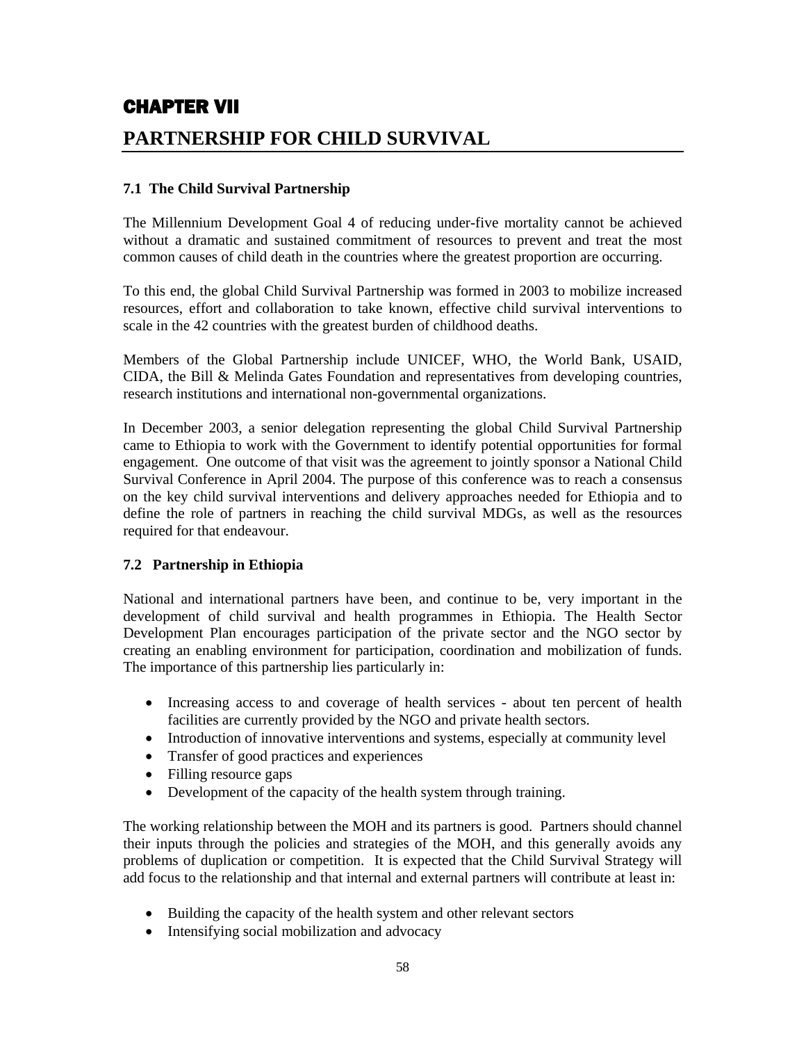# CHAPTER VII

# PARTNERSHIP FOR CHILD SURVIVAL

### 7.1 The Child Survival Partnership

The Millennium Development Goal 4 of reducing under-five mortality cannot be achieved without a dramatic and sustained commitment of resources to prevent and treat the most common causes of child death in the countries where the greatest proportion are occurring.

To this end, the global Child Survival Partnership was formed in 2003 to mobilize increased resources, effort and collaboration to take known, effective child survival interventions to scale in the 42 countries with the greatest burden of childhood deaths.

Members of the Global Partnership include UNICEF, WHO, the World Bank, USAID, CIDA, the Bill & Melinda Gates Foundation and representatives from developing countries, research institutions and international non-governmental organizations.

In December 2003, a senior delegation representing the global Child Survival Partnership came to Ethiopia to work with the Government to identify potential opportunities for formal engagement. One outcome of that visit was the agreement to jointly sponsor a National Child Survival Conference in April 2004. The purpose of this conference was to reach a consensus on the key child survival interventions and delivery approaches needed for Ethiopia and to define the role of partners in reaching the child survival MDGs, as well as the resources required for that endeavour.

### 7.2 Partnership in Ethiopia

National and international partners have been, and continue to be, very important in the development of child survival and health programmes in Ethiopia. The Health Sector Development Plan encourages participation of the private sector and the NGO sector by creating an enabling environment for participation, coordination and mobilization of funds. The importance of this partnership lies particularly in:

- Increasing access to and coverage of health services - about ten percent of health facilities are currently provided by the NGO and private health sectors.
- Introduction of innovative interventions and systems, especially at community level
- Transfer of good practices and experiences
- Filling resource gaps
- Development of the capacity of the health system through training.

The working relationship between the MOH and its partners is good. Partners should channel their inputs through the policies and strategies of the MOH, and this generally avoids any problems of duplication or competition. It is expected that the Child Survival Strategy will add focus to the relationship and that internal and external partners will contribute at least in:

- Building the capacity of the health system and other relevant sectors
- Intensifying social mobilization and advocacy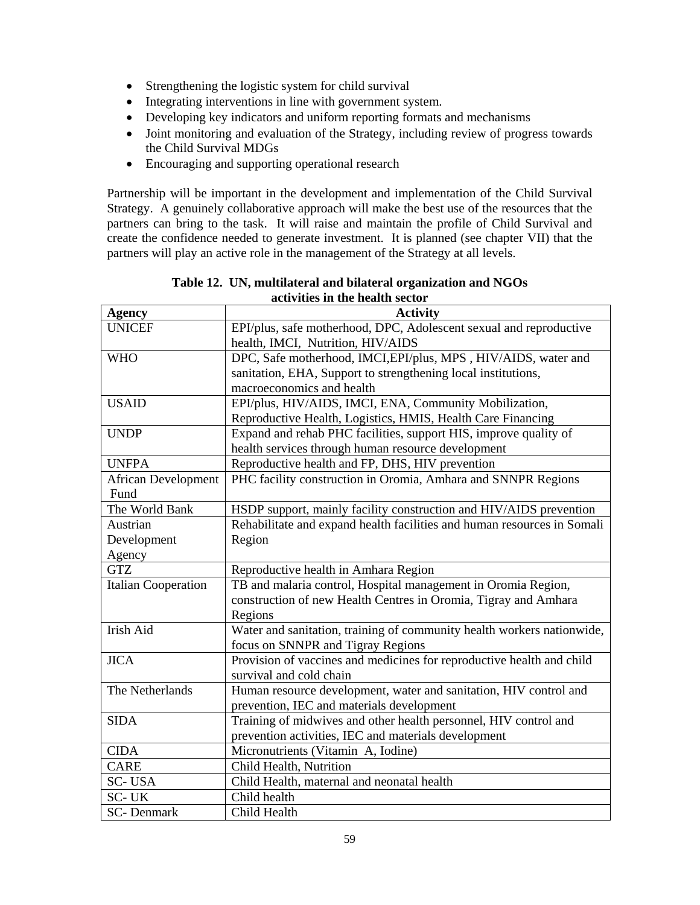- Strengthening the logistic system for child survival
- Integrating interventions in line with government system.
- Developing key indicators and uniform reporting formats and mechanisms
- Joint monitoring and evaluation of the Strategy, including review of progress towards the Child Survival MDGs
- Encouraging and supporting operational research

Partnership will be important in the development and implementation of the Child Survival Strategy. A genuinely collaborative approach will make the best use of the resources that the partners can bring to the task. It will raise and maintain the profile of Child Survival and create the confidence needed to generate investment. It is planned (see chapter VII) that the partners will play an active role in the management of the Strategy at all levels.

**Table 12. UN, multilateral and bilateral organization and NGOs activities in the health sector**

| Agency | Activity |
|---|---|
| UNICEF | EPI/plus, safe motherhood, DPC, Adolescent sexual and reproductive health, IMCI, Nutrition, HIV/AIDS |
| WHO | DPC, Safe motherhood, IMCI,EPI/plus, MPS , HIV/AIDS, water and sanitation, EHA, Support to strengthening local institutions, macroeconomics and health |
| USAID | EPI/plus, HIV/AIDS, IMCI, ENA, Community Mobilization, Reproductive Health, Logistics, HMIS, Health Care Financing |
| UNDP | Expand and rehab PHC facilities, support HIS, improve quality of health services through human resource development |
| UNFPA | Reproductive health and FP, DHS, HIV prevention |
| African Development Fund | PHC facility construction in Oromia, Amhara and SNNPR Regions |
| The World Bank | HSDP support, mainly facility construction and HIV/AIDS prevention |
| Austrian Development Agency | Rehabilitate and expand health facilities and human resources in Somali Region |
| GTZ | Reproductive health in Amhara Region |
| Italian Cooperation | TB and malaria control, Hospital management in Oromia Region, construction of new Health Centres in Oromia, Tigray and Amhara Regions |
| Irish Aid | Water and sanitation, training of community health workers nationwide, focus on SNNPR and Tigray Regions |
| JICA | Provision of vaccines and medicines for reproductive health and child survival and cold chain |
| The Netherlands | Human resource development, water and sanitation, HIV control and prevention, IEC and materials development |
| SIDA | Training of midwives and other health personnel, HIV control and prevention activities, IEC and materials development |
| CIDA | Micronutrients (Vitamin A, Iodine) |
| CARE | Child Health, Nutrition |
| SC- USA | Child Health, maternal and neonatal health |
| SC- UK | Child health |
| SC- Denmark | Child Health |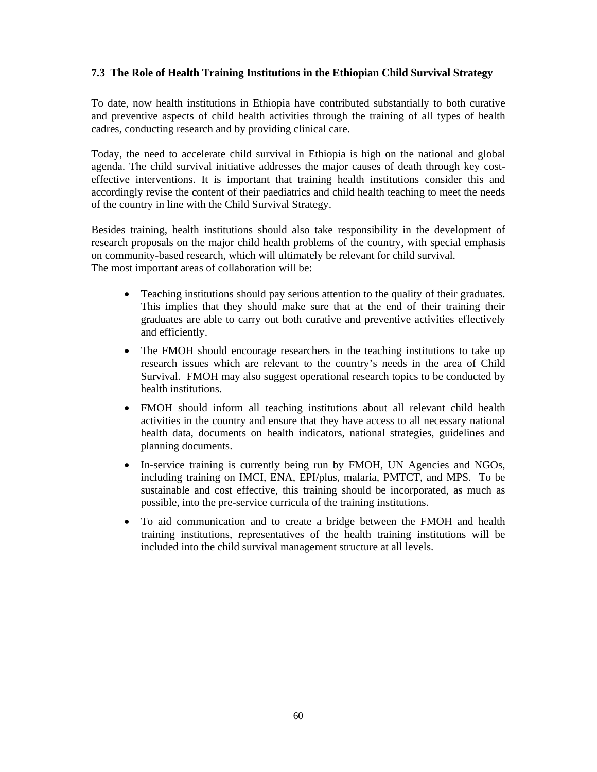### 7.3 The Role of Health Training Institutions in the Ethiopian Child Survival Strategy

To date, now health institutions in Ethiopia have contributed substantially to both curative and preventive aspects of child health activities through the training of all types of health cadres, conducting research and by providing clinical care.

Today, the need to accelerate child survival in Ethiopia is high on the national and global agenda. The child survival initiative addresses the major causes of death through key cost-effective interventions. It is important that training health institutions consider this and accordingly revise the content of their paediatrics and child health teaching to meet the needs of the country in line with the Child Survival Strategy.

Besides training, health institutions should also take responsibility in the development of research proposals on the major child health problems of the country, with special emphasis on community-based research, which will ultimately be relevant for child survival.
The most important areas of collaboration will be:

- Teaching institutions should pay serious attention to the quality of their graduates. This implies that they should make sure that at the end of their training their graduates are able to carry out both curative and preventive activities effectively and efficiently.
- The FMOH should encourage researchers in the teaching institutions to take up research issues which are relevant to the country's needs in the area of Child Survival. FMOH may also suggest operational research topics to be conducted by health institutions.
- FMOH should inform all teaching institutions about all relevant child health activities in the country and ensure that they have access to all necessary national health data, documents on health indicators, national strategies, guidelines and planning documents.
- In-service training is currently being run by FMOH, UN Agencies and NGOs, including training on IMCI, ENA, EPI/plus, malaria, PMTCT, and MPS. To be sustainable and cost effective, this training should be incorporated, as much as possible, into the pre-service curricula of the training institutions.
- To aid communication and to create a bridge between the FMOH and health training institutions, representatives of the health training institutions will be included into the child survival management structure at all levels.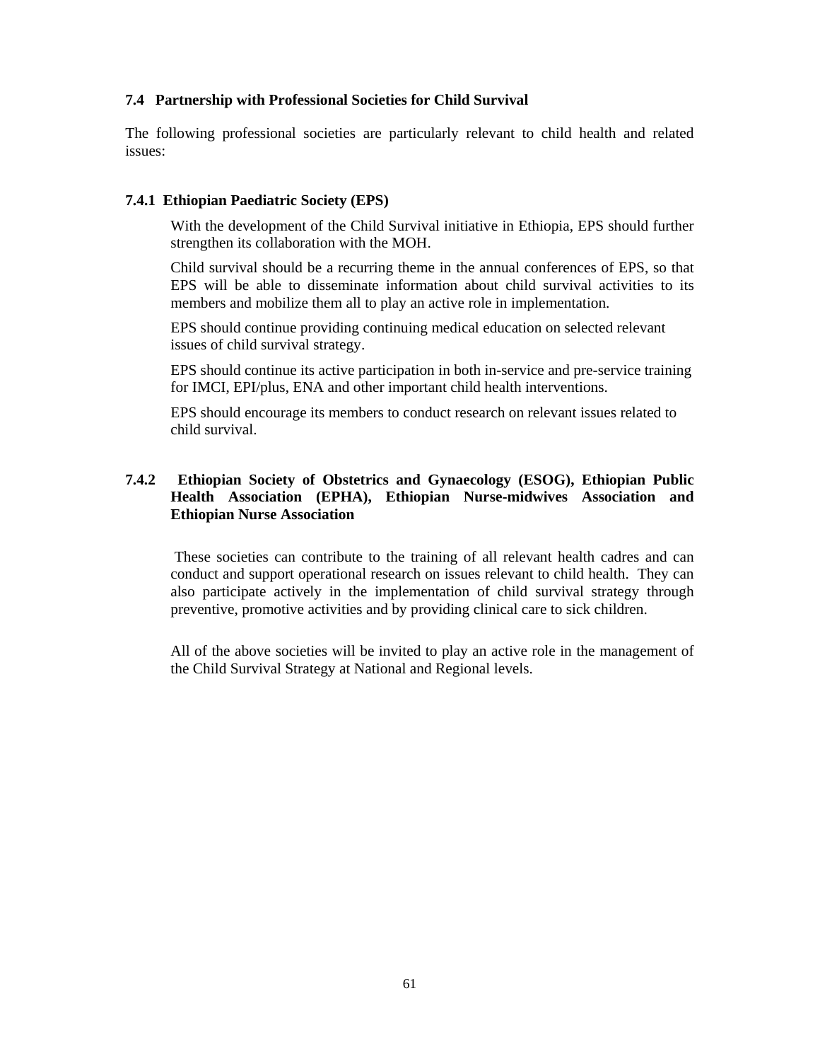### 7.4 Partnership with Professional Societies for Child Survival

The following professional societies are particularly relevant to child health and related issues:

#### 7.4.1 Ethiopian Paediatric Society (EPS)

With the development of the Child Survival initiative in Ethiopia, EPS should further strengthen its collaboration with the MOH.

Child survival should be a recurring theme in the annual conferences of EPS, so that EPS will be able to disseminate information about child survival activities to its members and mobilize them all to play an active role in implementation.

EPS should continue providing continuing medical education on selected relevant issues of child survival strategy.

EPS should continue its active participation in both in-service and pre-service training for IMCI, EPI/plus, ENA and other important child health interventions.

EPS should encourage its members to conduct research on relevant issues related to child survival.

#### 7.4.2 Ethiopian Society of Obstetrics and Gynaecology (ESOG), Ethiopian Public Health Association (EPHA), Ethiopian Nurse-midwives Association and Ethiopian Nurse Association

These societies can contribute to the training of all relevant health cadres and can conduct and support operational research on issues relevant to child health. They can also participate actively in the implementation of child survival strategy through preventive, promotive activities and by providing clinical care to sick children.

All of the above societies will be invited to play an active role in the management of the Child Survival Strategy at National and Regional levels.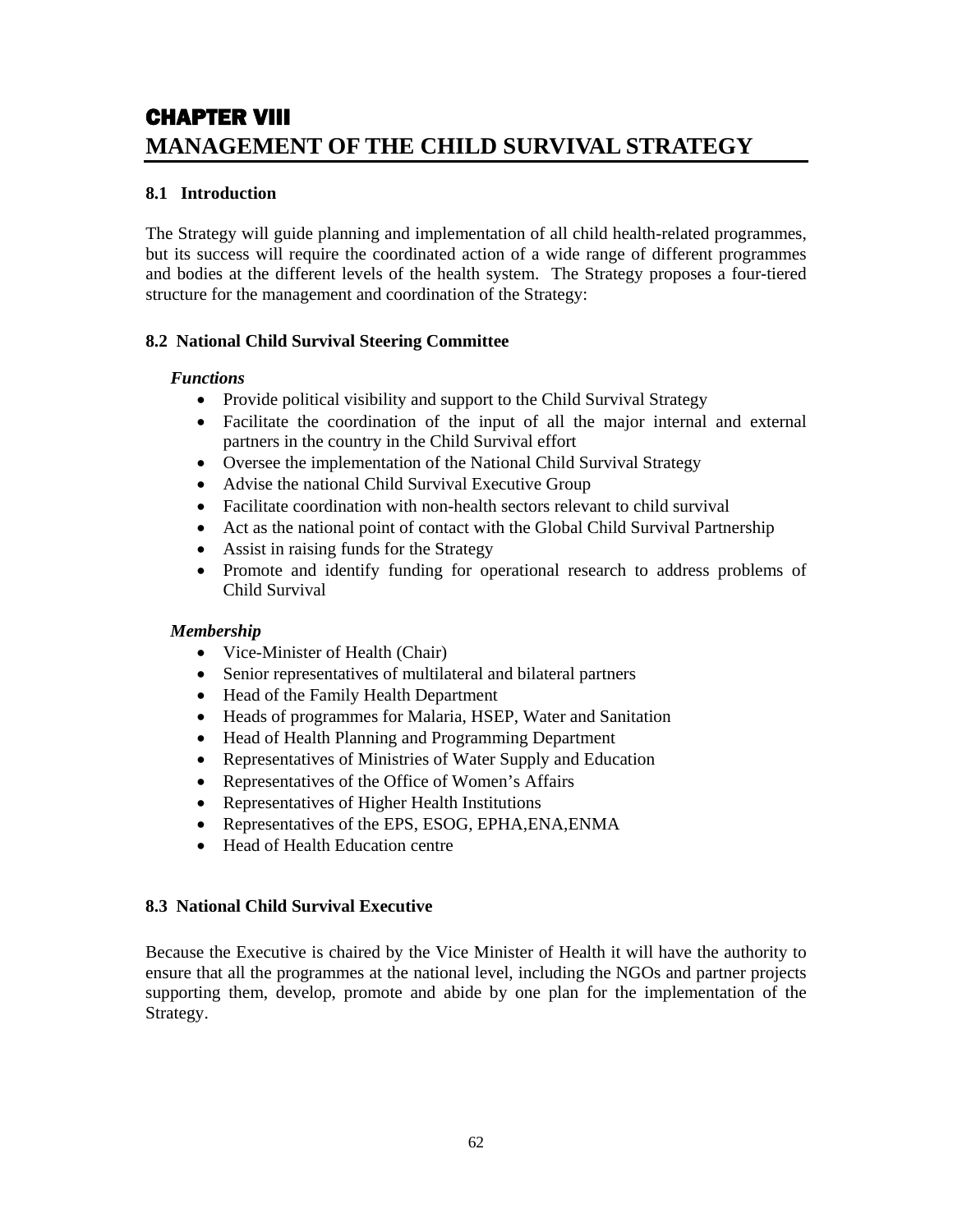# CHAPTER VIII
# MANAGEMENT OF THE CHILD SURVIVAL STRATEGY

### 8.1 Introduction

The Strategy will guide planning and implementation of all child health-related programmes, but its success will require the coordinated action of a wide range of different programmes and bodies at the different levels of the health system. The Strategy proposes a four-tiered structure for the management and coordination of the Strategy:

### 8.2 National Child Survival Steering Committee

***Functions***

- Provide political visibility and support to the Child Survival Strategy
- Facilitate the coordination of the input of all the major internal and external partners in the country in the Child Survival effort
- Oversee the implementation of the National Child Survival Strategy
- Advise the national Child Survival Executive Group
- Facilitate coordination with non-health sectors relevant to child survival
- Act as the national point of contact with the Global Child Survival Partnership
- Assist in raising funds for the Strategy
- Promote and identify funding for operational research to address problems of Child Survival

***Membership***

- Vice-Minister of Health (Chair)
- Senior representatives of multilateral and bilateral partners
- Head of the Family Health Department
- Heads of programmes for Malaria, HSEP, Water and Sanitation
- Head of Health Planning and Programming Department
- Representatives of Ministries of Water Supply and Education
- Representatives of the Office of Women's Affairs
- Representatives of Higher Health Institutions
- Representatives of the EPS, ESOG, EPHA,ENA,ENMA
- Head of Health Education centre

### 8.3 National Child Survival Executive

Because the Executive is chaired by the Vice Minister of Health it will have the authority to ensure that all the programmes at the national level, including the NGOs and partner projects supporting them, develop, promote and abide by one plan for the implementation of the Strategy.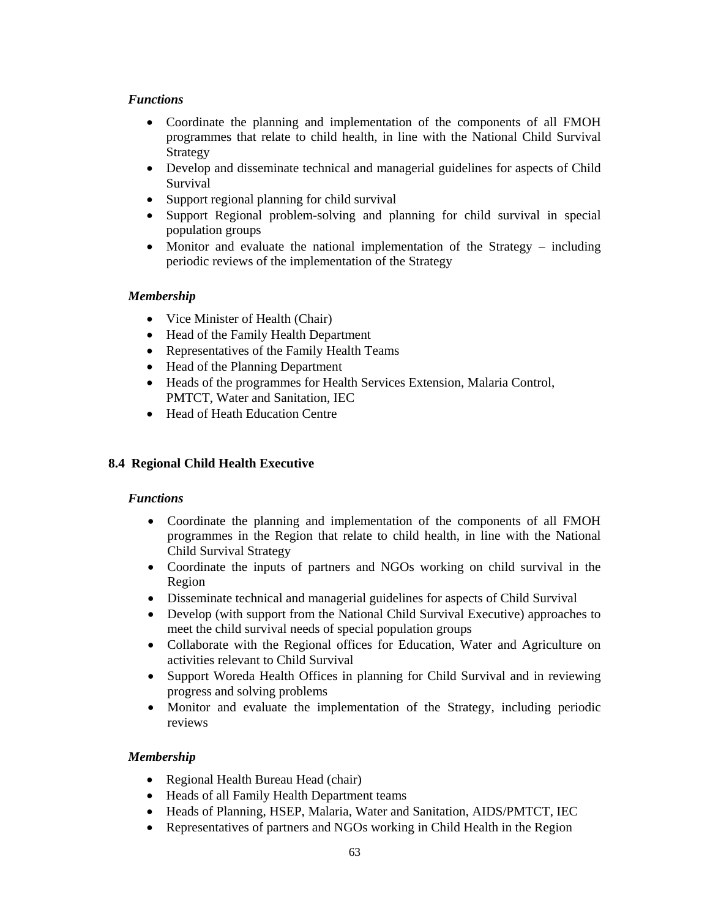*Functions*

- Coordinate the planning and implementation of the components of all FMOH programmes that relate to child health, in line with the National Child Survival Strategy
- Develop and disseminate technical and managerial guidelines for aspects of Child Survival
- Support regional planning for child survival
- Support Regional problem-solving and planning for child survival in special population groups
- Monitor and evaluate the national implementation of the Strategy – including periodic reviews of the implementation of the Strategy

*Membership*

- Vice Minister of Health (Chair)
- Head of the Family Health Department
- Representatives of the Family Health Teams
- Head of the Planning Department
- Heads of the programmes for Health Services Extension, Malaria Control, PMTCT, Water and Sanitation, IEC
- Head of Heath Education Centre

### 8.4 Regional Child Health Executive

*Functions*

- Coordinate the planning and implementation of the components of all FMOH programmes in the Region that relate to child health, in line with the National Child Survival Strategy
- Coordinate the inputs of partners and NGOs working on child survival in the Region
- Disseminate technical and managerial guidelines for aspects of Child Survival
- Develop (with support from the National Child Survival Executive) approaches to meet the child survival needs of special population groups
- Collaborate with the Regional offices for Education, Water and Agriculture on activities relevant to Child Survival
- Support Woreda Health Offices in planning for Child Survival and in reviewing progress and solving problems
- Monitor and evaluate the implementation of the Strategy, including periodic reviews

*Membership*

- Regional Health Bureau Head (chair)
- Heads of all Family Health Department teams
- Heads of Planning, HSEP, Malaria, Water and Sanitation, AIDS/PMTCT, IEC
- Representatives of partners and NGOs working in Child Health in the Region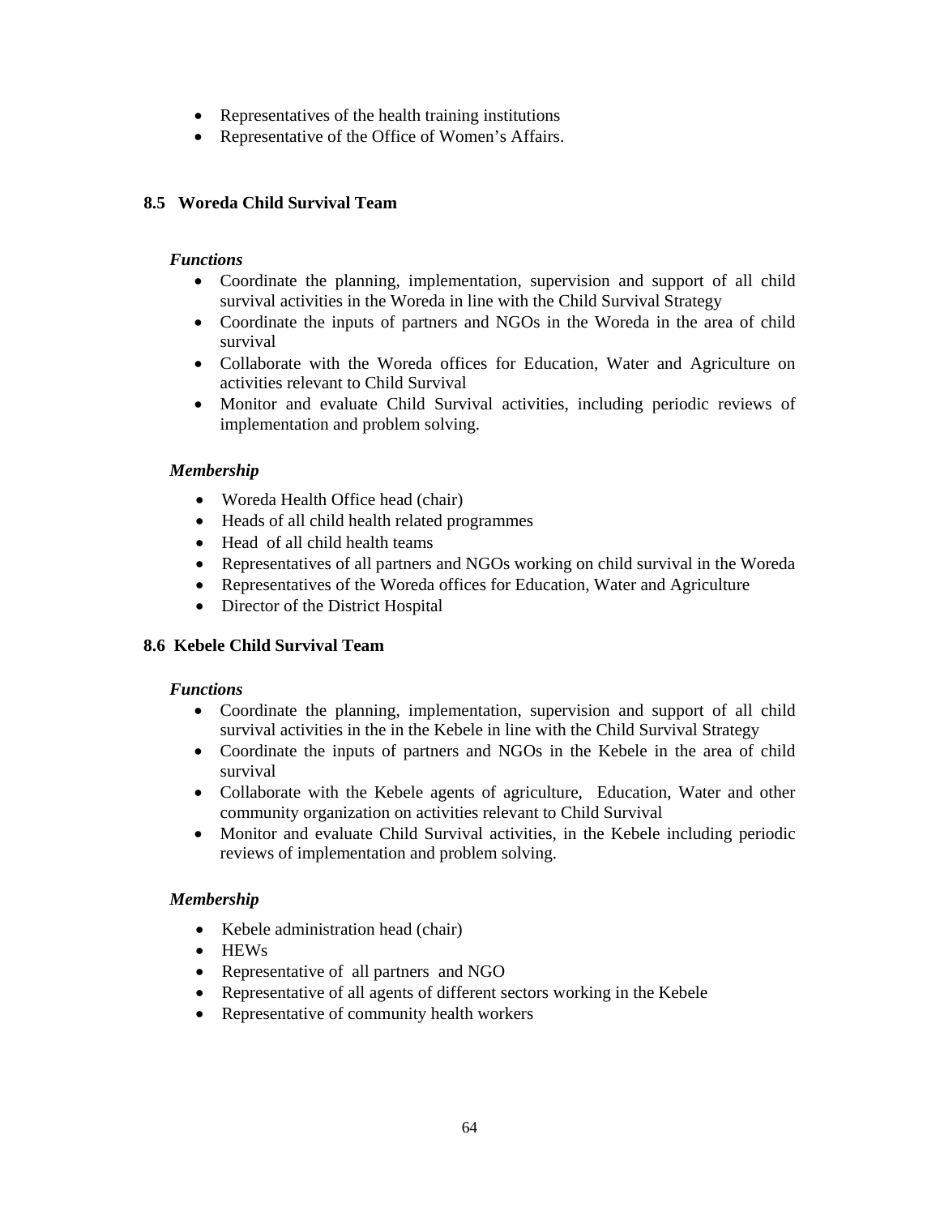- Representatives of the health training institutions
- Representative of the Office of Women's Affairs.

## 8.5 Woreda Child Survival Team

***Functions***

- Coordinate the planning, implementation, supervision and support of all child survival activities in the Woreda in line with the Child Survival Strategy
- Coordinate the inputs of partners and NGOs in the Woreda in the area of child survival
- Collaborate with the Woreda offices for Education, Water and Agriculture on activities relevant to Child Survival
- Monitor and evaluate Child Survival activities, including periodic reviews of implementation and problem solving.

***Membership***

- Woreda Health Office head (chair)
- Heads of all child health related programmes
- Head of all child health teams
- Representatives of all partners and NGOs working on child survival in the Woreda
- Representatives of the Woreda offices for Education, Water and Agriculture
- Director of the District Hospital

## 8.6 Kebele Child Survival Team

***Functions***

- Coordinate the planning, implementation, supervision and support of all child survival activities in the in the Kebele in line with the Child Survival Strategy
- Coordinate the inputs of partners and NGOs in the Kebele in the area of child survival
- Collaborate with the Kebele agents of agriculture, Education, Water and other community organization on activities relevant to Child Survival
- Monitor and evaluate Child Survival activities, in the Kebele including periodic reviews of implementation and problem solving.

***Membership***

- Kebele administration head (chair)
- HEWs
- Representative of all partners and NGO
- Representative of all agents of different sectors working in the Kebele
- Representative of community health workers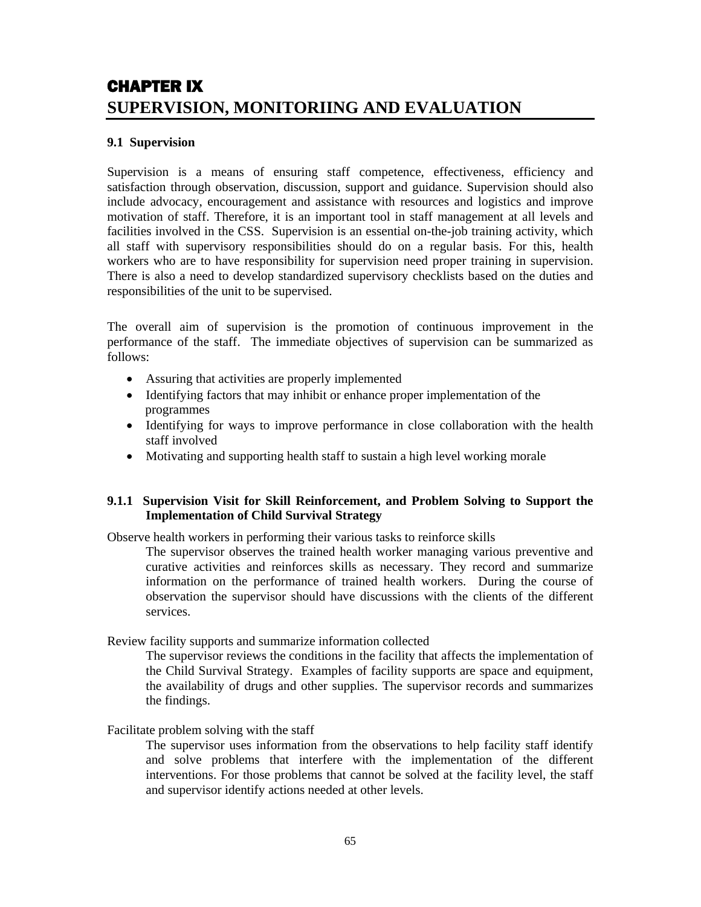# CHAPTER IX
# SUPERVISION, MONITORIING AND EVALUATION

## 9.1 Supervision

Supervision is a means of ensuring staff competence, effectiveness, efficiency and satisfaction through observation, discussion, support and guidance. Supervision should also include advocacy, encouragement and assistance with resources and logistics and improve motivation of staff. Therefore, it is an important tool in staff management at all levels and facilities involved in the CSS. Supervision is an essential on-the-job training activity, which all staff with supervisory responsibilities should do on a regular basis. For this, health workers who are to have responsibility for supervision need proper training in supervision. There is also a need to develop standardized supervisory checklists based on the duties and responsibilities of the unit to be supervised.

The overall aim of supervision is the promotion of continuous improvement in the performance of the staff. The immediate objectives of supervision can be summarized as follows:

- Assuring that activities are properly implemented
- Identifying factors that may inhibit or enhance proper implementation of the programmes
- Identifying for ways to improve performance in close collaboration with the health staff involved
- Motivating and supporting health staff to sustain a high level working morale

### 9.1.1 Supervision Visit for Skill Reinforcement, and Problem Solving to Support the Implementation of Child Survival Strategy

Observe health workers in performing their various tasks to reinforce skills

The supervisor observes the trained health worker managing various preventive and curative activities and reinforces skills as necessary. They record and summarize information on the performance of trained health workers. During the course of observation the supervisor should have discussions with the clients of the different services.

Review facility supports and summarize information collected

The supervisor reviews the conditions in the facility that affects the implementation of the Child Survival Strategy. Examples of facility supports are space and equipment, the availability of drugs and other supplies. The supervisor records and summarizes the findings.

Facilitate problem solving with the staff

The supervisor uses information from the observations to help facility staff identify and solve problems that interfere with the implementation of the different interventions. For those problems that cannot be solved at the facility level, the staff and supervisor identify actions needed at other levels.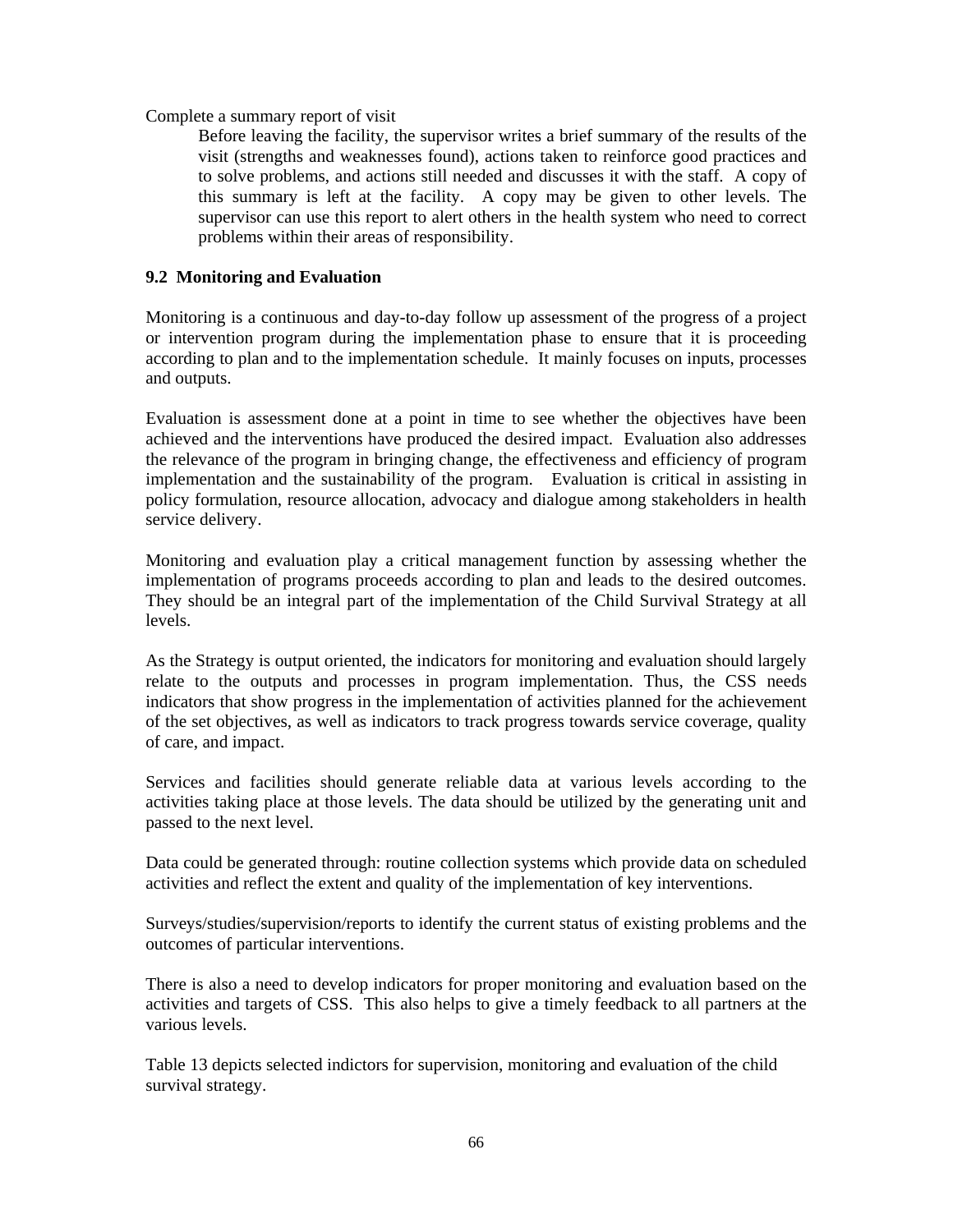Complete a summary report of visit

> Before leaving the facility, the supervisor writes a brief summary of the results of the visit (strengths and weaknesses found), actions taken to reinforce good practices and to solve problems, and actions still needed and discusses it with the staff. A copy of this summary is left at the facility. A copy may be given to other levels. The supervisor can use this report to alert others in the health system who need to correct problems within their areas of responsibility.

### 9.2 Monitoring and Evaluation

Monitoring is a continuous and day-to-day follow up assessment of the progress of a project or intervention program during the implementation phase to ensure that it is proceeding according to plan and to the implementation schedule. It mainly focuses on inputs, processes and outputs.

Evaluation is assessment done at a point in time to see whether the objectives have been achieved and the interventions have produced the desired impact. Evaluation also addresses the relevance of the program in bringing change, the effectiveness and efficiency of program implementation and the sustainability of the program. Evaluation is critical in assisting in policy formulation, resource allocation, advocacy and dialogue among stakeholders in health service delivery.

Monitoring and evaluation play a critical management function by assessing whether the implementation of programs proceeds according to plan and leads to the desired outcomes. They should be an integral part of the implementation of the Child Survival Strategy at all levels.

As the Strategy is output oriented, the indicators for monitoring and evaluation should largely relate to the outputs and processes in program implementation. Thus, the CSS needs indicators that show progress in the implementation of activities planned for the achievement of the set objectives, as well as indicators to track progress towards service coverage, quality of care, and impact.

Services and facilities should generate reliable data at various levels according to the activities taking place at those levels. The data should be utilized by the generating unit and passed to the next level.

Data could be generated through: routine collection systems which provide data on scheduled activities and reflect the extent and quality of the implementation of key interventions.

Surveys/studies/supervision/reports to identify the current status of existing problems and the outcomes of particular interventions.

There is also a need to develop indicators for proper monitoring and evaluation based on the activities and targets of CSS. This also helps to give a timely feedback to all partners at the various levels.

Table 13 depicts selected indictors for supervision, monitoring and evaluation of the child survival strategy.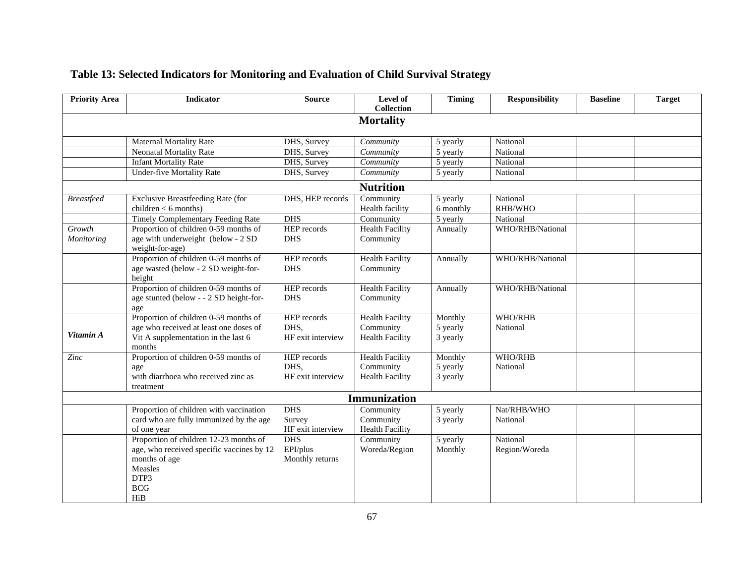## Table 13: Selected Indicators for Monitoring and Evaluation of Child Survival Strategy

| Priority Area | Indicator | Source | Level of Collection | Timing | Responsibility | Baseline | Target |
|---|---|---|---|---|---|---|---|
| **Mortality** | | | | | | | |
| | Maternal Mortality Rate | DHS, Survey | *Community* | 5 yearly | National | | |
| | Neonatal Mortality Rate | DHS, Survey | *Community* | 5 yearly | National | | |
| | Infant Mortality Rate | DHS, Survey | *Community* | 5 yearly | National | | |
| | Under-five Mortality Rate | DHS, Survey | *Community* | 5 yearly | National | | |
| **Nutrition** | | | | | | | |
| *Breastfeed* | Exclusive Breastfeeding Rate (for children < 6 months) | DHS, HEP records | Community<br>Health facility | 5 yearly<br>6 monthly | National<br>RHB/WHO | | |
| | Timely Complementary Feeding Rate | DHS | Community | 5 yearly | National | | |
| *Growth Monitoring* | Proportion of children 0-59 months of age with underweight (below - 2 SD weight-for-age) | HEP records<br>DHS | Health Facility<br>Community | Annually | WHO/RHB/National | | |
| | Proportion of children 0-59 months of age wasted (below - 2 SD weight-for-height | HEP records<br>DHS | Health Facility<br>Community | Annually | WHO/RHB/National | | |
| | Proportion of children 0-59 months of age stunted (below - - 2 SD height-for-age | HEP records<br>DHS | Health Facility<br>Community | Annually | WHO/RHB/National | | |
| ***Vitamin A*** | Proportion of children 0-59 months of age who received at least one doses of Vit A supplementation in the last 6 months | HEP records<br>DHS,<br>HF exit interview | Health Facility<br>Community<br>Health Facility | Monthly<br>5 yearly<br>3 yearly | WHO/RHB<br>National | | |
| *Zinc* | Proportion of children 0-59 months of age with diarrhoea who received zinc as treatment | HEP records<br>DHS,<br>HF exit interview | Health Facility<br>Community<br>Health Facility | Monthly<br>5 yearly<br>3 yearly | WHO/RHB<br>National | | |
| **Immunization** | | | | | | | |
| | Proportion of children with vaccination card who are fully immunized by the age of one year | DHS<br>Survey<br>HF exit interview | Community<br>Community<br>Health Facility | 5 yearly<br>3 yearly | Nat/RHB/WHO<br>National | | |
| | Proportion of children 12-23 months of age, who received specific vaccines by 12 months of age<br>Measles<br>DTP3<br>BCG<br>HiB | DHS<br>EPI/plus<br>Monthly returns | Community<br>Woreda/Region | 5 yearly<br>Monthly | National<br>Region/Woreda | | |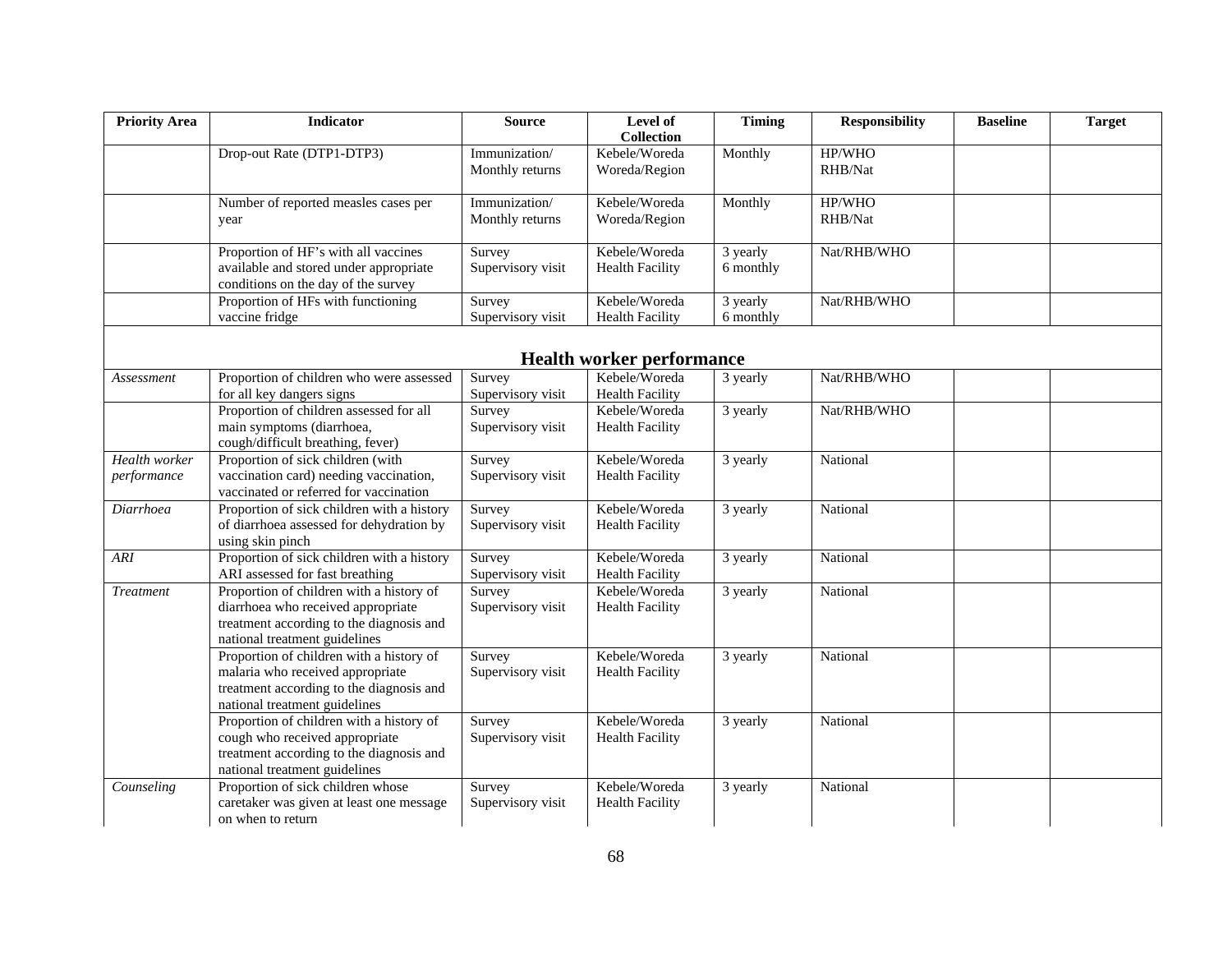| Priority Area | Indicator | Source | Level of Collection | Timing | Responsibility | Baseline | Target |
|---|---|---|---|---|---|---|---|
| | Drop-out Rate (DTP1-DTP3) | Immunization/ Monthly returns | Kebele/Woreda Woreda/Region | Monthly | HP/WHO RHB/Nat | | |
| | Number of reported measles cases per year | Immunization/ Monthly returns | Kebele/Woreda Woreda/Region | Monthly | HP/WHO RHB/Nat | | |
| | Proportion of HF's with all vaccines available and stored under appropriate conditions on the day of the survey | Survey Supervisory visit | Kebele/Woreda Health Facility | 3 yearly 6 monthly | Nat/RHB/WHO | | |
| | Proportion of HFs with functioning vaccine fridge | Survey Supervisory visit | Kebele/Woreda Health Facility | 3 yearly 6 monthly | Nat/RHB/WHO | | |
| **Health worker performance** | | | | | | | |
| *Assessment* | Proportion of children who were assessed for all key dangers signs | Survey Supervisory visit | Kebele/Woreda Health Facility | 3 yearly | Nat/RHB/WHO | | |
| | Proportion of children assessed for all main symptoms (diarrhoea, cough/difficult breathing, fever) | Survey Supervisory visit | Kebele/Woreda Health Facility | 3 yearly | Nat/RHB/WHO | | |
| *Health worker performance* | Proportion of sick children (with vaccination card) needing vaccination, vaccinated or referred for vaccination | Survey Supervisory visit | Kebele/Woreda Health Facility | 3 yearly | National | | |
| *Diarrhoea* | Proportion of sick children with a history of diarrhoea assessed for dehydration by using skin pinch | Survey Supervisory visit | Kebele/Woreda Health Facility | 3 yearly | National | | |
| *ARI* | Proportion of sick children with a history ARI assessed for fast breathing | Survey Supervisory visit | Kebele/Woreda Health Facility | 3 yearly | National | | |
| *Treatment* | Proportion of children with a history of diarrhoea who received appropriate treatment according to the diagnosis and national treatment guidelines | Survey Supervisory visit | Kebele/Woreda Health Facility | 3 yearly | National | | |
| | Proportion of children with a history of malaria who received appropriate treatment according to the diagnosis and national treatment guidelines | Survey Supervisory visit | Kebele/Woreda Health Facility | 3 yearly | National | | |
| | Proportion of children with a history of cough who received appropriate treatment according to the diagnosis and national treatment guidelines | Survey Supervisory visit | Kebele/Woreda Health Facility | 3 yearly | National | | |
| *Counseling* | Proportion of sick children whose caretaker was given at least one message on when to return | Survey Supervisory visit | Kebele/Woreda Health Facility | 3 yearly | National | | |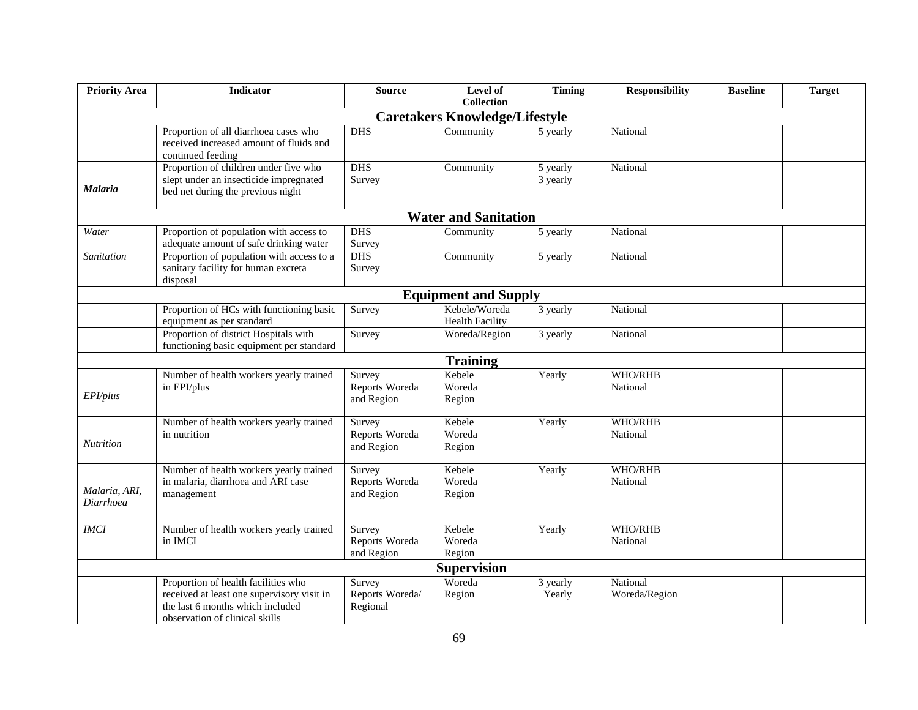| Priority Area | Indicator | Source | Level of Collection | Timing | Responsibility | Baseline | Target |
|---|---|---|---|---|---|---|---|
| **Caretakers Knowledge/Lifestyle** | | | | | | | |
| | Proportion of all diarrhoea cases who received increased amount of fluids and continued feeding | DHS | Community | 5 yearly | National | | |
| ***Malaria*** | Proportion of children under five who slept under an insecticide impregnated bed net during the previous night | DHS Survey | Community | 5 yearly 3 yearly | National | | |
| **Water and Sanitation** | | | | | | | |
| *Water* | Proportion of population with access to adequate amount of safe drinking water | DHS Survey | Community | 5 yearly | National | | |
| *Sanitation* | Proportion of population with access to a sanitary facility for human excreta disposal | DHS Survey | Community | 5 yearly | National | | |
| **Equipment and Supply** | | | | | | | |
| | Proportion of HCs with functioning basic equipment as per standard | Survey | Kebele/Woreda Health Facility | 3 yearly | National | | |
| | Proportion of district Hospitals with functioning basic equipment per standard | Survey | Woreda/Region | 3 yearly | National | | |
| **Training** | | | | | | | |
| *EPI/plus* | Number of health workers yearly trained in EPI/plus | Survey Reports Woreda and Region | Kebele Woreda Region | Yearly | WHO/RHB National | | |
| *Nutrition* | Number of health workers yearly trained in nutrition | Survey Reports Woreda and Region | Kebele Woreda Region | Yearly | WHO/RHB National | | |
| *Malaria, ARI, Diarrhoea* | Number of health workers yearly trained in malaria, diarrhoea and ARI case management | Survey Reports Woreda and Region | Kebele Woreda Region | Yearly | WHO/RHB National | | |
| *IMCI* | Number of health workers yearly trained in IMCI | Survey Reports Woreda and Region | Kebele Woreda Region | Yearly | WHO/RHB National | | |
| **Supervision** | | | | | | | |
| | Proportion of health facilities who received at least one supervisory visit in the last 6 months which included observation of clinical skills | Survey Reports Woreda/ Regional | Woreda Region | 3 yearly Yearly | National Woreda/Region | | |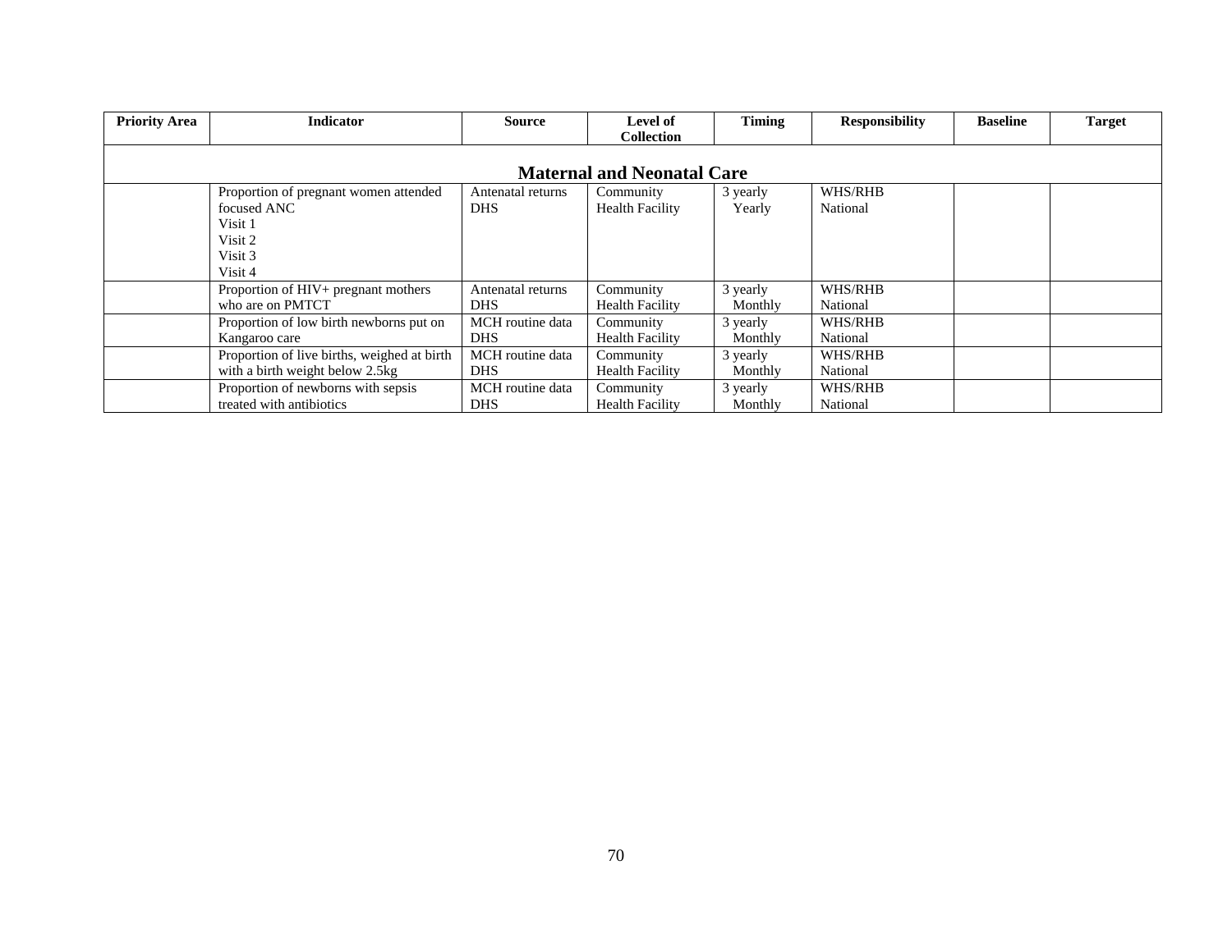| Priority Area | Indicator | Source | Level of Collection | Timing | Responsibility | Baseline | Target |
|---|---|---|---|---|---|---|---|
| **Maternal and Neonatal Care** | | | | | | | |
| | Proportion of pregnant women attended focused ANC<br>Visit 1<br>Visit 2<br>Visit 3<br>Visit 4 | Antenatal returns<br>DHS | Community<br>Health Facility | 3 yearly<br>Yearly | WHS/RHB<br>National | | |
| | Proportion of HIV+ pregnant mothers who are on PMTCT | Antenatal returns<br>DHS | Community<br>Health Facility | 3 yearly<br>Monthly | WHS/RHB<br>National | | |
| | Proportion of low birth newborns put on Kangaroo care | MCH routine data<br>DHS | Community<br>Health Facility | 3 yearly<br>Monthly | WHS/RHB<br>National | | |
| | Proportion of live births, weighed at birth with a birth weight below 2.5kg | MCH routine data<br>DHS | Community<br>Health Facility | 3 yearly<br>Monthly | WHS/RHB<br>National | | |
| | Proportion of newborns with sepsis treated with antibiotics | MCH routine data<br>DHS | Community<br>Health Facility | 3 yearly<br>Monthly | WHS/RHB<br>National | | |